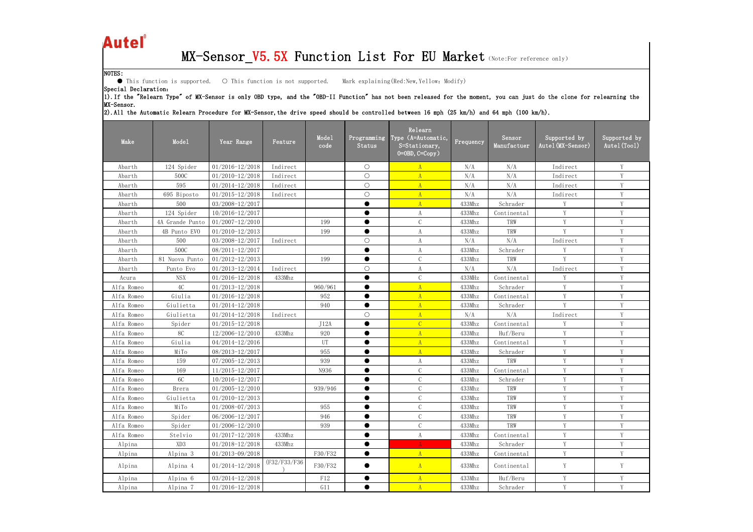**Autel**

# MX-Sensor_V5.5X Function List For EU Market (Note:For reference only)

NOTES:

● This function is supported. ○ This function is not supported. Mark explaining(Red:New,Yellow: Modify)

Special Declaration:

1).If the "Relearn Type" of MX-Sensor is only OBD type, and the "OBD-II Function" has not been released for the moment, you can just do the clone for relearning the MX-Sensor.

2).All the Automatic Relearn Procedure for MX-Sensor,the drive speed should be controlled between 16 mph (25 km/h) and 64 mph (100 km/h).

| Make | Model | Year Range | Feature | Model code | Programming Status | Relearn Type (A=Automatic, S=Stationary, O=OBD, C=Copy) | Frequency | Sensor Manufactuer | Supported by Autel(MX-Sensor) | Supported by Autel(Tool) |
|---|---|---|---|---|---|---|---|---|---|---|
| Abarth | 124 Spider | 01/2016-12/2018 | Indirect | | ○ | A | N/A | N/A | Indirect | Y |
| Abarth | 500C | 01/2010-12/2018 | Indirect | | ○ | A | N/A | N/A | Indirect | Y |
| Abarth | 595 | 01/2014-12/2018 | Indirect | | ○ | A | N/A | N/A | Indirect | Y |
| Abarth | 695 Biposto | 01/2015-12/2018 | Indirect | | ○ | A | N/A | N/A | Indirect | Y |
| Abarth | 500 | 03/2008-12/2017 | | | ● | A | 433Mhz | Schrader | Y | Y |
| Abarth | 124 Spider | 10/2016-12/2017 | | | ● | A | 433Mhz | Continental | Y | Y |
| Abarth | 4A Grande Punto | 01/2007-12/2010 | | 199 | ● | C | 433Mhz | TRW | Y | Y |
| Abarth | 4B Punto EVO | 01/2010-12/2013 | | 199 | ● | A | 433Mhz | TRW | Y | Y |
| Abarth | 500 | 03/2008-12/2017 | Indirect | | ○ | A | N/A | N/A | Indirect | Y |
| Abarth | 500C | 08/2011-12/2017 | | | ● | A | 433Mhz | Schrader | Y | Y |
| Abarth | 81 Nuova Punto | 01/2012-12/2013 | | 199 | ● | C | 433Mhz | TRW | Y | Y |
| Abarth | Punto Evo | 01/2013-12/2014 | Indirect | | ○ | A | N/A | N/A | Indirect | Y |
| Acura | NSX | 01/2016-12/2018 | 433Mhz | | ● | C | 433MHz | Continental | Y | Y |
| Alfa Romeo | 4C | 01/2013-12/2018 | | 960/961 | ● | A | 433Mhz | Schrader | Y | Y |
| Alfa Romeo | Giulia | 01/2016-12/2018 | | 952 | ● | A | 433Mhz | Continental | Y | Y |
| Alfa Romeo | Giulietta | 01/2014-12/2018 | | 940 | ● | A | 433Mhz | Schrader | Y | Y |
| Alfa Romeo | Giulietta | 01/2014-12/2018 | Indirect | | ○ | A | N/A | N/A | Indirect | Y |
| Alfa Romeo | Spider | 01/2015-12/2018 | | J12A | ● | C | 433Mhz | Continental | Y | Y |
| Alfa Romeo | 8C | 12/2006-12/2010 | 433Mhz | 920 | ● | A | 433Mhz | Huf/Beru | Y | Y |
| Alfa Romeo | Giulia | 04/2014-12/2016 | | UT | ● | A | 433Mhz | Continental | Y | Y |
| Alfa Romeo | MiTo | 08/2013-12/2017 | | 955 | ● | A | 433Mhz | Schrader | Y | Y |
| Alfa Romeo | 159 | 07/2005-12/2013 | | 939 | ● | A | 433Mhz | TRW | Y | Y |
| Alfa Romeo | 169 | 11/2015-12/2017 | | N936 | ● | C | 433Mhz | Continental | Y | Y |
| Alfa Romeo | 6C | 10/2016-12/2017 | | | ● | C | 433Mhz | Schrader | Y | Y |
| Alfa Romeo | Brera | 01/2005-12/2010 | | 939/946 | ● | C | 433Mhz | TRW | Y | Y |
| Alfa Romeo | Giulietta | 01/2010-12/2013 | | | ● | C | 433Mhz | TRW | Y | Y |
| Alfa Romeo | MiTo | 01/2008-07/2013 | | 955 | ● | C | 433Mhz | TRW | Y | Y |
| Alfa Romeo | Spider | 06/2006-12/2017 | | 946 | ● | C | 433Mhz | TRW | Y | Y |
| Alfa Romeo | Spider | 01/2006-12/2010 | | 939 | ● | C | 433Mhz | TRW | Y | Y |
| Alfa Romeo | Stelvio | 01/2017-12/2018 | 433Mhz | | ● | A | 433Mhz | Continental | Y | Y |
| Alpina | XD3 | 01/2018-12/2018 | 433Mhz | | ● | A | 433Mhz | Schrader | Y | Y |
| Alpina | Alpina 3 | 01/2013-09/2018 | | F30/F32 | ● | A | 433Mhz | Continental | Y | Y |
| Alpina | Alpina 4 | 01/2014-12/2018 | (F32/F33/F36) | F30/F32 | ● | A | 433Mhz | Continental | Y | Y |
| Alpina | Alpina 6 | 03/2014-12/2018 | | F12 | ● | A | 433Mhz | Huf/Beru | Y | Y |
| Alpina | Alpina 7 | 01/2016-12/2018 | | G11 | ● | A | 433Mhz | Schrader | Y | Y |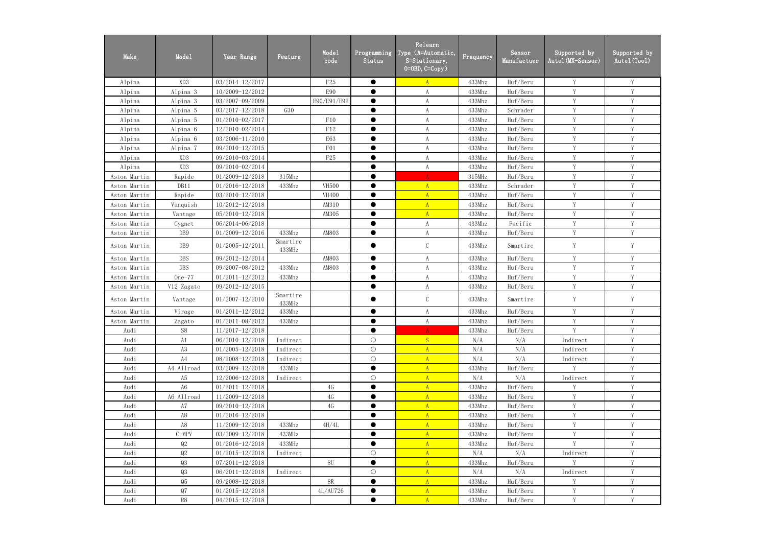| Make | Model | Year Range | Feature | Model code | Programming Status | Relearn Type (A=Automatic, S=Stationary, O=OBD, C=Copy) | Frequency | Sensor Manufactuer | Supported by Autel(MX-Sensor) | Supported by Autel(Tool) |
|---|---|---|---|---|---|---|---|---|---|---|
| Alpina | XD3 | 03/2014-12/2017 | | F25 | ● | A | 433Mhz | Huf/Beru | Y | Y |
| Alpina | Alpina 3 | 10/2009-12/2012 | | E90 | ● | A | 433Mhz | Huf/Beru | Y | Y |
| Alpina | Alpina 3 | 03/2007-09/2009 | | E90/E91/E92 | ● | A | 433Mhz | Huf/Beru | Y | Y |
| Alpina | Alpina 5 | 03/2017-12/2018 | G30 | | ● | A | 433Mhz | Schrader | Y | Y |
| Alpina | Alpina 5 | 01/2010-02/2017 | | F10 | ● | A | 433Mhz | Huf/Beru | Y | Y |
| Alpina | Alpina 6 | 12/2010-02/2014 | | F12 | ● | A | 433Mhz | Huf/Beru | Y | Y |
| Alpina | Alpina 6 | 03/2006-11/2010 | | E63 | ● | A | 433Mhz | Huf/Beru | Y | Y |
| Alpina | Alpina 7 | 09/2010-12/2015 | | F01 | ● | A | 433Mhz | Huf/Beru | Y | Y |
| Alpina | XD3 | 09/2010-03/2014 | | F25 | ● | A | 433Mhz | Huf/Beru | Y | Y |
| Alpina | XD3 | 09/2010-02/2014 | | | ● | A | 433Mhz | Huf/Beru | Y | Y |
| Aston Martin | Rapide | 01/2009-12/2018 | 315Mhz | | ● | A | 315MHz | Huf/Beru | Y | Y |
| Aston Martin | DB11 | 01/2016-12/2018 | 433Mhz | VH500 | ● | A | 433Mhz | Schrader | Y | Y |
| Aston Martin | Rapide | 03/2010-12/2018 | | VH400 | ● | A | 433Mhz | Huf/Beru | Y | Y |
| Aston Martin | Vanquish | 10/2012-12/2018 | | AM310 | ● | A | 433Mhz | Huf/Beru | Y | Y |
| Aston Martin | Vantage | 05/2010-12/2018 | | AM305 | ● | A | 433Mhz | Huf/Beru | Y | Y |
| Aston Martin | Cygnet | 06/2014-06/2018 | | | ● | A | 433Mhz | Pacific | Y | Y |
| Aston Martin | DB9 | 01/2009-12/2016 | 433Mhz | AM803 | ● | A | 433Mhz | Huf/Beru | Y | Y |
| Aston Martin | DB9 | 01/2005-12/2011 | Smartire 433MHz | | ● | C | 433Mhz | Smartire | Y | Y |
| Aston Martin | DBS | 09/2012-12/2014 | | AM803 | ● | A | 433Mhz | Huf/Beru | Y | Y |
| Aston Martin | DBS | 09/2007-08/2012 | 433Mhz | AM803 | ● | A | 433Mhz | Huf/Beru | Y | Y |
| Aston Martin | One-77 | 01/2011-12/2012 | 433Mhz | | ● | A | 433Mhz | Huf/Beru | Y | Y |
| Aston Martin | V12 Zagato | 09/2012-12/2015 | | | ● | A | 433Mhz | Huf/Beru | Y | Y |
| Aston Martin | Vantage | 01/2007-12/2010 | Smartire 433MHz | | ● | C | 433Mhz | Smartire | Y | Y |
| Aston Martin | Virage | 01/2011-12/2012 | 433Mhz | | ● | A | 433Mhz | Huf/Beru | Y | Y |
| Aston Martin | Zagato | 01/2011-08/2012 | 433Mhz | | ● | A | 433Mhz | Huf/Beru | Y | Y |
| Audi | S8 | 11/2017-12/2018 | | | ● | A | 433Mhz | Huf/Beru | Y | Y |
| Audi | A1 | 06/2010-12/2018 | Indirect | | ○ | S | N/A | N/A | Indirect | Y |
| Audi | A3 | 01/2005-12/2018 | Indirect | | ○ | A | N/A | N/A | Indirect | Y |
| Audi | A4 | 08/2008-12/2018 | Indirect | | ○ | A | N/A | N/A | Indirect | Y |
| Audi | A4 Allroad | 03/2009-12/2018 | 433MHz | | ● | A | 433Mhz | Huf/Beru | Y | Y |
| Audi | A5 | 12/2006-12/2018 | Indirect | | ○ | A | N/A | N/A | Indirect | Y |
| Audi | A6 | 01/2011-12/2018 | | 4G | ● | A | 433Mhz | Huf/Beru | Y | Y |
| Audi | A6 Allroad | 11/2009-12/2018 | | 4G | ● | A | 433Mhz | Huf/Beru | Y | Y |
| Audi | A7 | 09/2010-12/2018 | | 4G | ● | A | 433Mhz | Huf/Beru | Y | Y |
| Audi | A8 | 01/2016-12/2018 | | | ● | A | 433Mhz | Huf/Beru | Y | Y |
| Audi | A8 | 11/2009-12/2018 | 433Mhz | 4H/4L | ● | A | 433Mhz | Huf/Beru | Y | Y |
| Audi | C-MPV | 03/2009-12/2018 | 433MHz | | ● | A | 433Mhz | Huf/Beru | Y | Y |
| Audi | Q2 | 01/2016-12/2018 | 433MHz | | ● | A | 433Mhz | Huf/Beru | Y | Y |
| Audi | Q2 | 01/2015-12/2018 | Indirect | | ○ | A | N/A | N/A | Indirect | Y |
| Audi | Q3 | 07/2011-12/2018 | | 8U | ● | A | 433Mhz | Huf/Beru | Y | Y |
| Audi | Q3 | 06/2011-12/2018 | Indirect | | ○ | A | N/A | N/A | Indirect | Y |
| Audi | Q5 | 09/2008-12/2018 | | 8R | ● | A | 433Mhz | Huf/Beru | Y | Y |
| Audi | Q7 | 01/2015-12/2018 | | 4L/AU726 | ● | A | 433Mhz | Huf/Beru | Y | Y |
| Audi | R8 | 04/2015-12/2018 | | | ● | A | 433Mhz | Huf/Beru | Y | Y |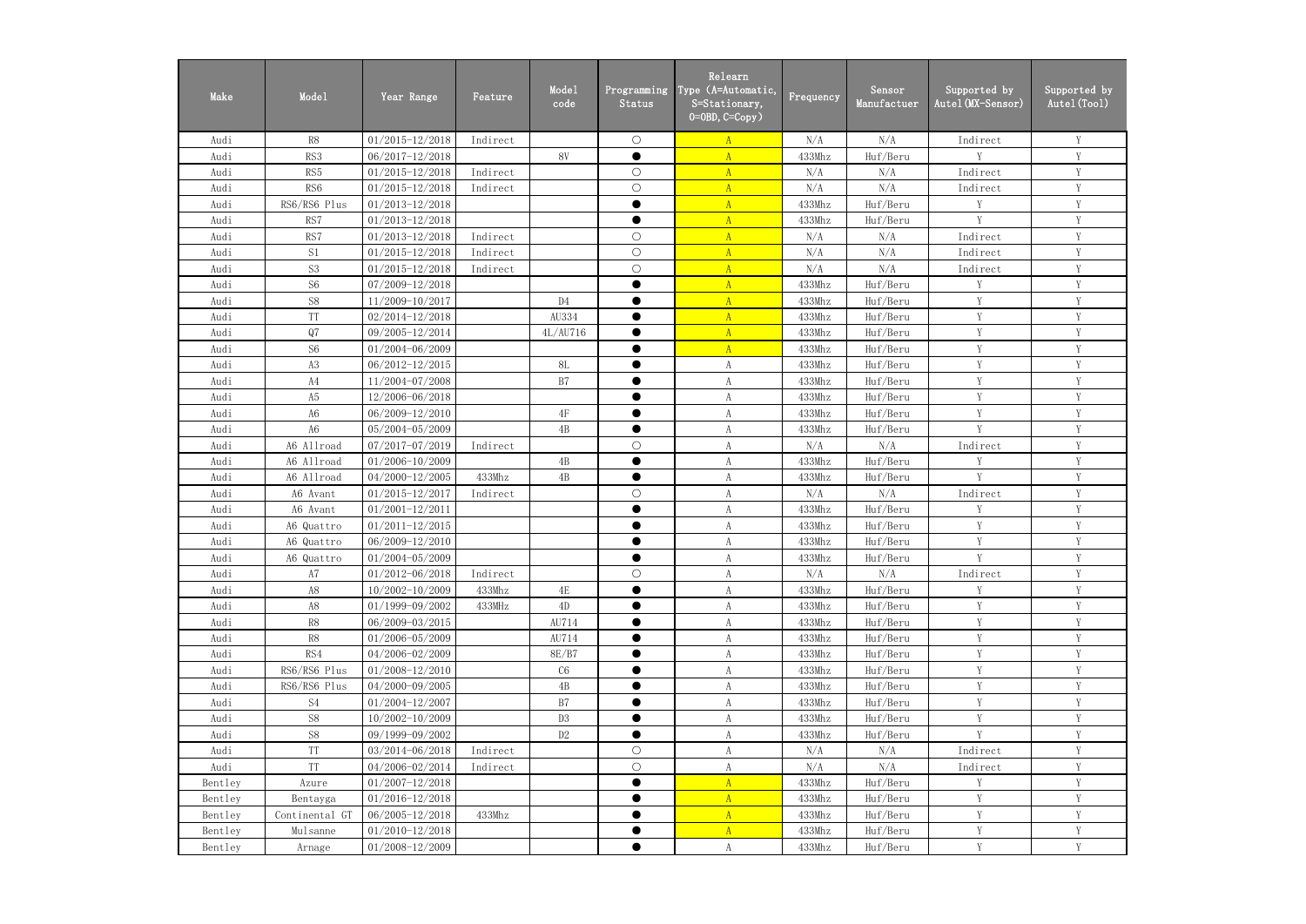| Make | Model | Year Range | Feature | Model code | Programming Status | Relearn Type (A=Automatic, S=Stationary, O=OBD, C=Copy) | Frequency | Sensor Manufactuer | Supported by Autel(MX-Sensor) | Supported by Autel(Tool) |
|---|---|---|---|---|---|---|---|---|---|---|
| Audi | R8 | 01/2015-12/2018 | Indirect | | ○ | A | N/A | N/A | Indirect | Y |
| Audi | RS3 | 06/2017-12/2018 | | 8V | ● | A | 433Mhz | Huf/Beru | Y | Y |
| Audi | RS5 | 01/2015-12/2018 | Indirect | | ○ | A | N/A | N/A | Indirect | Y |
| Audi | RS6 | 01/2015-12/2018 | Indirect | | ○ | A | N/A | N/A | Indirect | Y |
| Audi | RS6/RS6 Plus | 01/2013-12/2018 | | | ● | A | 433Mhz | Huf/Beru | Y | Y |
| Audi | RS7 | 01/2013-12/2018 | | | ● | A | 433Mhz | Huf/Beru | Y | Y |
| Audi | RS7 | 01/2013-12/2018 | Indirect | | ○ | A | N/A | N/A | Indirect | Y |
| Audi | S1 | 01/2015-12/2018 | Indirect | | ○ | A | N/A | N/A | Indirect | Y |
| Audi | S3 | 01/2015-12/2018 | Indirect | | ○ | A | N/A | N/A | Indirect | Y |
| Audi | S6 | 07/2009-12/2018 | | | ● | A | 433Mhz | Huf/Beru | Y | Y |
| Audi | S8 | 11/2009-10/2017 | | D4 | ● | A | 433Mhz | Huf/Beru | Y | Y |
| Audi | TT | 02/2014-12/2018 | | AU334 | ● | A | 433Mhz | Huf/Beru | Y | Y |
| Audi | Q7 | 09/2005-12/2014 | | 4L/AU716 | ● | A | 433Mhz | Huf/Beru | Y | Y |
| Audi | S6 | 01/2004-06/2009 | | | ● | A | 433Mhz | Huf/Beru | Y | Y |
| Audi | A3 | 06/2012-12/2015 | | 8L | ● | A | 433Mhz | Huf/Beru | Y | Y |
| Audi | A4 | 11/2004-07/2008 | | B7 | ● | A | 433Mhz | Huf/Beru | Y | Y |
| Audi | A5 | 12/2006-06/2018 | | | ● | A | 433Mhz | Huf/Beru | Y | Y |
| Audi | A6 | 06/2009-12/2010 | | 4F | ● | A | 433Mhz | Huf/Beru | Y | Y |
| Audi | A6 | 05/2004-05/2009 | | 4B | ● | A | 433Mhz | Huf/Beru | Y | Y |
| Audi | A6 Allroad | 07/2017-07/2019 | Indirect | | ○ | A | N/A | N/A | Indirect | Y |
| Audi | A6 Allroad | 01/2006-10/2009 | | 4B | ● | A | 433Mhz | Huf/Beru | Y | Y |
| Audi | A6 Allroad | 04/2000-12/2005 | 433Mhz | 4B | ● | A | 433Mhz | Huf/Beru | Y | Y |
| Audi | A6 Avant | 01/2015-12/2017 | Indirect | | ○ | A | N/A | N/A | Indirect | Y |
| Audi | A6 Avant | 01/2001-12/2011 | | | ● | A | 433Mhz | Huf/Beru | Y | Y |
| Audi | A6 Quattro | 01/2011-12/2015 | | | ● | A | 433Mhz | Huf/Beru | Y | Y |
| Audi | A6 Quattro | 06/2009-12/2010 | | | ● | A | 433Mhz | Huf/Beru | Y | Y |
| Audi | A6 Quattro | 01/2004-05/2009 | | | ● | A | 433Mhz | Huf/Beru | Y | Y |
| Audi | A7 | 01/2012-06/2018 | Indirect | | ○ | A | N/A | N/A | Indirect | Y |
| Audi | A8 | 10/2002-10/2009 | 433Mhz | 4E | ● | A | 433Mhz | Huf/Beru | Y | Y |
| Audi | A8 | 01/1999-09/2002 | 433MHz | 4D | ● | A | 433Mhz | Huf/Beru | Y | Y |
| Audi | R8 | 06/2009-03/2015 | | AU714 | ● | A | 433Mhz | Huf/Beru | Y | Y |
| Audi | R8 | 01/2006-05/2009 | | AU714 | ● | A | 433Mhz | Huf/Beru | Y | Y |
| Audi | RS4 | 04/2006-02/2009 | | 8E/B7 | ● | A | 433Mhz | Huf/Beru | Y | Y |
| Audi | RS6/RS6 Plus | 01/2008-12/2010 | | C6 | ● | A | 433Mhz | Huf/Beru | Y | Y |
| Audi | RS6/RS6 Plus | 04/2000-09/2005 | | 4B | ● | A | 433Mhz | Huf/Beru | Y | Y |
| Audi | S4 | 01/2004-12/2007 | | B7 | ● | A | 433Mhz | Huf/Beru | Y | Y |
| Audi | S8 | 10/2002-10/2009 | | D3 | ● | A | 433Mhz | Huf/Beru | Y | Y |
| Audi | S8 | 09/1999-09/2002 | | D2 | ● | A | 433Mhz | Huf/Beru | Y | Y |
| Audi | TT | 03/2014-06/2018 | Indirect | | ○ | A | N/A | N/A | Indirect | Y |
| Audi | TT | 04/2006-02/2014 | Indirect | | ○ | A | N/A | N/A | Indirect | Y |
| Bentley | Azure | 01/2007-12/2018 | | | ● | A | 433Mhz | Huf/Beru | Y | Y |
| Bentley | Bentayga | 01/2016-12/2018 | | | ● | A | 433Mhz | Huf/Beru | Y | Y |
| Bentley | Continental GT | 06/2005-12/2018 | 433Mhz | | ● | A | 433Mhz | Huf/Beru | Y | Y |
| Bentley | Mulsanne | 01/2010-12/2018 | | | ● | A | 433Mhz | Huf/Beru | Y | Y |
| Bentley | Arnage | 01/2008-12/2009 | | | ● | A | 433Mhz | Huf/Beru | Y | Y |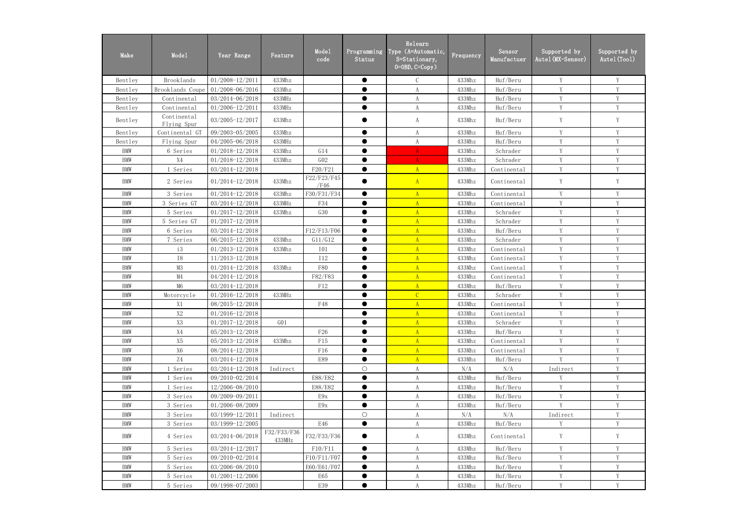| Make | Model | Year Range | Feature | Model code | Programming Status | Relearn Type (A=Automatic, S=Stationary, O=OBD, C=Copy) | Frequency | Sensor Manufactuer | Supported by Autel(MX-Sensor) | Supported by Autel(Tool) |
|---|---|---|---|---|---|---|---|---|---|---|
| Bentley | Brooklands | 01/2008-12/2011 | 433Mhz | | ● | C | 433Mhz | Huf/Beru | Y | Y |
| Bentley | Brooklands Coupe | 01/2008-06/2016 | 433Mhz | | ● | A | 433Mhz | Huf/Beru | Y | Y |
| Bentley | Continental | 03/2014-06/2018 | 433MHz | | ● | A | 433Mhz | Huf/Beru | Y | Y |
| Bentley | Continental | 01/2006-12/2011 | 433MHz | | ● | A | 433Mhz | Huf/Beru | Y | Y |
| Bentley | Continental Flying Spur | 03/2005-12/2017 | 433Mhz | | ● | A | 433Mhz | Huf/Beru | Y | Y |
| Bentley | Continental GT | 09/2003-05/2005 | 433Mhz | | ● | A | 433Mhz | Huf/Beru | Y | Y |
| Bentley | Flying Spur | 04/2005-06/2018 | 433MHz | | ● | A | 433Mhz | Huf/Beru | Y | Y |
| BMW | 6 Series | 01/2018-12/2018 | 433Mhz | G14 | ● | A | 433Mhz | Schrader | Y | Y |
| BMW | X4 | 01/2018-12/2018 | 433Mhz | G02 | ● | A | 433Mhz | Schrader | Y | Y |
| BMW | 1 Series | 03/2014-12/2018 | | F20/F21 | ● | A | 433Mhz | Continental | Y | Y |
| BMW | 2 Series | 01/2014-12/2018 | 433Mhz | F22/F23/F45/F46 | ● | A | 433Mhz | Continental | Y | Y |
| BMW | 3 Series | 01/2014-12/2018 | 433Mhz | F30/F31/F34 | ● | A | 433Mhz | Continental | Y | Y |
| BMW | 3 Series GT | 03/2014-12/2018 | 433MHz | F34 | ● | A | 433Mhz | Continental | Y | Y |
| BMW | 5 Series | 01/2017-12/2018 | 433Mhz | G30 | ● | A | 433Mhz | Schrader | Y | Y |
| BMW | 5 Series GT | 01/2017-12/2018 | | | ● | A | 433Mhz | Schrader | Y | Y |
| BMW | 6 Series | 03/2014-12/2018 | | F12/F13/F06 | ● | A | 433Mhz | Huf/Beru | Y | Y |
| BMW | 7 Series | 06/2015-12/2018 | 433Mhz | G11/G12 | ● | A | 433Mhz | Schrader | Y | Y |
| BMW | i3 | 01/2013-12/2018 | 433Mhz | I01 | ● | A | 433Mhz | Continental | Y | Y |
| BMW | I8 | 11/2013-12/2018 | | I12 | ● | A | 433Mhz | Continental | Y | Y |
| BMW | M3 | 01/2014-12/2018 | 433Mhz | F80 | ● | A | 433Mhz | Continental | Y | Y |
| BMW | M4 | 04/2014-12/2018 | | F82/F83 | ● | A | 433Mhz | Continental | Y | Y |
| BMW | M6 | 03/2014-12/2018 | | F12 | ● | A | 433Mhz | Huf/Beru | Y | Y |
| BMW | Motorcycle | 01/2016-12/2018 | 433MHz | | ● | C | 433Mhz | Schrader | Y | Y |
| BMW | X1 | 08/2015-12/2018 | | F48 | ● | A | 433Mhz | Continental | Y | Y |
| BMW | X2 | 01/2016-12/2018 | | | ● | A | 433Mhz | Continental | Y | Y |
| BMW | X3 | 01/2017-12/2018 | G01 | | ● | A | 433Mhz | Schrader | Y | Y |
| BMW | X4 | 05/2013-12/2018 | | F26 | ● | A | 433Mhz | Huf/Beru | Y | Y |
| BMW | X5 | 05/2013-12/2018 | 433Mhz | F15 | ● | A | 433Mhz | Continental | Y | Y |
| BMW | X6 | 08/2014-12/2018 | | F16 | ● | A | 433Mhz | Continental | Y | Y |
| BMW | Z4 | 03/2014-12/2018 | | E89 | ● | A | 433Mhz | Huf/Beru | Y | Y |
| BMW | 1 Series | 03/2014-12/2018 | Indirect | | ○ | A | N/A | N/A | Indirect | Y |
| BMW | 1 Series | 09/2010-02/2014 | | E88/E82 | ● | A | 433Mhz | Huf/Beru | Y | Y |
| BMW | 1 Series | 12/2006-08/2010 | | E88/E82 | ● | A | 433Mhz | Huf/Beru | Y | Y |
| BMW | 3 Series | 09/2009-09/2011 | | E9x | ● | A | 433Mhz | Huf/Beru | Y | Y |
| BMW | 3 Series | 01/2006-08/2009 | | E9x | ● | A | 433Mhz | Huf/Beru | Y | Y |
| BMW | 3 Series | 03/1999-12/2011 | Indirect | | ○ | A | N/A | N/A | Indirect | Y |
| BMW | 3 Series | 03/1999-12/2005 | | E46 | ● | A | 433Mhz | Huf/Beru | Y | Y |
| BMW | 4 Series | 03/2014-06/2018 | F32/F33/F36 433MHz | F32/F33/F36 | ● | A | 433Mhz | Continental | Y | Y |
| BMW | 5 Series | 03/2014-12/2017 | | F10/F11 | ● | A | 433Mhz | Huf/Beru | Y | Y |
| BMW | 5 Series | 09/2010-02/2014 | | F10/F11/F07 | ● | A | 433Mhz | Huf/Beru | Y | Y |
| BMW | 5 Series | 03/2006-08/2010 | | E60/E61/F07 | ● | A | 433Mhz | Huf/Beru | Y | Y |
| BMW | 5 Series | 01/2001-12/2006 | | E65 | ● | A | 433Mhz | Huf/Beru | Y | Y |
| BMW | 5 Series | 09/1998-07/2003 | | E39 | ● | A | 433Mhz | Huf/Beru | Y | Y |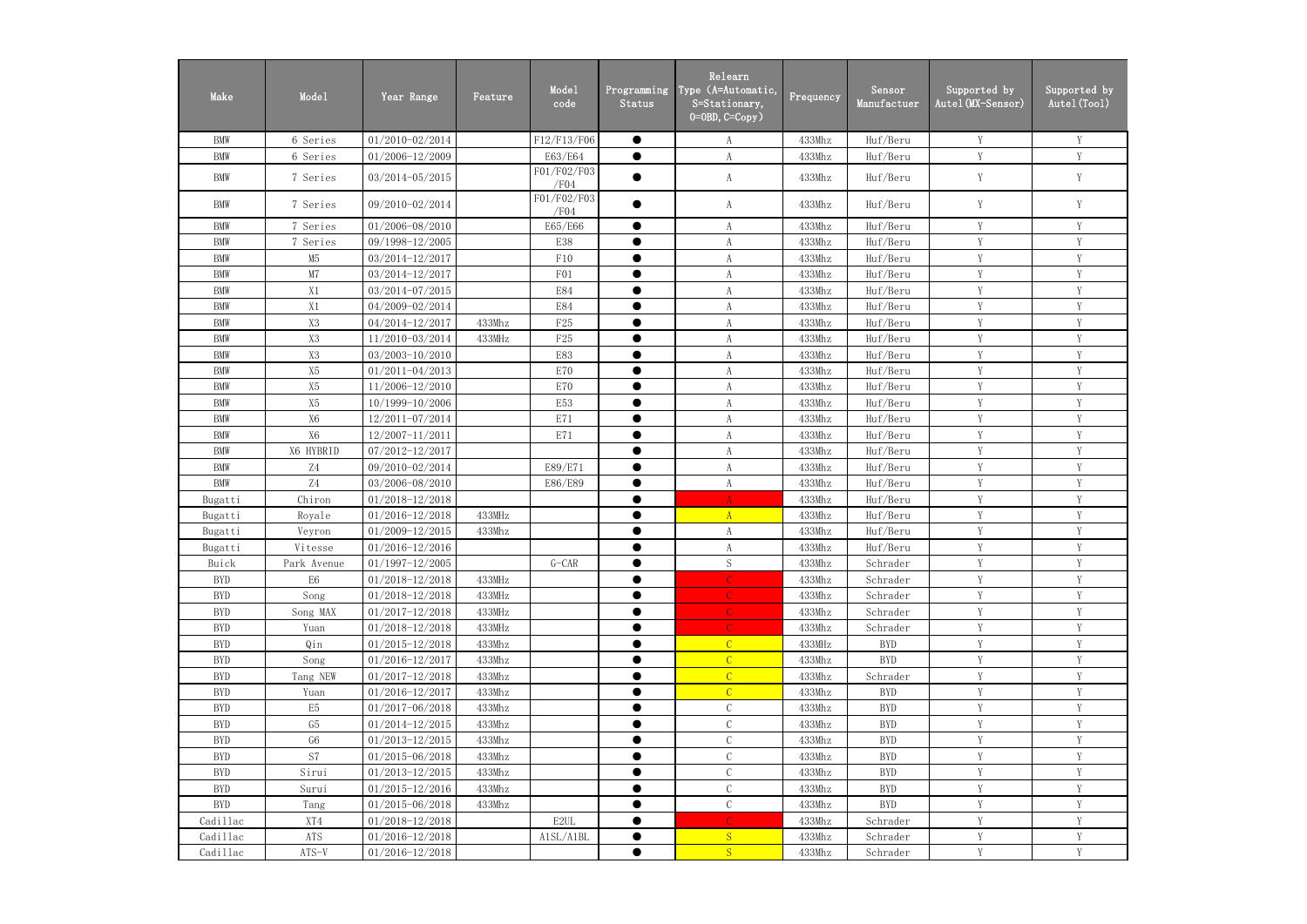| Make | Model | Year Range | Feature | Model code | Programming Status | Relearn Type (A=Automatic, S=Stationary, O=OBD, C=Copy) | Frequency | Sensor Manufactuer | Supported by Autel(MX-Sensor) | Supported by Autel(Tool) |
|---|---|---|---|---|---|---|---|---|---|---|
| BMW | 6 Series | 01/2010-02/2014 | | F12/F13/F06 | ● | A | 433Mhz | Huf/Beru | Y | Y |
| BMW | 6 Series | 01/2006-12/2009 | | E63/E64 | ● | A | 433Mhz | Huf/Beru | Y | Y |
| BMW | 7 Series | 03/2014-05/2015 | | F01/F02/F03/F04 | ● | A | 433Mhz | Huf/Beru | Y | Y |
| BMW | 7 Series | 09/2010-02/2014 | | F01/F02/F03/F04 | ● | A | 433Mhz | Huf/Beru | Y | Y |
| BMW | 7 Series | 01/2006-08/2010 | | E65/E66 | ● | A | 433Mhz | Huf/Beru | Y | Y |
| BMW | 7 Series | 09/1998-12/2005 | | E38 | ● | A | 433Mhz | Huf/Beru | Y | Y |
| BMW | M5 | 03/2014-12/2017 | | F10 | ● | A | 433Mhz | Huf/Beru | Y | Y |
| BMW | M7 | 03/2014-12/2017 | | F01 | ● | A | 433Mhz | Huf/Beru | Y | Y |
| BMW | X1 | 03/2014-07/2015 | | E84 | ● | A | 433Mhz | Huf/Beru | Y | Y |
| BMW | X1 | 04/2009-02/2014 | | E84 | ● | A | 433Mhz | Huf/Beru | Y | Y |
| BMW | X3 | 04/2014-12/2017 | 433Mhz | F25 | ● | A | 433Mhz | Huf/Beru | Y | Y |
| BMW | X3 | 11/2010-03/2014 | 433MHz | F25 | ● | A | 433Mhz | Huf/Beru | Y | Y |
| BMW | X3 | 03/2003-10/2010 | | E83 | ● | A | 433Mhz | Huf/Beru | Y | Y |
| BMW | X5 | 01/2011-04/2013 | | E70 | ● | A | 433Mhz | Huf/Beru | Y | Y |
| BMW | X5 | 11/2006-12/2010 | | E70 | ● | A | 433Mhz | Huf/Beru | Y | Y |
| BMW | X5 | 10/1999-10/2006 | | E53 | ● | A | 433Mhz | Huf/Beru | Y | Y |
| BMW | X6 | 12/2011-07/2014 | | E71 | ● | A | 433Mhz | Huf/Beru | Y | Y |
| BMW | X6 | 12/2007-11/2011 | | E71 | ● | A | 433Mhz | Huf/Beru | Y | Y |
| BMW | X6 HYBRID | 07/2012-12/2017 | | | ● | A | 433Mhz | Huf/Beru | Y | Y |
| BMW | Z4 | 09/2010-02/2014 | | E89/E71 | ● | A | 433Mhz | Huf/Beru | Y | Y |
| BMW | Z4 | 03/2006-08/2010 | | E86/E89 | ● | A | 433Mhz | Huf/Beru | Y | Y |
| Bugatti | Chiron | 01/2018-12/2018 | | | ● | A | 433Mhz | Huf/Beru | Y | Y |
| Bugatti | Royale | 01/2016-12/2018 | 433MHz | | ● | A | 433Mhz | Huf/Beru | Y | Y |
| Bugatti | Veyron | 01/2009-12/2015 | 433Mhz | | ● | A | 433Mhz | Huf/Beru | Y | Y |
| Bugatti | Vitesse | 01/2016-12/2016 | | | ● | A | 433Mhz | Huf/Beru | Y | Y |
| Buick | Park Avenue | 01/1997-12/2005 | | G-CAR | ● | S | 433Mhz | Schrader | Y | Y |
| BYD | E6 | 01/2018-12/2018 | 433MHz | | ● | C | 433Mhz | Schrader | Y | Y |
| BYD | Song | 01/2018-12/2018 | 433MHz | | ● | C | 433Mhz | Schrader | Y | Y |
| BYD | Song MAX | 01/2017-12/2018 | 433MHz | | ● | C | 433Mhz | Schrader | Y | Y |
| BYD | Yuan | 01/2018-12/2018 | 433MHz | | ● | C | 433Mhz | Schrader | Y | Y |
| BYD | Qin | 01/2015-12/2018 | 433Mhz | | ● | C | 433MHz | BYD | Y | Y |
| BYD | Song | 01/2016-12/2017 | 433Mhz | | ● | C | 433Mhz | BYD | Y | Y |
| BYD | Tang NEW | 01/2017-12/2018 | 433Mhz | | ● | C | 433Mhz | Schrader | Y | Y |
| BYD | Yuan | 01/2016-12/2017 | 433Mhz | | ● | C | 433Mhz | BYD | Y | Y |
| BYD | E5 | 01/2017-06/2018 | 433Mhz | | ● | C | 433Mhz | BYD | Y | Y |
| BYD | G5 | 01/2014-12/2015 | 433Mhz | | ● | C | 433Mhz | BYD | Y | Y |
| BYD | G6 | 01/2013-12/2015 | 433Mhz | | ● | C | 433Mhz | BYD | Y | Y |
| BYD | S7 | 01/2015-06/2018 | 433Mhz | | ● | C | 433Mhz | BYD | Y | Y |
| BYD | Sirui | 01/2013-12/2015 | 433Mhz | | ● | C | 433Mhz | BYD | Y | Y |
| BYD | Surui | 01/2015-12/2016 | 433Mhz | | ● | C | 433Mhz | BYD | Y | Y |
| BYD | Tang | 01/2015-06/2018 | 433Mhz | | ● | C | 433Mhz | BYD | Y | Y |
| Cadillac | XT4 | 01/2018-12/2018 | | E2UL | ● | C | 433Mhz | Schrader | Y | Y |
| Cadillac | ATS | 01/2016-12/2018 | | A1SL/A1BL | ● | S | 433Mhz | Schrader | Y | Y |
| Cadillac | ATS-V | 01/2016-12/2018 | | | ● | S | 433Mhz | Schrader | Y | Y |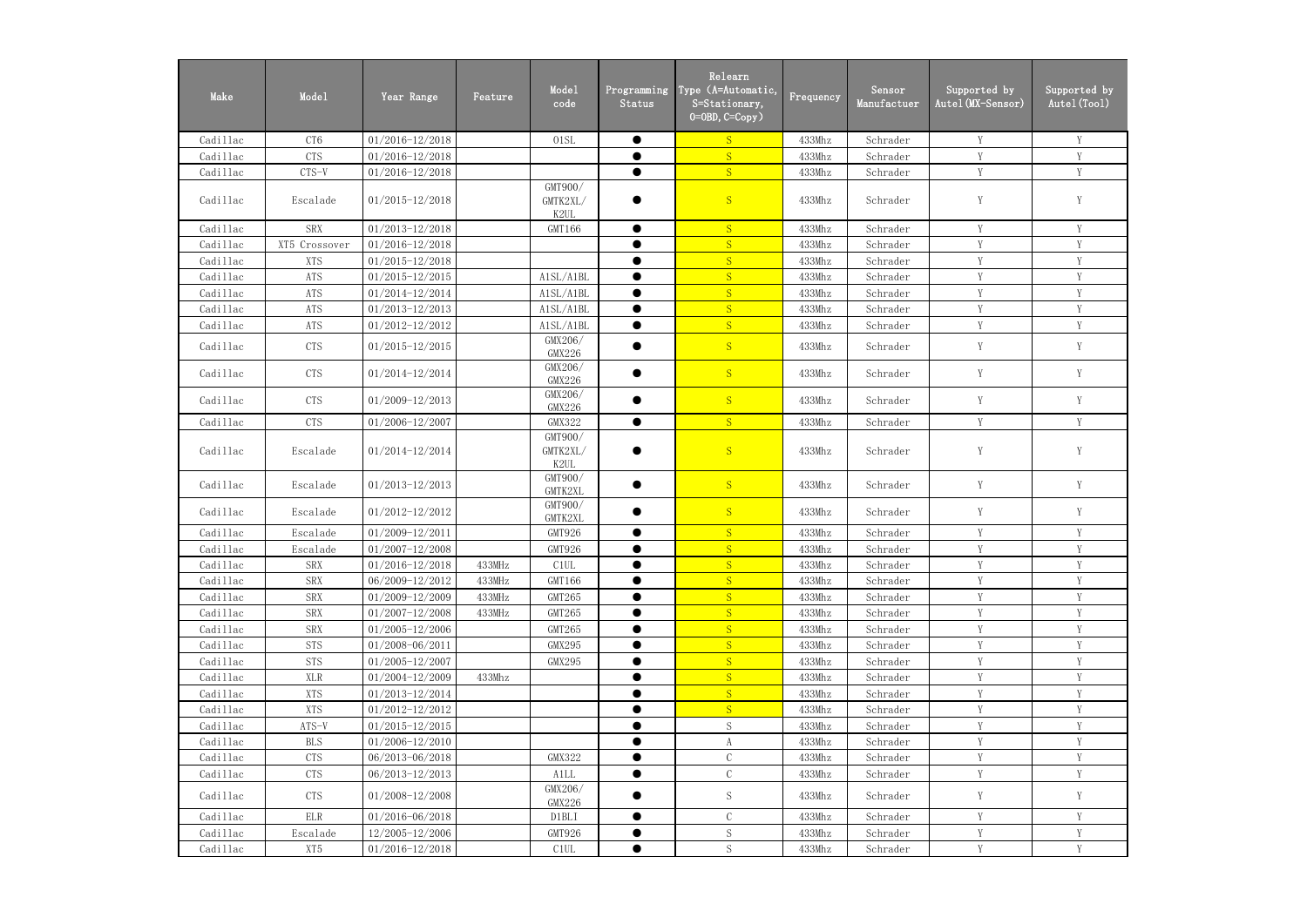| Make | Model | Year Range | Feature | Model code | Programming Status | Relearn Type (A=Automatic, S=Stationary, O=OBD, C=Copy) | Frequency | Sensor Manufactuer | Supported by Autel(MX-Sensor) | Supported by Autel(Tool) |
|---|---|---|---|---|---|---|---|---|---|---|
| Cadillac | CT6 | 01/2016-12/2018 | | O1SL | ● | S | 433Mhz | Schrader | Y | Y |
| Cadillac | CTS | 01/2016-12/2018 | | | ● | S | 433Mhz | Schrader | Y | Y |
| Cadillac | CTS-V | 01/2016-12/2018 | | | ● | S | 433Mhz | Schrader | Y | Y |
| Cadillac | Escalade | 01/2015-12/2018 | | GMT900/ GMTK2XL/ K2UL | ● | S | 433Mhz | Schrader | Y | Y |
| Cadillac | SRX | 01/2013-12/2018 | | GMT166 | ● | S | 433Mhz | Schrader | Y | Y |
| Cadillac | XT5 Crossover | 01/2016-12/2018 | | | ● | S | 433Mhz | Schrader | Y | Y |
| Cadillac | XTS | 01/2015-12/2018 | | | ● | S | 433Mhz | Schrader | Y | Y |
| Cadillac | ATS | 01/2015-12/2015 | | A1SL/A1BL | ● | S | 433Mhz | Schrader | Y | Y |
| Cadillac | ATS | 01/2014-12/2014 | | A1SL/A1BL | ● | S | 433Mhz | Schrader | Y | Y |
| Cadillac | ATS | 01/2013-12/2013 | | A1SL/A1BL | ● | S | 433Mhz | Schrader | Y | Y |
| Cadillac | ATS | 01/2012-12/2012 | | A1SL/A1BL | ● | S | 433Mhz | Schrader | Y | Y |
| Cadillac | CTS | 01/2015-12/2015 | | GMX206/ GMX226 | ● | S | 433Mhz | Schrader | Y | Y |
| Cadillac | CTS | 01/2014-12/2014 | | GMX206/ GMX226 | ● | S | 433Mhz | Schrader | Y | Y |
| Cadillac | CTS | 01/2009-12/2013 | | GMX206/ GMX226 | ● | S | 433Mhz | Schrader | Y | Y |
| Cadillac | CTS | 01/2006-12/2007 | | GMX322 | ● | S | 433Mhz | Schrader | Y | Y |
| Cadillac | Escalade | 01/2014-12/2014 | | GMT900/ GMTK2XL/ K2UL | ● | S | 433Mhz | Schrader | Y | Y |
| Cadillac | Escalade | 01/2013-12/2013 | | GMT900/ GMTK2XL | ● | S | 433Mhz | Schrader | Y | Y |
| Cadillac | Escalade | 01/2012-12/2012 | | GMT900/ GMTK2XL | ● | S | 433Mhz | Schrader | Y | Y |
| Cadillac | Escalade | 01/2009-12/2011 | | GMT926 | ● | S | 433Mhz | Schrader | Y | Y |
| Cadillac | Escalade | 01/2007-12/2008 | | GMT926 | ● | S | 433Mhz | Schrader | Y | Y |
| Cadillac | SRX | 01/2016-12/2018 | 433MHz | C1UL | ● | S | 433Mhz | Schrader | Y | Y |
| Cadillac | SRX | 06/2009-12/2012 | 433MHz | GMT166 | ● | S | 433Mhz | Schrader | Y | Y |
| Cadillac | SRX | 01/2009-12/2009 | 433MHz | GMT265 | ● | S | 433Mhz | Schrader | Y | Y |
| Cadillac | SRX | 01/2007-12/2008 | 433MHz | GMT265 | ● | S | 433Mhz | Schrader | Y | Y |
| Cadillac | SRX | 01/2005-12/2006 | | GMT265 | ● | S | 433Mhz | Schrader | Y | Y |
| Cadillac | STS | 01/2008-06/2011 | | GMX295 | ● | S | 433Mhz | Schrader | Y | Y |
| Cadillac | STS | 01/2005-12/2007 | | GMX295 | ● | S | 433Mhz | Schrader | Y | Y |
| Cadillac | XLR | 01/2004-12/2009 | 433Mhz | | ● | S | 433Mhz | Schrader | Y | Y |
| Cadillac | XTS | 01/2013-12/2014 | | | ● | S | 433Mhz | Schrader | Y | Y |
| Cadillac | XTS | 01/2012-12/2012 | | | ● | S | 433Mhz | Schrader | Y | Y |
| Cadillac | ATS-V | 01/2015-12/2015 | | | ● | S | 433Mhz | Schrader | Y | Y |
| Cadillac | BLS | 01/2006-12/2010 | | | ● | A | 433Mhz | Schrader | Y | Y |
| Cadillac | CTS | 06/2013-06/2018 | | GMX322 | ● | C | 433Mhz | Schrader | Y | Y |
| Cadillac | CTS | 06/2013-12/2013 | | A1LL | ● | C | 433Mhz | Schrader | Y | Y |
| Cadillac | CTS | 01/2008-12/2008 | | GMX206/ GMX226 | ● | S | 433Mhz | Schrader | Y | Y |
| Cadillac | ELR | 01/2016-06/2018 | | D1BLI | ● | C | 433Mhz | Schrader | Y | Y |
| Cadillac | Escalade | 12/2005-12/2006 | | GMT926 | ● | S | 433Mhz | Schrader | Y | Y |
| Cadillac | XT5 | 01/2016-12/2018 | | C1UL | ● | S | 433Mhz | Schrader | Y | Y |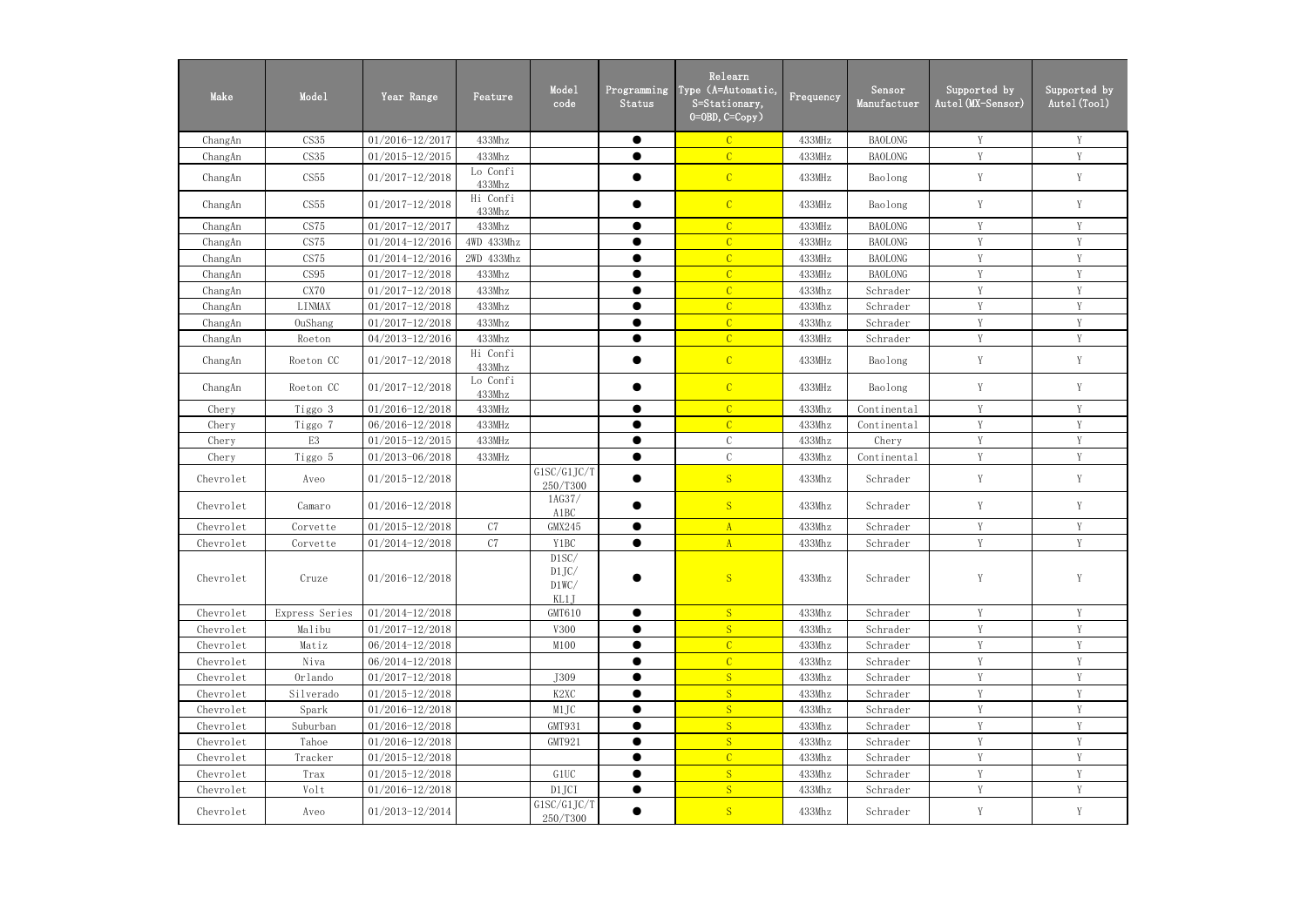| Make | Model | Year Range | Feature | Model code | Programming Status | Relearn Type (A=Automatic, S=Stationary, O=OBD, C=Copy) | Frequency | Sensor Manufactuer | Supported by Autel(MX-Sensor) | Supported by Autel(Tool) |
|---|---|---|---|---|---|---|---|---|---|---|
| ChangAn | CS35 | 01/2016-12/2017 | 433Mhz | | ● | C | 433MHz | BAOLONG | Y | Y |
| ChangAn | CS35 | 01/2015-12/2015 | 433Mhz | | ● | C | 433MHz | BAOLONG | Y | Y |
| ChangAn | CS55 | 01/2017-12/2018 | Lo Confi 433Mhz | | ● | C | 433MHz | Baolong | Y | Y |
| ChangAn | CS55 | 01/2017-12/2018 | Hi Confi 433Mhz | | ● | C | 433MHz | Baolong | Y | Y |
| ChangAn | CS75 | 01/2017-12/2017 | 433Mhz | | ● | C | 433MHz | BAOLONG | Y | Y |
| ChangAn | CS75 | 01/2014-12/2016 | 4WD 433Mhz | | ● | C | 433MHz | BAOLONG | Y | Y |
| ChangAn | CS75 | 01/2014-12/2016 | 2WD 433Mhz | | ● | C | 433MHz | BAOLONG | Y | Y |
| ChangAn | CS95 | 01/2017-12/2018 | 433Mhz | | ● | C | 433MHz | BAOLONG | Y | Y |
| ChangAn | CX70 | 01/2017-12/2018 | 433Mhz | | ● | C | 433Mhz | Schrader | Y | Y |
| ChangAn | LINMAX | 01/2017-12/2018 | 433Mhz | | ● | C | 433Mhz | Schrader | Y | Y |
| ChangAn | OuShang | 01/2017-12/2018 | 433Mhz | | ● | C | 433MHz | Schrader | Y | Y |
| ChangAn | Roeton | 04/2013-12/2016 | 433Mhz | | ● | C | 433MHz | Schrader | Y | Y |
| ChangAn | Roeton CC | 01/2017-12/2018 | Hi Confi 433Mhz | | ● | C | 433MHz | Baolong | Y | Y |
| ChangAn | Roeton CC | 01/2017-12/2018 | Lo Confi 433Mhz | | ● | C | 433MHz | Baolong | Y | Y |
| Chery | Tiggo 3 | 01/2016-12/2018 | 433MHz | | ● | C | 433Mhz | Continental | Y | Y |
| Chery | Tiggo 7 | 06/2016-12/2018 | 433MHz | | ● | C | 433Mhz | Continental | Y | Y |
| Chery | E3 | 01/2015-12/2015 | 433MHz | | ● | C | 433Mhz | Chery | Y | Y |
| Chery | Tiggo 5 | 01/2013-06/2018 | 433MHz | | ● | C | 433Mhz | Continental | Y | Y |
| Chevrolet | Aveo | 01/2015-12/2018 | | G1SC/G1JC/T250/T300 | ● | S | 433Mhz | Schrader | Y | Y |
| Chevrolet | Camaro | 01/2016-12/2018 | | 1AG37/A1BC | ● | S | 433Mhz | Schrader | Y | Y |
| Chevrolet | Corvette | 01/2015-12/2018 | C7 | GMX245 | ● | A | 433Mhz | Schrader | Y | Y |
| Chevrolet | Corvette | 01/2014-12/2018 | C7 | Y1BC | ● | A | 433Mhz | Schrader | Y | Y |
| Chevrolet | Cruze | 01/2016-12/2018 | | D1SC/D1JC/D1WC/KL1J | ● | S | 433Mhz | Schrader | Y | Y |
| Chevrolet | Express Series | 01/2014-12/2018 | | GMT610 | ● | S | 433Mhz | Schrader | Y | Y |
| Chevrolet | Malibu | 01/2017-12/2018 | | V300 | ● | S | 433Mhz | Schrader | Y | Y |
| Chevrolet | Matiz | 06/2014-12/2018 | | M100 | ● | C | 433Mhz | Schrader | Y | Y |
| Chevrolet | Niva | 06/2014-12/2018 | | | ● | C | 433Mhz | Schrader | Y | Y |
| Chevrolet | Orlando | 01/2017-12/2018 | | J309 | ● | S | 433Mhz | Schrader | Y | Y |
| Chevrolet | Silverado | 01/2015-12/2018 | | K2XC | ● | S | 433Mhz | Schrader | Y | Y |
| Chevrolet | Spark | 01/2016-12/2018 | | M1JC | ● | S | 433Mhz | Schrader | Y | Y |
| Chevrolet | Suburban | 01/2016-12/2018 | | GMT931 | ● | S | 433Mhz | Schrader | Y | Y |
| Chevrolet | Tahoe | 01/2016-12/2018 | | GMT921 | ● | S | 433Mhz | Schrader | Y | Y |
| Chevrolet | Tracker | 01/2015-12/2018 | | | ● | C | 433Mhz | Schrader | Y | Y |
| Chevrolet | Trax | 01/2015-12/2018 | | G1UC | ● | S | 433Mhz | Schrader | Y | Y |
| Chevrolet | Volt | 01/2016-12/2018 | | D1JCI | ● | S | 433Mhz | Schrader | Y | Y |
| Chevrolet | Aveo | 01/2013-12/2014 | | G1SC/G1JC/T250/T300 | ● | S | 433Mhz | Schrader | Y | Y |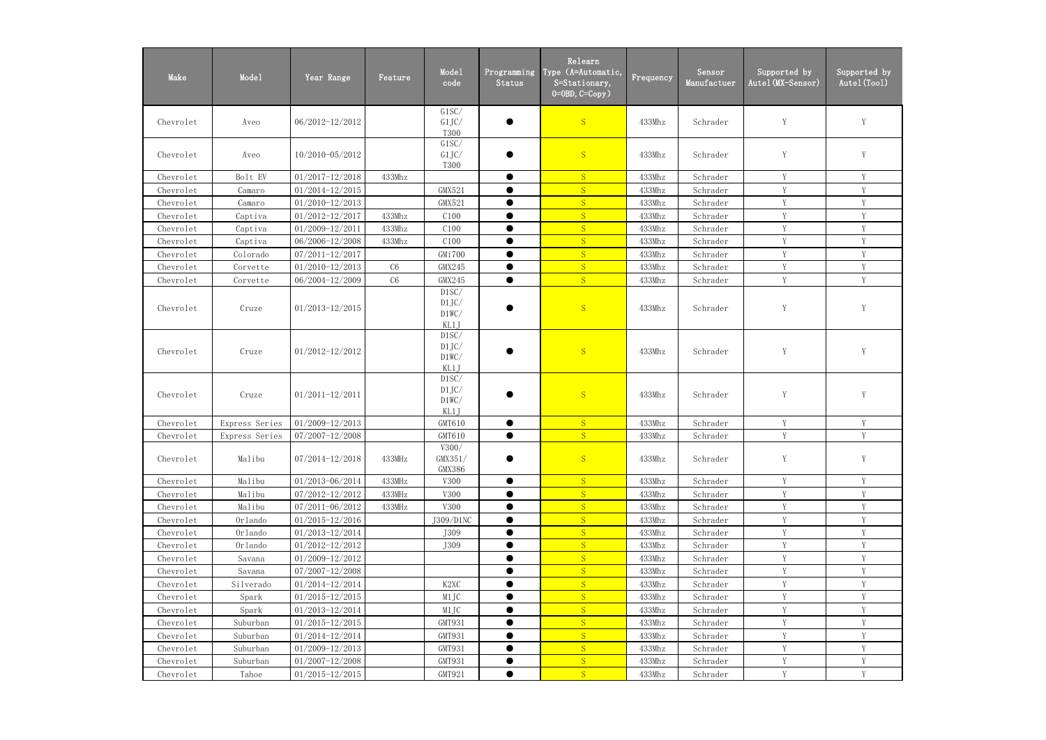| Make | Model | Year Range | Feature | Model code | Programming Status | Relearn Type (A=Automatic, S=Stationary, O=OBD, C=Copy) | Frequency | Sensor Manufactuer | Supported by Autel(MX-Sensor) | Supported by Autel(Tool) |
|---|---|---|---|---|---|---|---|---|---|---|
| Chevrolet | Aveo | 06/2012-12/2012 | | G1SC/ G1JC/ T300 | ● | S | 433Mhz | Schrader | Y | Y |
| Chevrolet | Aveo | 10/2010-05/2012 | | G1SC/ G1JC/ T300 | ● | S | 433Mhz | Schrader | Y | Y |
| Chevrolet | Bolt EV | 01/2017-12/2018 | 433Mhz | | ● | S | 433Mhz | Schrader | Y | Y |
| Chevrolet | Camaro | 01/2014-12/2015 | | GMX521 | ● | S | 433Mhz | Schrader | Y | Y |
| Chevrolet | Camaro | 01/2010-12/2013 | | GMX521 | ● | S | 433Mhz | Schrader | Y | Y |
| Chevrolet | Captiva | 01/2012-12/2017 | 433Mhz | C100 | ● | S | 433Mhz | Schrader | Y | Y |
| Chevrolet | Captiva | 01/2009-12/2011 | 433Mhz | C100 | ● | S | 433Mhz | Schrader | Y | Y |
| Chevrolet | Captiva | 06/2006-12/2008 | 433Mhz | C100 | ● | S | 433Mhz | Schrader | Y | Y |
| Chevrolet | Colorado | 07/2011-12/2017 | | GMi700 | ● | S | 433Mhz | Schrader | Y | Y |
| Chevrolet | Corvette | 01/2010-12/2013 | C6 | GMX245 | ● | S | 433Mhz | Schrader | Y | Y |
| Chevrolet | Corvette | 06/2004-12/2009 | C6 | GMX245 | ● | S | 433Mhz | Schrader | Y | Y |
| Chevrolet | Cruze | 01/2013-12/2015 | | D1SC/ D1JC/ D1WC/ KL1J | ● | S | 433Mhz | Schrader | Y | Y |
| Chevrolet | Cruze | 01/2012-12/2012 | | D1SC/ D1JC/ D1WC/ KL1J | ● | S | 433Mhz | Schrader | Y | Y |
| Chevrolet | Cruze | 01/2011-12/2011 | | D1SC/ D1JC/ D1WC/ KL1J | ● | S | 433Mhz | Schrader | Y | Y |
| Chevrolet | Express Series | 01/2009-12/2013 | | GMT610 | ● | S | 433Mhz | Schrader | Y | Y |
| Chevrolet | Express Series | 07/2007-12/2008 | | GMT610 | ● | S | 433Mhz | Schrader | Y | Y |
| Chevrolet | Malibu | 07/2014-12/2018 | 433MHz | V300/ GMX351/ GMX386 | ● | S | 433Mhz | Schrader | Y | Y |
| Chevrolet | Malibu | 01/2013-06/2014 | 433MHz | V300 | ● | S | 433Mhz | Schrader | Y | Y |
| Chevrolet | Malibu | 07/2012-12/2012 | 433MHz | V300 | ● | S | 433Mhz | Schrader | Y | Y |
| Chevrolet | Malibu | 07/2011-06/2012 | 433MHz | V300 | ● | S | 433Mhz | Schrader | Y | Y |
| Chevrolet | Orlando | 01/2015-12/2016 | | J309/D1NC | ● | S | 433Mhz | Schrader | Y | Y |
| Chevrolet | Orlando | 01/2013-12/2014 | | J309 | ● | S | 433Mhz | Schrader | Y | Y |
| Chevrolet | Orlando | 01/2012-12/2012 | | J309 | ● | S | 433Mhz | Schrader | Y | Y |
| Chevrolet | Savana | 01/2009-12/2012 | | | ● | S | 433Mhz | Schrader | Y | Y |
| Chevrolet | Savana | 07/2007-12/2008 | | | ● | S | 433Mhz | Schrader | Y | Y |
| Chevrolet | Silverado | 01/2014-12/2014 | | K2XC | ● | S | 433Mhz | Schrader | Y | Y |
| Chevrolet | Spark | 01/2015-12/2015 | | M1JC | ● | S | 433Mhz | Schrader | Y | Y |
| Chevrolet | Spark | 01/2013-12/2014 | | M1JC | ● | S | 433Mhz | Schrader | Y | Y |
| Chevrolet | Suburban | 01/2015-12/2015 | | GMT931 | ● | S | 433Mhz | Schrader | Y | Y |
| Chevrolet | Suburban | 01/2014-12/2014 | | GMT931 | ● | S | 433Mhz | Schrader | Y | Y |
| Chevrolet | Suburban | 01/2009-12/2013 | | GMT931 | ● | S | 433Mhz | Schrader | Y | Y |
| Chevrolet | Suburban | 01/2007-12/2008 | | GMT931 | ● | S | 433Mhz | Schrader | Y | Y |
| Chevrolet | Tahoe | 01/2015-12/2015 | | GMT921 | ● | S | 433Mhz | Schrader | Y | Y |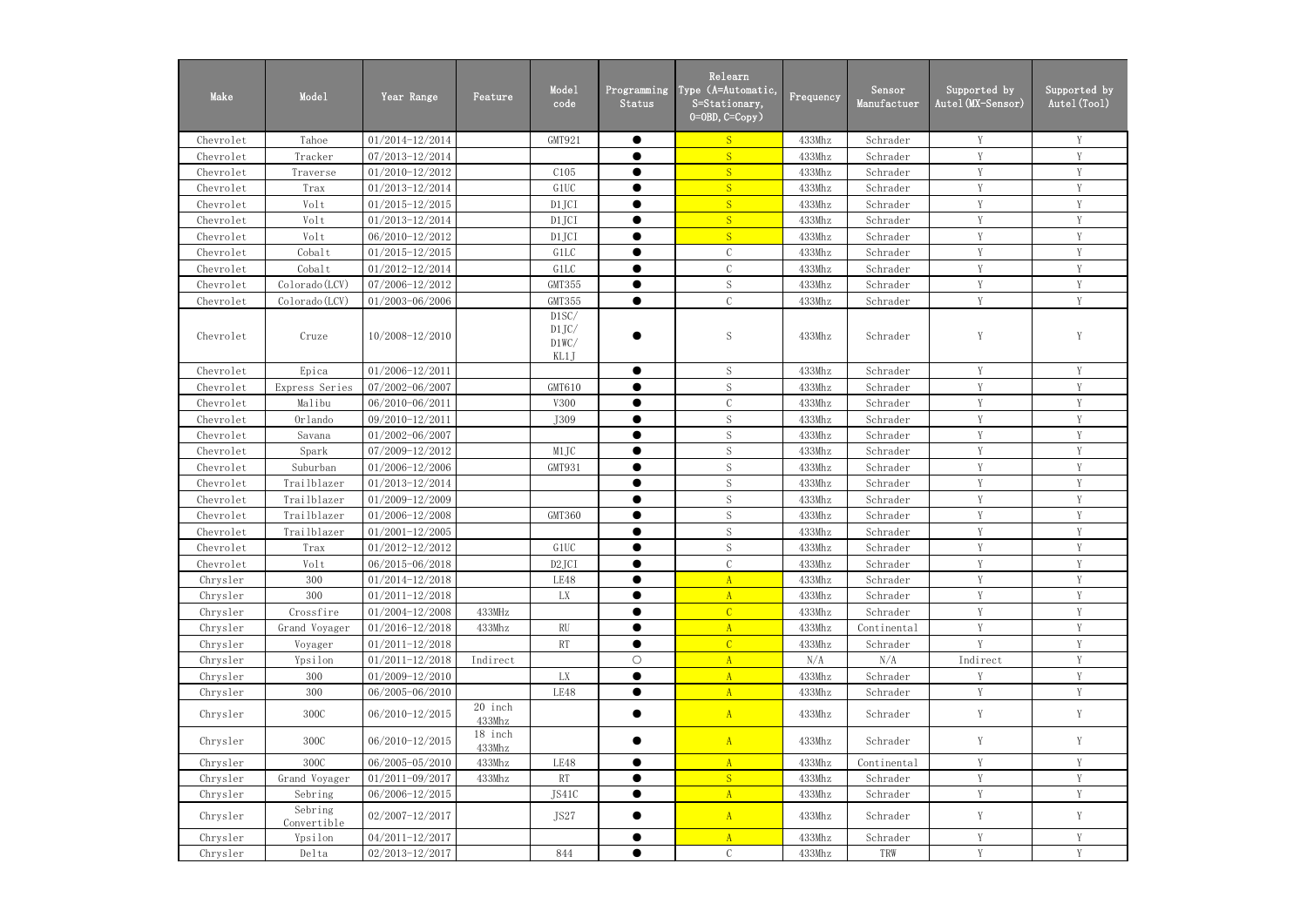| Make | Model | Year Range | Feature | Model code | Programming Status | Relearn Type (A=Automatic, S=Stationary, O=OBD, C=Copy) | Frequency | Sensor Manufactuer | Supported by Autel(MX-Sensor) | Supported by Autel(Tool) |
|---|---|---|---|---|---|---|---|---|---|---|
| Chevrolet | Tahoe | 01/2014-12/2014 | | GMT921 | ● | S | 433Mhz | Schrader | Y | Y |
| Chevrolet | Tracker | 07/2013-12/2014 | | | ● | S | 433Mhz | Schrader | Y | Y |
| Chevrolet | Traverse | 01/2010-12/2012 | | C105 | ● | S | 433Mhz | Schrader | Y | Y |
| Chevrolet | Trax | 01/2013-12/2014 | | G1UC | ● | S | 433Mhz | Schrader | Y | Y |
| Chevrolet | Volt | 01/2015-12/2015 | | D1JCI | ● | S | 433Mhz | Schrader | Y | Y |
| Chevrolet | Volt | 01/2013-12/2014 | | D1JCI | ● | S | 433Mhz | Schrader | Y | Y |
| Chevrolet | Volt | 06/2010-12/2012 | | D1JCI | ● | S | 433Mhz | Schrader | Y | Y |
| Chevrolet | Cobalt | 01/2015-12/2015 | | G1LC | ● | C | 433Mhz | Schrader | Y | Y |
| Chevrolet | Cobalt | 01/2012-12/2014 | | G1LC | ● | C | 433Mhz | Schrader | Y | Y |
| Chevrolet | Colorado(LCV) | 07/2006-12/2012 | | GMT355 | ● | S | 433Mhz | Schrader | Y | Y |
| Chevrolet | Colorado(LCV) | 01/2003-06/2006 | | GMT355 | ● | C | 433Mhz | Schrader | Y | Y |
| Chevrolet | Cruze | 10/2008-12/2010 | | D1SC/ D1JC/ D1WC/ KL1J | ● | S | 433Mhz | Schrader | Y | Y |
| Chevrolet | Epica | 01/2006-12/2011 | | | ● | S | 433Mhz | Schrader | Y | Y |
| Chevrolet | Express Series | 07/2002-06/2007 | | GMT610 | ● | S | 433Mhz | Schrader | Y | Y |
| Chevrolet | Malibu | 06/2010-06/2011 | | V300 | ● | C | 433Mhz | Schrader | Y | Y |
| Chevrolet | Orlando | 09/2010-12/2011 | | J309 | ● | S | 433Mhz | Schrader | Y | Y |
| Chevrolet | Savana | 01/2002-06/2007 | | | ● | S | 433Mhz | Schrader | Y | Y |
| Chevrolet | Spark | 07/2009-12/2012 | | M1JC | ● | S | 433Mhz | Schrader | Y | Y |
| Chevrolet | Suburban | 01/2006-12/2006 | | GMT931 | ● | S | 433Mhz | Schrader | Y | Y |
| Chevrolet | Trailblazer | 01/2013-12/2014 | | | ● | S | 433Mhz | Schrader | Y | Y |
| Chevrolet | Trailblazer | 01/2009-12/2009 | | | ● | S | 433Mhz | Schrader | Y | Y |
| Chevrolet | Trailblazer | 01/2006-12/2008 | | GMT360 | ● | S | 433Mhz | Schrader | Y | Y |
| Chevrolet | Trailblazer | 01/2001-12/2005 | | | ● | S | 433Mhz | Schrader | Y | Y |
| Chevrolet | Trax | 01/2012-12/2012 | | G1UC | ● | S | 433Mhz | Schrader | Y | Y |
| Chevrolet | Volt | 06/2015-06/2018 | | D2JCI | ● | C | 433Mhz | Schrader | Y | Y |
| Chrysler | 300 | 01/2014-12/2018 | | LE48 | ● | A | 433Mhz | Schrader | Y | Y |
| Chrysler | 300 | 01/2011-12/2018 | | LX | ● | A | 433Mhz | Schrader | Y | Y |
| Chrysler | Crossfire | 01/2004-12/2008 | 433MHz | | ● | C | 433Mhz | Schrader | Y | Y |
| Chrysler | Grand Voyager | 01/2016-12/2018 | 433Mhz | RU | ● | A | 433Mhz | Continental | Y | Y |
| Chrysler | Voyager | 01/2011-12/2018 | | RT | ● | C | 433Mhz | Schrader | Y | Y |
| Chrysler | Ypsilon | 01/2011-12/2018 | Indirect | | ○ | A | N/A | N/A | Indirect | Y |
| Chrysler | 300 | 01/2009-12/2010 | | LX | ● | A | 433Mhz | Schrader | Y | Y |
| Chrysler | 300 | 06/2005-06/2010 | | LE48 | ● | A | 433Mhz | Schrader | Y | Y |
| Chrysler | 300C | 06/2010-12/2015 | 20 inch 433Mhz | | ● | A | 433Mhz | Schrader | Y | Y |
| Chrysler | 300C | 06/2010-12/2015 | 18 inch 433Mhz | | ● | A | 433Mhz | Schrader | Y | Y |
| Chrysler | 300C | 06/2005-05/2010 | 433Mhz | LE48 | ● | A | 433Mhz | Continental | Y | Y |
| Chrysler | Grand Voyager | 01/2011-09/2017 | 433Mhz | RT | ● | S | 433Mhz | Schrader | Y | Y |
| Chrysler | Sebring | 06/2006-12/2015 | | JS41C | ● | A | 433Mhz | Schrader | Y | Y |
| Chrysler | Sebring Convertible | 02/2007-12/2017 | | JS27 | ● | A | 433Mhz | Schrader | Y | Y |
| Chrysler | Ypsilon | 04/2011-12/2017 | | | ● | A | 433Mhz | Schrader | Y | Y |
| Chrysler | Delta | 02/2013-12/2017 | | 844 | ● | C | 433Mhz | TRW | Y | Y |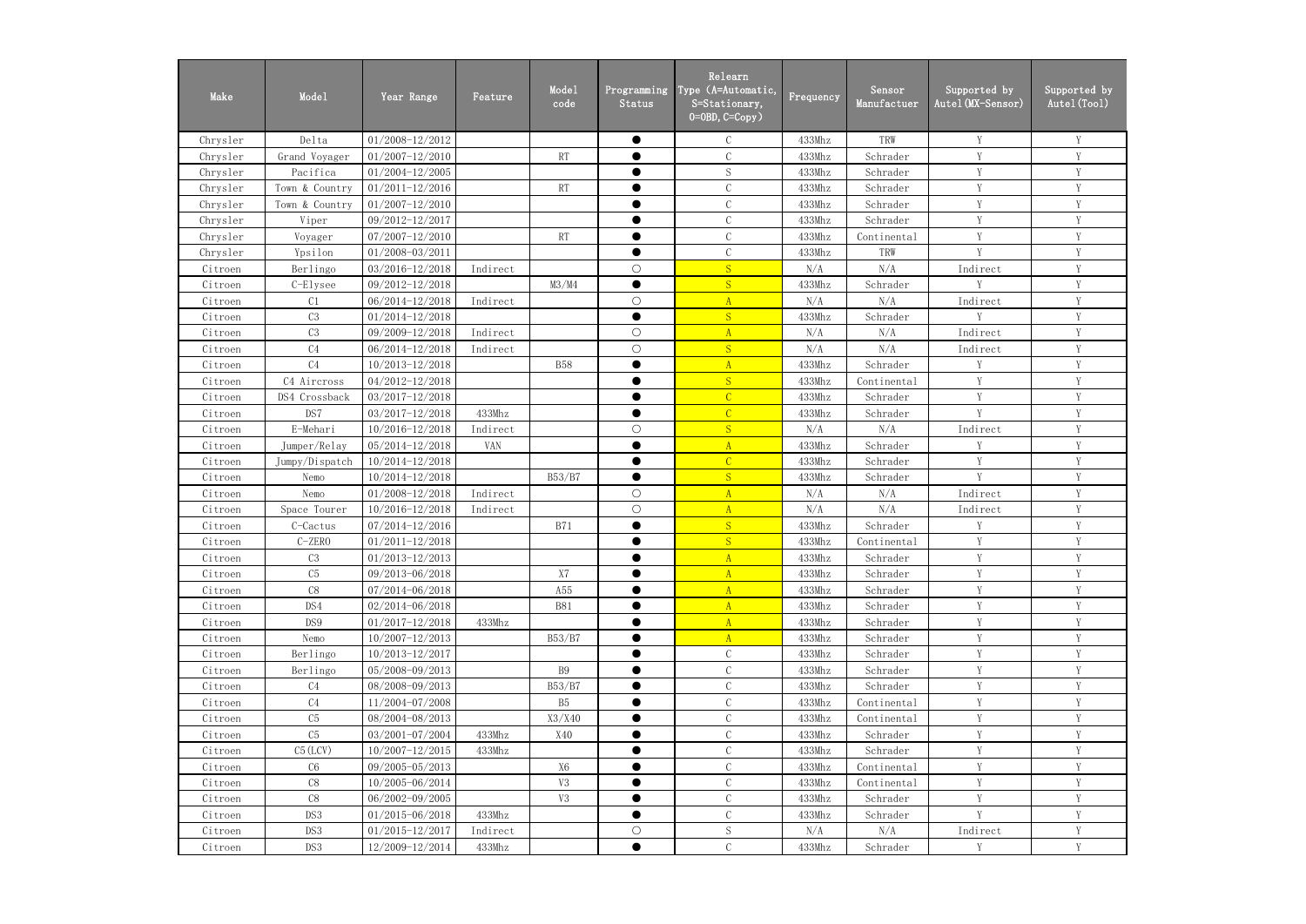| Make | Model | Year Range | Feature | Model code | Programming Status | Relearn Type (A=Automatic, S=Stationary, O=OBD, C=Copy) | Frequency | Sensor Manufactuer | Supported by Autel(MX-Sensor) | Supported by Autel(Tool) |
|---|---|---|---|---|---|---|---|---|---|---|
| Chrysler | Delta | 01/2008-12/2012 | | | ● | C | 433Mhz | TRW | Y | Y |
| Chrysler | Grand Voyager | 01/2007-12/2010 | | RT | ● | C | 433Mhz | Schrader | Y | Y |
| Chrysler | Pacifica | 01/2004-12/2005 | | | ● | S | 433Mhz | Schrader | Y | Y |
| Chrysler | Town & Country | 01/2011-12/2016 | | RT | ● | C | 433Mhz | Schrader | Y | Y |
| Chrysler | Town & Country | 01/2007-12/2010 | | | ● | C | 433Mhz | Schrader | Y | Y |
| Chrysler | Viper | 09/2012-12/2017 | | | ● | C | 433Mhz | Schrader | Y | Y |
| Chrysler | Voyager | 07/2007-12/2010 | | RT | ● | C | 433Mhz | Continental | Y | Y |
| Chrysler | Ypsilon | 01/2008-03/2011 | | | ● | C | 433Mhz | TRW | Y | Y |
| Citroen | Berlingo | 03/2016-12/2018 | Indirect | | ○ | S | N/A | N/A | Indirect | Y |
| Citroen | C-Elysee | 09/2012-12/2018 | | M3/M4 | ● | S | 433Mhz | Schrader | Y | Y |
| Citroen | C1 | 06/2014-12/2018 | Indirect | | ○ | A | N/A | N/A | Indirect | Y |
| Citroen | C3 | 01/2014-12/2018 | | | ● | S | 433Mhz | Schrader | Y | Y |
| Citroen | C3 | 09/2009-12/2018 | Indirect | | ○ | A | N/A | N/A | Indirect | Y |
| Citroen | C4 | 06/2014-12/2018 | Indirect | | ○ | S | N/A | N/A | Indirect | Y |
| Citroen | C4 | 10/2013-12/2018 | | B58 | ● | A | 433Mhz | Schrader | Y | Y |
| Citroen | C4 Aircross | 04/2012-12/2018 | | | ● | S | 433Mhz | Continental | Y | Y |
| Citroen | DS4 Crossback | 03/2017-12/2018 | | | ● | C | 433Mhz | Schrader | Y | Y |
| Citroen | DS7 | 03/2017-12/2018 | 433Mhz | | ● | C | 433Mhz | Schrader | Y | Y |
| Citroen | E-Mehari | 10/2016-12/2018 | Indirect | | ○ | S | N/A | N/A | Indirect | Y |
| Citroen | Jumper/Relay | 05/2014-12/2018 | VAN | | ● | A | 433Mhz | Schrader | Y | Y |
| Citroen | Jumpy/Dispatch | 10/2014-12/2018 | | | ● | C | 433Mhz | Schrader | Y | Y |
| Citroen | Nemo | 10/2014-12/2018 | | B53/B7 | ● | S | 433Mhz | Schrader | Y | Y |
| Citroen | Nemo | 01/2008-12/2018 | Indirect | | ○ | A | N/A | N/A | Indirect | Y |
| Citroen | Space Tourer | 10/2016-12/2018 | Indirect | | ○ | A | N/A | N/A | Indirect | Y |
| Citroen | C-Cactus | 07/2014-12/2016 | | B71 | ● | S | 433Mhz | Schrader | Y | Y |
| Citroen | C-ZERO | 01/2011-12/2018 | | | ● | S | 433Mhz | Continental | Y | Y |
| Citroen | C3 | 01/2013-12/2013 | | | ● | A | 433Mhz | Schrader | Y | Y |
| Citroen | C5 | 09/2013-06/2018 | | X7 | ● | A | 433Mhz | Schrader | Y | Y |
| Citroen | C8 | 07/2014-06/2018 | | A55 | ● | A | 433Mhz | Schrader | Y | Y |
| Citroen | DS4 | 02/2014-06/2018 | | B81 | ● | A | 433Mhz | Schrader | Y | Y |
| Citroen | DS9 | 01/2017-12/2018 | 433Mhz | | ● | A | 433Mhz | Schrader | Y | Y |
| Citroen | Nemo | 10/2007-12/2013 | | B53/B7 | ● | A | 433Mhz | Schrader | Y | Y |
| Citroen | Berlingo | 10/2013-12/2017 | | | ● | C | 433Mhz | Schrader | Y | Y |
| Citroen | Berlingo | 05/2008-09/2013 | | B9 | ● | C | 433Mhz | Schrader | Y | Y |
| Citroen | C4 | 08/2008-09/2013 | | B53/B7 | ● | C | 433Mhz | Schrader | Y | Y |
| Citroen | C4 | 11/2004-07/2008 | | B5 | ● | C | 433Mhz | Continental | Y | Y |
| Citroen | C5 | 08/2004-08/2013 | | X3/X40 | ● | C | 433Mhz | Continental | Y | Y |
| Citroen | C5 | 03/2001-07/2004 | 433Mhz | X40 | ● | C | 433Mhz | Schrader | Y | Y |
| Citroen | C5(LCV) | 10/2007-12/2015 | 433Mhz | | ● | C | 433Mhz | Schrader | Y | Y |
| Citroen | C6 | 09/2005-05/2013 | | X6 | ● | C | 433Mhz | Continental | Y | Y |
| Citroen | C8 | 10/2005-06/2014 | | V3 | ● | C | 433Mhz | Continental | Y | Y |
| Citroen | C8 | 06/2002-09/2005 | | V3 | ● | C | 433Mhz | Schrader | Y | Y |
| Citroen | DS3 | 01/2015-06/2018 | 433Mhz | | ● | C | 433Mhz | Schrader | Y | Y |
| Citroen | DS3 | 01/2015-12/2017 | Indirect | | ○ | S | N/A | N/A | Indirect | Y |
| Citroen | DS3 | 12/2009-12/2014 | 433Mhz | | ● | C | 433Mhz | Schrader | Y | Y |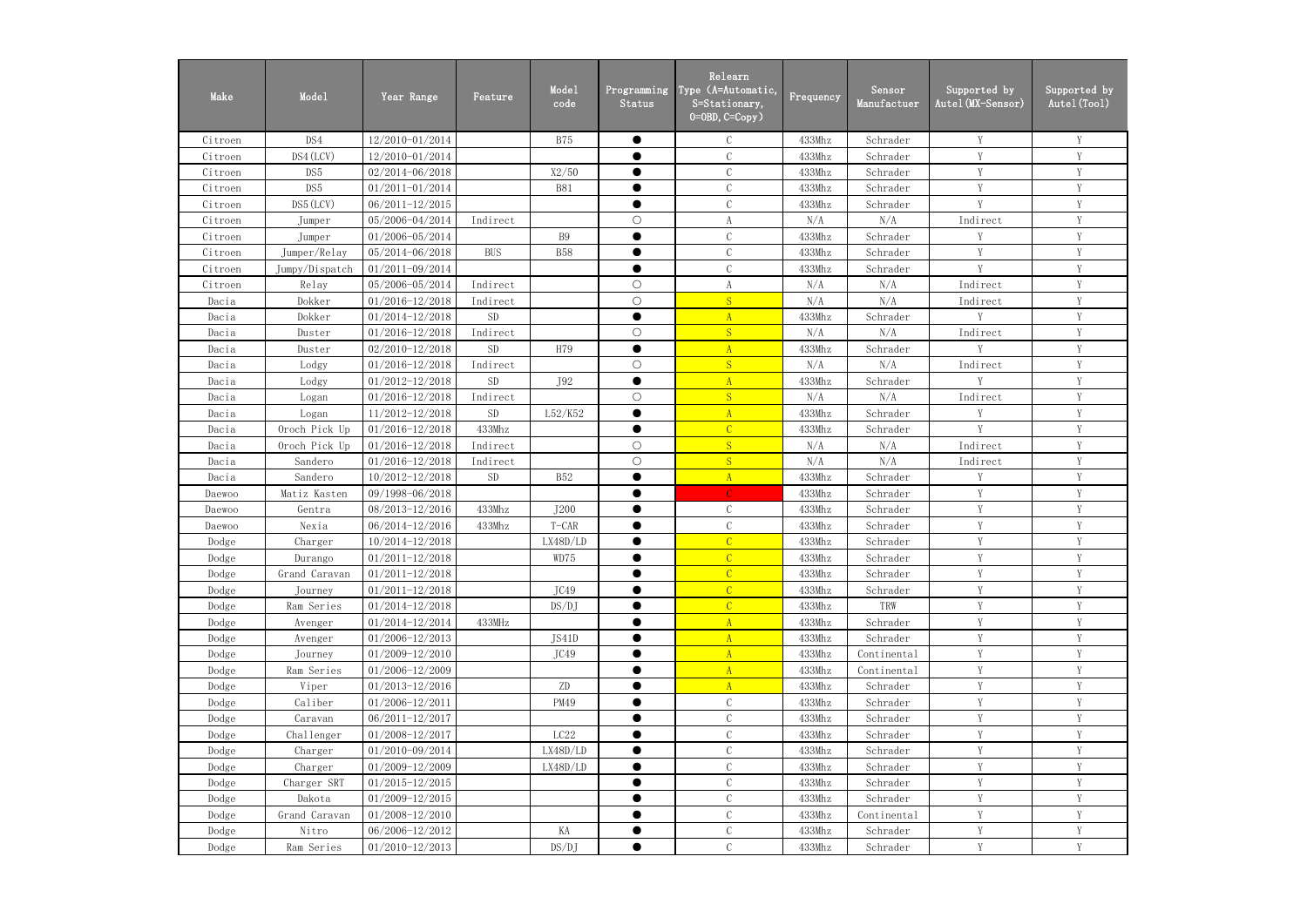| Make | Model | Year Range | Feature | Model code | Programming Status | Relearn Type (A=Automatic, S=Stationary, O=OBD, C=Copy) | Frequency | Sensor Manufactuer | Supported by Autel(MX-Sensor) | Supported by Autel(Tool) |
|---|---|---|---|---|---|---|---|---|---|---|
| Citroen | DS4 | 12/2010-01/2014 | | B75 | ● | C | 433Mhz | Schrader | Y | Y |
| Citroen | DS4(LCV) | 12/2010-01/2014 | | | ● | C | 433Mhz | Schrader | Y | Y |
| Citroen | DS5 | 02/2014-06/2018 | | X2/50 | ● | C | 433Mhz | Schrader | Y | Y |
| Citroen | DS5 | 01/2011-01/2014 | | B81 | ● | C | 433Mhz | Schrader | Y | Y |
| Citroen | DS5(LCV) | 06/2011-12/2015 | | | ● | C | 433Mhz | Schrader | Y | Y |
| Citroen | Jumper | 05/2006-04/2014 | Indirect | | ○ | A | N/A | N/A | Indirect | Y |
| Citroen | Jumper | 01/2006-05/2014 | | B9 | ● | C | 433Mhz | Schrader | Y | Y |
| Citroen | Jumper/Relay | 05/2014-06/2018 | BUS | B58 | ● | C | 433Mhz | Schrader | Y | Y |
| Citroen | Jumpy/Dispatch | 01/2011-09/2014 | | | ● | C | 433Mhz | Schrader | Y | Y |
| Citroen | Relay | 05/2006-05/2014 | Indirect | | ○ | A | N/A | N/A | Indirect | Y |
| Dacia | Dokker | 01/2016-12/2018 | Indirect | | ○ | S | N/A | N/A | Indirect | Y |
| Dacia | Dokker | 01/2014-12/2018 | SD | | ● | A | 433Mhz | Schrader | Y | Y |
| Dacia | Duster | 01/2016-12/2018 | Indirect | | ○ | S | N/A | N/A | Indirect | Y |
| Dacia | Duster | 02/2010-12/2018 | SD | H79 | ● | A | 433Mhz | Schrader | Y | Y |
| Dacia | Lodgy | 01/2016-12/2018 | Indirect | | ○ | S | N/A | N/A | Indirect | Y |
| Dacia | Lodgy | 01/2012-12/2018 | SD | J92 | ● | A | 433Mhz | Schrader | Y | Y |
| Dacia | Logan | 01/2016-12/2018 | Indirect | | ○ | S | N/A | N/A | Indirect | Y |
| Dacia | Logan | 11/2012-12/2018 | SD | L52/K52 | ● | A | 433Mhz | Schrader | Y | Y |
| Dacia | Oroch Pick Up | 01/2016-12/2018 | 433Mhz | | ● | C | 433Mhz | Schrader | Y | Y |
| Dacia | Oroch Pick Up | 01/2016-12/2018 | Indirect | | ○ | S | N/A | N/A | Indirect | Y |
| Dacia | Sandero | 01/2016-12/2018 | Indirect | | ○ | S | N/A | N/A | Indirect | Y |
| Dacia | Sandero | 10/2012-12/2018 | SD | B52 | ● | A | 433Mhz | Schrader | Y | Y |
| Daewoo | Matiz Kasten | 09/1998-06/2018 | | | ● | C | 433Mhz | Schrader | Y | Y |
| Daewoo | Gentra | 08/2013-12/2016 | 433Mhz | J200 | ● | C | 433Mhz | Schrader | Y | Y |
| Daewoo | Nexia | 06/2014-12/2016 | 433Mhz | T-CAR | ● | C | 433Mhz | Schrader | Y | Y |
| Dodge | Charger | 10/2014-12/2018 | | LX48D/LD | ● | C | 433Mhz | Schrader | Y | Y |
| Dodge | Durango | 01/2011-12/2018 | | WD75 | ● | C | 433Mhz | Schrader | Y | Y |
| Dodge | Grand Caravan | 01/2011-12/2018 | | | ● | C | 433Mhz | Schrader | Y | Y |
| Dodge | Journey | 01/2011-12/2018 | | JC49 | ● | C | 433Mhz | Schrader | Y | Y |
| Dodge | Ram Series | 01/2014-12/2018 | | DS/DJ | ● | C | 433Mhz | TRW | Y | Y |
| Dodge | Avenger | 01/2014-12/2014 | 433MHz | | ● | A | 433Mhz | Schrader | Y | Y |
| Dodge | Avenger | 01/2006-12/2013 | | JS41D | ● | A | 433Mhz | Schrader | Y | Y |
| Dodge | Journey | 01/2009-12/2010 | | JC49 | ● | A | 433Mhz | Continental | Y | Y |
| Dodge | Ram Series | 01/2006-12/2009 | | | ● | A | 433Mhz | Continental | Y | Y |
| Dodge | Viper | 01/2013-12/2016 | | ZD | ● | A | 433Mhz | Schrader | Y | Y |
| Dodge | Caliber | 01/2006-12/2011 | | PM49 | ● | C | 433Mhz | Schrader | Y | Y |
| Dodge | Caravan | 06/2011-12/2017 | | | ● | C | 433Mhz | Schrader | Y | Y |
| Dodge | Challenger | 01/2008-12/2017 | | LC22 | ● | C | 433Mhz | Schrader | Y | Y |
| Dodge | Charger | 01/2010-09/2014 | | LX48D/LD | ● | C | 433Mhz | Schrader | Y | Y |
| Dodge | Charger | 01/2009-12/2009 | | LX48D/LD | ● | C | 433Mhz | Schrader | Y | Y |
| Dodge | Charger SRT | 01/2015-12/2015 | | | ● | C | 433Mhz | Schrader | Y | Y |
| Dodge | Dakota | 01/2009-12/2015 | | | ● | C | 433Mhz | Schrader | Y | Y |
| Dodge | Grand Caravan | 01/2008-12/2010 | | | ● | C | 433Mhz | Continental | Y | Y |
| Dodge | Nitro | 06/2006-12/2012 | | KA | ● | C | 433Mhz | Schrader | Y | Y |
| Dodge | Ram Series | 01/2010-12/2013 | | DS/DJ | ● | C | 433Mhz | Schrader | Y | Y |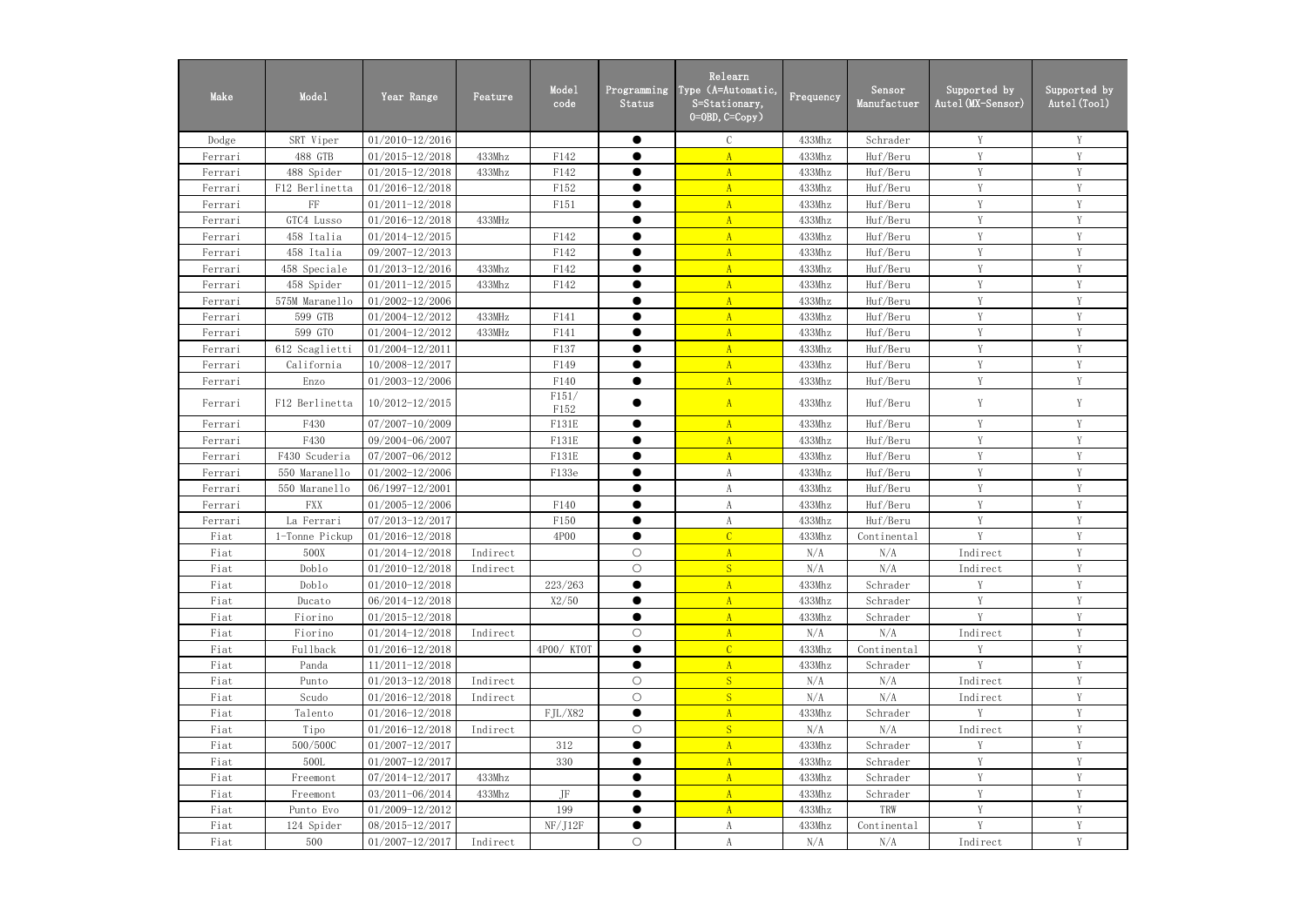| Make | Model | Year Range | Feature | Model code | Programming Status | Relearn Type (A=Automatic, S=Stationary, O=OBD, C=Copy) | Frequency | Sensor Manufactuer | Supported by Autel(MX-Sensor) | Supported by Autel(Tool) |
|---|---|---|---|---|---|---|---|---|---|---|
| Dodge | SRT Viper | 01/2010-12/2016 | | | ● | C | 433Mhz | Schrader | Y | Y |
| Ferrari | 488 GTB | 01/2015-12/2018 | 433Mhz | F142 | ● | A | 433Mhz | Huf/Beru | Y | Y |
| Ferrari | 488 Spider | 01/2015-12/2018 | 433Mhz | F142 | ● | A | 433Mhz | Huf/Beru | Y | Y |
| Ferrari | F12 Berlinetta | 01/2016-12/2018 | | F152 | ● | A | 433Mhz | Huf/Beru | Y | Y |
| Ferrari | FF | 01/2011-12/2018 | | F151 | ● | A | 433Mhz | Huf/Beru | Y | Y |
| Ferrari | GTC4 Lusso | 01/2016-12/2018 | 433MHz | | ● | A | 433Mhz | Huf/Beru | Y | Y |
| Ferrari | 458 Italia | 01/2014-12/2015 | | F142 | ● | A | 433Mhz | Huf/Beru | Y | Y |
| Ferrari | 458 Italia | 09/2007-12/2013 | | F142 | ● | A | 433Mhz | Huf/Beru | Y | Y |
| Ferrari | 458 Speciale | 01/2013-12/2016 | 433Mhz | F142 | ● | A | 433Mhz | Huf/Beru | Y | Y |
| Ferrari | 458 Spider | 01/2011-12/2015 | 433Mhz | F142 | ● | A | 433Mhz | Huf/Beru | Y | Y |
| Ferrari | 575M Maranello | 01/2002-12/2006 | | | ● | A | 433Mhz | Huf/Beru | Y | Y |
| Ferrari | 599 GTB | 01/2004-12/2012 | 433MHz | F141 | ● | A | 433Mhz | Huf/Beru | Y | Y |
| Ferrari | 599 GTO | 01/2004-12/2012 | 433MHz | F141 | ● | A | 433Mhz | Huf/Beru | Y | Y |
| Ferrari | 612 Scaglietti | 01/2004-12/2011 | | F137 | ● | A | 433Mhz | Huf/Beru | Y | Y |
| Ferrari | California | 10/2008-12/2017 | | F149 | ● | A | 433Mhz | Huf/Beru | Y | Y |
| Ferrari | Enzo | 01/2003-12/2006 | | F140 | ● | A | 433Mhz | Huf/Beru | Y | Y |
| Ferrari | F12 Berlinetta | 10/2012-12/2015 | | F151/ F152 | ● | A | 433Mhz | Huf/Beru | Y | Y |
| Ferrari | F430 | 07/2007-10/2009 | | F131E | ● | A | 433Mhz | Huf/Beru | Y | Y |
| Ferrari | F430 | 09/2004-06/2007 | | F131E | ● | A | 433Mhz | Huf/Beru | Y | Y |
| Ferrari | F430 Scuderia | 07/2007-06/2012 | | F131E | ● | A | 433Mhz | Huf/Beru | Y | Y |
| Ferrari | 550 Maranello | 01/2002-12/2006 | | F133e | ● | A | 433Mhz | Huf/Beru | Y | Y |
| Ferrari | 550 Maranello | 06/1997-12/2001 | | | ● | A | 433Mhz | Huf/Beru | Y | Y |
| Ferrari | FXX | 01/2005-12/2006 | | F140 | ● | A | 433Mhz | Huf/Beru | Y | Y |
| Ferrari | La Ferrari | 07/2013-12/2017 | | F150 | ● | A | 433Mhz | Huf/Beru | Y | Y |
| Fiat | 1-Tonne Pickup | 01/2016-12/2018 | | 4P00 | ● | C | 433Mhz | Continental | Y | Y |
| Fiat | 500X | 01/2014-12/2018 | Indirect | | ○ | A | N/A | N/A | Indirect | Y |
| Fiat | Doblo | 01/2010-12/2018 | Indirect | | ○ | S | N/A | N/A | Indirect | Y |
| Fiat | Doblo | 01/2010-12/2018 | | 223/263 | ● | A | 433Mhz | Schrader | Y | Y |
| Fiat | Ducato | 06/2014-12/2018 | | X2/50 | ● | A | 433Mhz | Schrader | Y | Y |
| Fiat | Fiorino | 01/2015-12/2018 | | | ● | A | 433Mhz | Schrader | Y | Y |
| Fiat | Fiorino | 01/2014-12/2018 | Indirect | | ○ | A | N/A | N/A | Indirect | Y |
| Fiat | Fullback | 01/2016-12/2018 | | 4P00/ KTOT | ● | C | 433Mhz | Continental | Y | Y |
| Fiat | Panda | 11/2011-12/2018 | | | ● | A | 433Mhz | Schrader | Y | Y |
| Fiat | Punto | 01/2013-12/2018 | Indirect | | ○ | S | N/A | N/A | Indirect | Y |
| Fiat | Scudo | 01/2016-12/2018 | Indirect | | ○ | S | N/A | N/A | Indirect | Y |
| Fiat | Talento | 01/2016-12/2018 | | FJL/X82 | ● | A | 433Mhz | Schrader | Y | Y |
| Fiat | Tipo | 01/2016-12/2018 | Indirect | | ○ | S | N/A | N/A | Indirect | Y |
| Fiat | 500/500C | 01/2007-12/2017 | | 312 | ● | A | 433Mhz | Schrader | Y | Y |
| Fiat | 500L | 01/2007-12/2017 | | 330 | ● | A | 433Mhz | Schrader | Y | Y |
| Fiat | Freemont | 07/2014-12/2017 | 433Mhz | | ● | A | 433Mhz | Schrader | Y | Y |
| Fiat | Freemont | 03/2011-06/2014 | 433Mhz | JF | ● | A | 433Mhz | Schrader | Y | Y |
| Fiat | Punto Evo | 01/2009-12/2012 | | 199 | ● | A | 433Mhz | TRW | Y | Y |
| Fiat | 124 Spider | 08/2015-12/2017 | | NF/J12F | ● | A | 433Mhz | Continental | Y | Y |
| Fiat | 500 | 01/2007-12/2017 | Indirect | | ○ | A | N/A | N/A | Indirect | Y |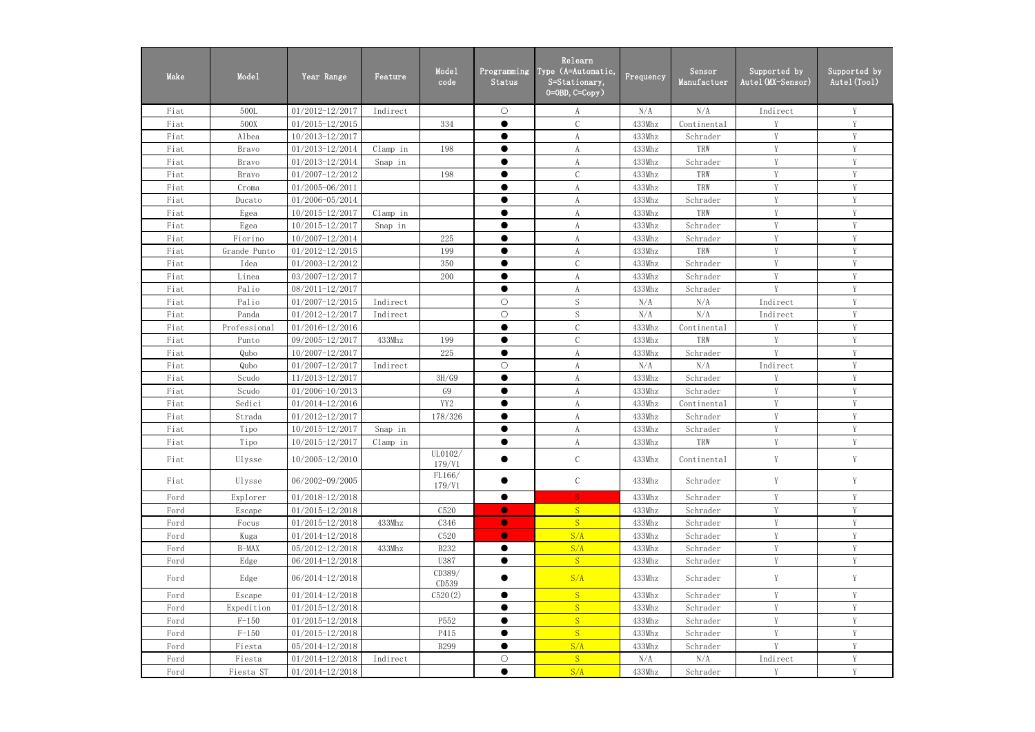| Make | Model | Year Range | Feature | Model code | Programming Status | Relearn Type (A=Automatic, S=Stationary, O=OBD, C=Copy) | Frequency | Sensor Manufactuer | Supported by Autel(MX-Sensor) | Supported by Autel(Tool) |
|---|---|---|---|---|---|---|---|---|---|---|
| Fiat | 500L | 01/2012-12/2017 | Indirect | | ○ | A | N/A | N/A | Indirect | Y |
| Fiat | 500X | 01/2015-12/2015 | | 334 | ● | C | 433Mhz | Continental | Y | Y |
| Fiat | Albea | 10/2013-12/2017 | | | ● | A | 433Mhz | Schrader | Y | Y |
| Fiat | Bravo | 01/2013-12/2014 | Clamp in | 198 | ● | A | 433Mhz | TRW | Y | Y |
| Fiat | Bravo | 01/2013-12/2014 | Snap in | | ● | A | 433Mhz | Schrader | Y | Y |
| Fiat | Bravo | 01/2007-12/2012 | | 198 | ● | C | 433Mhz | TRW | Y | Y |
| Fiat | Croma | 01/2005-06/2011 | | | ● | A | 433Mhz | TRW | Y | Y |
| Fiat | Ducato | 01/2006-05/2014 | | | ● | A | 433Mhz | Schrader | Y | Y |
| Fiat | Egea | 10/2015-12/2017 | Clamp in | | ● | A | 433Mhz | TRW | Y | Y |
| Fiat | Egea | 10/2015-12/2017 | Snap in | | ● | A | 433Mhz | Schrader | Y | Y |
| Fiat | Fiorino | 10/2007-12/2014 | | 225 | ● | A | 433Mhz | Schrader | Y | Y |
| Fiat | Grande Punto | 01/2012-12/2015 | | 199 | ● | A | 433Mhz | TRW | Y | Y |
| Fiat | Idea | 01/2003-12/2012 | | 350 | ● | C | 433Mhz | Schrader | Y | Y |
| Fiat | Linea | 03/2007-12/2017 | | 200 | ● | A | 433Mhz | Schrader | Y | Y |
| Fiat | Palio | 08/2011-12/2017 | | | ● | A | 433Mhz | Schrader | Y | Y |
| Fiat | Palio | 01/2007-12/2015 | Indirect | | ○ | S | N/A | N/A | Indirect | Y |
| Fiat | Panda | 01/2012-12/2017 | Indirect | | ○ | S | N/A | N/A | Indirect | Y |
| Fiat | Professional | 01/2016-12/2016 | | | ● | C | 433Mhz | Continental | Y | Y |
| Fiat | Punto | 09/2005-12/2017 | 433Mhz | 199 | ● | C | 433Mhz | TRW | Y | Y |
| Fiat | Qubo | 10/2007-12/2017 | | 225 | ● | A | 433Mhz | Schrader | Y | Y |
| Fiat | Qubo | 01/2007-12/2017 | Indirect | | ○ | A | N/A | N/A | Indirect | Y |
| Fiat | Scudo | 11/2013-12/2017 | | 3H/G9 | ● | A | 433Mhz | Schrader | Y | Y |
| Fiat | Scudo | 01/2006-10/2013 | | G9 | ● | A | 433Mhz | Schrader | Y | Y |
| Fiat | Sedici | 01/2014-12/2016 | | YY2 | ● | A | 433Mhz | Continental | Y | Y |
| Fiat | Strada | 01/2012-12/2017 | | 178/326 | ● | A | 433Mhz | Schrader | Y | Y |
| Fiat | Tipo | 10/2015-12/2017 | Snap in | | ● | A | 433Mhz | Schrader | Y | Y |
| Fiat | Tipo | 10/2015-12/2017 | Clamp in | | ● | A | 433Mhz | TRW | Y | Y |
| Fiat | Ulysse | 10/2005-12/2010 | | UL0102/ 179/V1 | ● | C | 433Mhz | Continental | Y | Y |
| Fiat | Ulysse | 06/2002-09/2005 | | FL166/ 179/V1 | ● | C | 433Mhz | Schrader | Y | Y |
| Ford | Explorer | 01/2018-12/2018 | | | ● | S | 433Mhz | Schrader | Y | Y |
| Ford | Escape | 01/2015-12/2018 | | C520 | ● | S | 433Mhz | Schrader | Y | Y |
| Ford | Focus | 01/2015-12/2018 | 433Mhz | C346 | ● | S | 433Mhz | Schrader | Y | Y |
| Ford | Kuga | 01/2014-12/2018 | | C520 | ● | S/A | 433Mhz | Schrader | Y | Y |
| Ford | B-MAX | 05/2012-12/2018 | 433Mhz | B232 | ● | S/A | 433Mhz | Schrader | Y | Y |
| Ford | Edge | 06/2014-12/2018 | | U387 | ● | S | 433Mhz | Schrader | Y | Y |
| Ford | Edge | 06/2014-12/2018 | | CD389/ CD539 | ● | S/A | 433Mhz | Schrader | Y | Y |
| Ford | Escape | 01/2014-12/2018 | | C520(2) | ● | S | 433Mhz | Schrader | Y | Y |
| Ford | Expedition | 01/2015-12/2018 | | | ● | S | 433Mhz | Schrader | Y | Y |
| Ford | F-150 | 01/2015-12/2018 | | P552 | ● | S | 433Mhz | Schrader | Y | Y |
| Ford | F-150 | 01/2015-12/2018 | | P415 | ● | S | 433Mhz | Schrader | Y | Y |
| Ford | Fiesta | 05/2014-12/2018 | | B299 | ● | S/A | 433Mhz | Schrader | Y | Y |
| Ford | Fiesta | 01/2014-12/2018 | Indirect | | ○ | S | N/A | N/A | Indirect | Y |
| Ford | Fiesta ST | 01/2014-12/2018 | | | ● | S/A | 433Mhz | Schrader | Y | Y |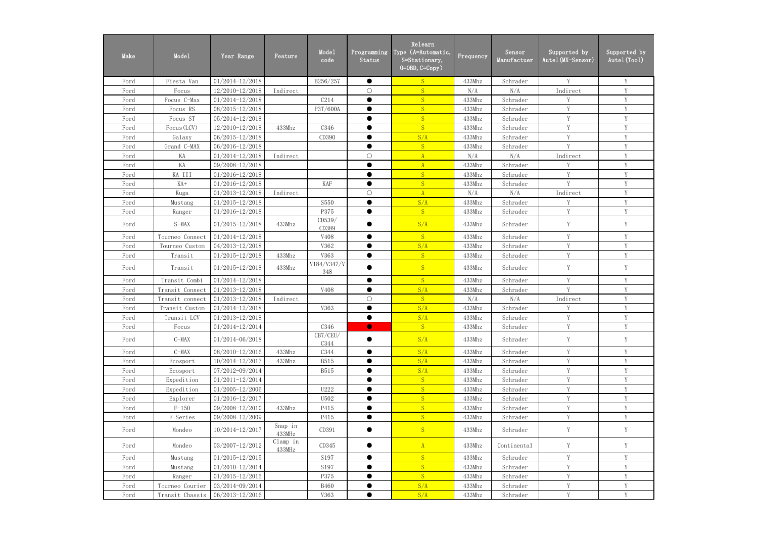| Make | Model | Year Range | Feature | Model code | Programming Status | Relearn Type (A=Automatic, S=Stationary, O=OBD, C=Copy) | Frequency | Sensor Manufactuer | Supported by Autel(MX-Sensor) | Supported by Autel(Tool) |
|---|---|---|---|---|---|---|---|---|---|---|
| Ford | Fiesta Van | 01/2014-12/2018 | | B256/257 | ● | S | 433Mhz | Schrader | Y | Y |
| Ford | Focus | 12/2010-12/2018 | Indirect | | ○ | S | N/A | N/A | Indirect | Y |
| Ford | Focus C-Max | 01/2014-12/2018 | | C214 | ● | S | 433Mhz | Schrader | Y | Y |
| Ford | Focus RS | 08/2015-12/2018 | | P3T/600A | ● | S | 433Mhz | Schrader | Y | Y |
| Ford | Focus ST | 05/2014-12/2018 | | | ● | S | 433Mhz | Schrader | Y | Y |
| Ford | Focus(LCV) | 12/2010-12/2018 | 433Mhz | C346 | ● | S | 433Mhz | Schrader | Y | Y |
| Ford | Galaxy | 06/2015-12/2018 | | CD390 | ● | S/A | 433Mhz | Schrader | Y | Y |
| Ford | Grand C-MAX | 06/2016-12/2018 | | | ● | S | 433Mhz | Schrader | Y | Y |
| Ford | KA | 01/2014-12/2018 | Indirect | | ○ | A | N/A | N/A | Indirect | Y |
| Ford | KA | 09/2008-12/2018 | | | ● | A | 433Mhz | Schrader | Y | Y |
| Ford | KA III | 01/2016-12/2018 | | | ● | S | 433Mhz | Schrader | Y | Y |
| Ford | KA+ | 01/2016-12/2018 | | KAF | ● | S | 433Mhz | Schrader | Y | Y |
| Ford | Kuga | 01/2013-12/2018 | Indirect | | ○ | A | N/A | N/A | Indirect | Y |
| Ford | Mustang | 01/2015-12/2018 | | S550 | ● | S/A | 433Mhz | Schrader | Y | Y |
| Ford | Ranger | 01/2016-12/2018 | | P375 | ● | S | 433Mhz | Schrader | Y | Y |
| Ford | S-MAX | 01/2015-12/2018 | 433Mhz | CD539/ CD389 | ● | S/A | 433Mhz | Schrader | Y | Y |
| Ford | Tourneo Connect | 01/2014-12/2018 | | V408 | ● | S | 433Mhz | Schrader | Y | Y |
| Ford | Tourneo Custom | 04/2013-12/2018 | | V362 | ● | S/A | 433Mhz | Schrader | Y | Y |
| Ford | Transit | 01/2015-12/2018 | 433Mhz | V363 | ● | S | 433Mhz | Schrader | Y | Y |
| Ford | Transit | 01/2015-12/2018 | 433Mhz | V184/V347/V348 | ● | S | 433Mhz | Schrader | Y | Y |
| Ford | Transit Combi | 01/2014-12/2018 | | | ● | S | 433Mhz | Schrader | Y | Y |
| Ford | Transit Connect | 01/2013-12/2018 | | V408 | ● | S/A | 433Mhz | Schrader | Y | Y |
| Ford | Transit connect | 01/2013-12/2018 | Indirect | | ○ | S | N/A | N/A | Indirect | Y |
| Ford | Transit Custom | 01/2014-12/2018 | | V363 | ● | S/A | 433Mhz | Schrader | Y | Y |
| Ford | Transit LCV | 01/2013-12/2018 | | | ● | S/A | 433Mhz | Schrader | Y | Y |
| Ford | Focus | 01/2014-12/2014 | | C346 | ● | S | 433Mhz | Schrader | Y | Y |
| Ford | C-MAX | 01/2014-06/2018 | | CB7/CEU/ C344 | ● | S/A | 433Mhz | Schrader | Y | Y |
| Ford | C-MAX | 08/2010-12/2016 | 433Mhz | C344 | ● | S/A | 433Mhz | Schrader | Y | Y |
| Ford | Ecosport | 10/2014-12/2017 | 433Mhz | B515 | ● | S/A | 433Mhz | Schrader | Y | Y |
| Ford | Ecosport | 07/2012-09/2014 | | B515 | ● | S/A | 433Mhz | Schrader | Y | Y |
| Ford | Expedition | 01/2011-12/2014 | | | ● | S | 433Mhz | Schrader | Y | Y |
| Ford | Expedition | 01/2005-12/2006 | | U222 | ● | S | 433Mhz | Schrader | Y | Y |
| Ford | Explorer | 01/2016-12/2017 | | U502 | ● | S | 433Mhz | Schrader | Y | Y |
| Ford | F-150 | 09/2008-12/2010 | 433Mhz | P415 | ● | S | 433Mhz | Schrader | Y | Y |
| Ford | F-Series | 09/2008-12/2009 | | P415 | ● | S | 433Mhz | Schrader | Y | Y |
| Ford | Mondeo | 10/2014-12/2017 | Snap in 433MHz | CD391 | ● | S | 433Mhz | Schrader | Y | Y |
| Ford | Mondeo | 03/2007-12/2012 | Clamp in 433MHz | CD345 | ● | A | 433Mhz | Continental | Y | Y |
| Ford | Mustang | 01/2015-12/2015 | | S197 | ● | S | 433Mhz | Schrader | Y | Y |
| Ford | Mustang | 01/2010-12/2014 | | S197 | ● | S | 433Mhz | Schrader | Y | Y |
| Ford | Ranger | 01/2015-12/2015 | | P375 | ● | S | 433Mhz | Schrader | Y | Y |
| Ford | Tourneo Courier | 03/2014-09/2014 | | B460 | ● | S/A | 433Mhz | Schrader | Y | Y |
| Ford | Transit Chassis | 06/2013-12/2016 | | V363 | ● | S/A | 433Mhz | Schrader | Y | Y |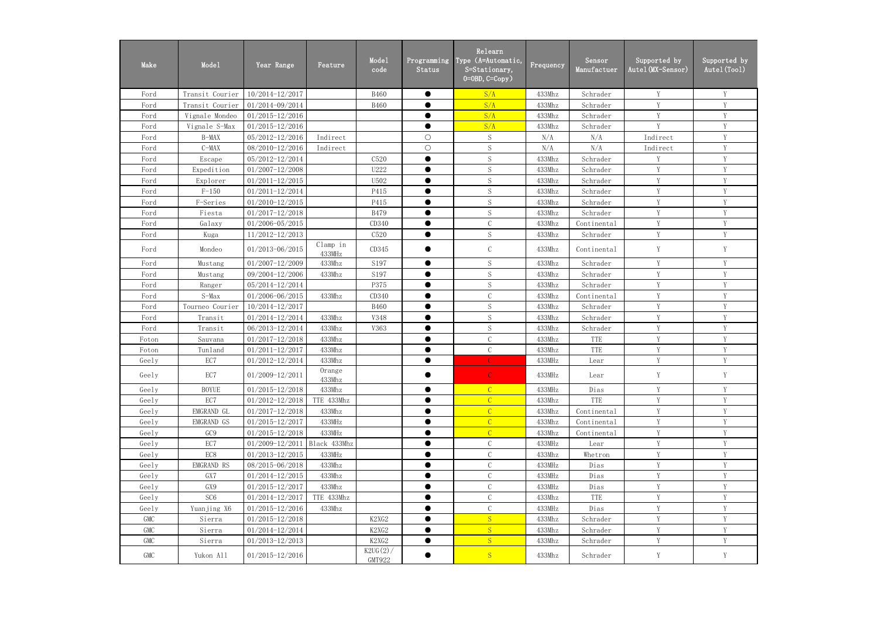| Make | Model | Year Range | Feature | Model code | Programming Status | Relearn Type (A=Automatic, S=Stationary, O=OBD, C=Copy) | Frequency | Sensor Manufactuer | Supported by Autel(MX-Sensor) | Supported by Autel(Tool) |
|---|---|---|---|---|---|---|---|---|---|---|
| Ford | Transit Courier | 10/2014-12/2017 | | B460 | ● | S/A | 433Mhz | Schrader | Y | Y |
| Ford | Transit Courier | 01/2014-09/2014 | | B460 | ● | S/A | 433Mhz | Schrader | Y | Y |
| Ford | Vignale Mondeo | 01/2015-12/2016 | | | ● | S/A | 433Mhz | Schrader | Y | Y |
| Ford | Vignale S-Max | 01/2015-12/2016 | | | ● | S/A | 433Mhz | Schrader | Y | Y |
| Ford | B-MAX | 05/2012-12/2016 | Indirect | | ○ | S | N/A | N/A | Indirect | Y |
| Ford | C-MAX | 08/2010-12/2016 | Indirect | | ○ | S | N/A | N/A | Indirect | Y |
| Ford | Escape | 05/2012-12/2014 | | C520 | ● | S | 433Mhz | Schrader | Y | Y |
| Ford | Expedition | 01/2007-12/2008 | | U222 | ● | S | 433Mhz | Schrader | Y | Y |
| Ford | Explorer | 01/2011-12/2015 | | U502 | ● | S | 433Mhz | Schrader | Y | Y |
| Ford | F-150 | 01/2011-12/2014 | | P415 | ● | S | 433Mhz | Schrader | Y | Y |
| Ford | F-Series | 01/2010-12/2015 | | P415 | ● | S | 433Mhz | Schrader | Y | Y |
| Ford | Fiesta | 01/2017-12/2018 | | B479 | ● | S | 433Mhz | Schrader | Y | Y |
| Ford | Galaxy | 01/2006-05/2015 | | CD340 | ● | C | 433Mhz | Continental | Y | Y |
| Ford | Kuga | 11/2012-12/2013 | | C520 | ● | S | 433Mhz | Schrader | Y | Y |
| Ford | Mondeo | 01/2013-06/2015 | Clamp in 433MHz | CD345 | ● | C | 433Mhz | Continental | Y | Y |
| Ford | Mustang | 01/2007-12/2009 | 433Mhz | S197 | ● | S | 433Mhz | Schrader | Y | Y |
| Ford | Mustang | 09/2004-12/2006 | 433Mhz | S197 | ● | S | 433Mhz | Schrader | Y | Y |
| Ford | Ranger | 05/2014-12/2014 | | P375 | ● | S | 433Mhz | Schrader | Y | Y |
| Ford | S-Max | 01/2006-06/2015 | 433Mhz | CD340 | ● | C | 433Mhz | Continental | Y | Y |
| Ford | Tourneo Courier | 10/2014-12/2017 | | B460 | ● | S | 433Mhz | Schrader | Y | Y |
| Ford | Transit | 01/2014-12/2014 | 433Mhz | V348 | ● | S | 433Mhz | Schrader | Y | Y |
| Ford | Transit | 06/2013-12/2014 | 433Mhz | V363 | ● | S | 433Mhz | Schrader | Y | Y |
| Foton | Sauvana | 01/2017-12/2018 | 433Mhz | | ● | C | 433Mhz | TTE | Y | Y |
| Foton | Tunland | 01/2011-12/2017 | 433Mhz | | ● | C | 433Mhz | TTE | Y | Y |
| Geely | EC7 | 01/2012-12/2014 | 433Mhz | | ● | C | 433MHz | Lear | Y | Y |
| Geely | EC7 | 01/2009-12/2011 | Orange 433Mhz | | ● | C | 433MHz | Lear | Y | Y |
| Geely | BOYUE | 01/2015-12/2018 | 433Mhz | | ● | C | 433MHz | Dias | Y | Y |
| Geely | EC7 | 01/2012-12/2018 | TTE 433Mhz | | ● | C | 433Mhz | TTE | Y | Y |
| Geely | EMGRAND GL | 01/2017-12/2018 | 433Mhz | | ● | C | 433Mhz | Continental | Y | Y |
| Geely | EMGRAND GS | 01/2015-12/2017 | 433MHz | | ● | C | 433Mhz | Continental | Y | Y |
| Geely | GC9 | 01/2015-12/2018 | 433MHz | | ● | C | 433Mhz | Continental | Y | Y |
| Geely | EC7 | 01/2009-12/2011 | Black 433Mhz | | ● | C | 433MHz | Lear | Y | Y |
| Geely | EC8 | 01/2013-12/2015 | 433MHz | | ● | C | 433Mhz | Whetron | Y | Y |
| Geely | EMGRAND RS | 08/2015-06/2018 | 433Mhz | | ● | C | 433MHz | Dias | Y | Y |
| Geely | GX7 | 01/2014-12/2015 | 433Mhz | | ● | C | 433MHz | Dias | Y | Y |
| Geely | GX9 | 01/2015-12/2017 | 433Mhz | | ● | C | 433MHz | Dias | Y | Y |
| Geely | SC6 | 01/2014-12/2017 | TTE 433Mhz | | ● | C | 433Mhz | TTE | Y | Y |
| Geely | Yuanjing X6 | 01/2015-12/2016 | 433Mhz | | ● | C | 433MHz | Dias | Y | Y |
| GMC | Sierra | 01/2015-12/2018 | | K2XG2 | ● | S | 433Mhz | Schrader | Y | Y |
| GMC | Sierra | 01/2014-12/2014 | | K2XG2 | ● | S | 433Mhz | Schrader | Y | Y |
| GMC | Sierra | 01/2013-12/2013 | | K2XG2 | ● | S | 433Mhz | Schrader | Y | Y |
| GMC | Yukon All | 01/2015-12/2016 | | K2UG(2)/ GMT922 | ● | S | 433Mhz | Schrader | Y | Y |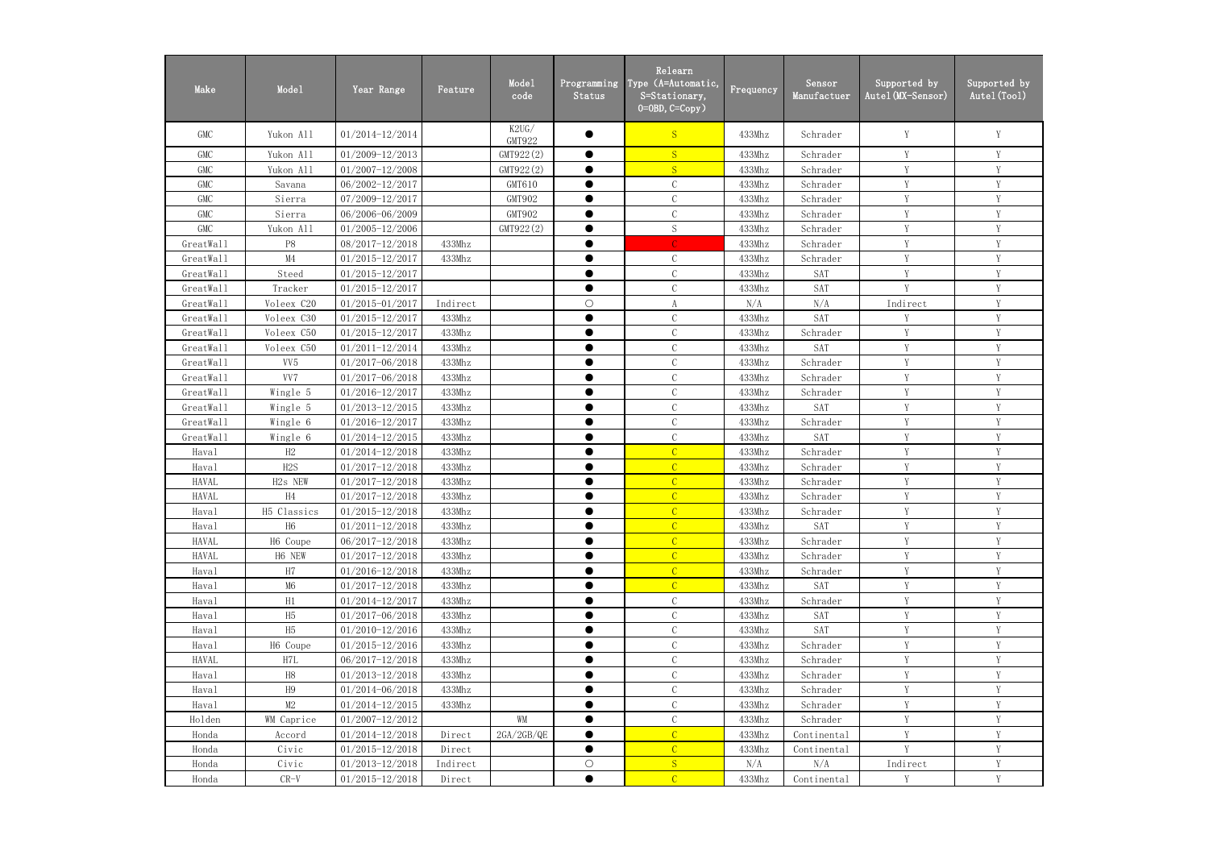| Make | Model | Year Range | Feature | Model code | Programming Status | Relearn Type (A=Automatic, S=Stationary, O=OBD, C=Copy) | Frequency | Sensor Manufactuer | Supported by Autel(MX-Sensor) | Supported by Autel(Tool) |
|---|---|---|---|---|---|---|---|---|---|---|
| GMC | Yukon All | 01/2014-12/2014 | | K2UG/ GMT922 | ● | S | 433Mhz | Schrader | Y | Y |
| GMC | Yukon All | 01/2009-12/2013 | | GMT922(2) | ● | S | 433Mhz | Schrader | Y | Y |
| GMC | Yukon All | 01/2007-12/2008 | | GMT922(2) | ● | S | 433Mhz | Schrader | Y | Y |
| GMC | Savana | 06/2002-12/2017 | | GMT610 | ● | C | 433Mhz | Schrader | Y | Y |
| GMC | Sierra | 07/2009-12/2017 | | GMT902 | ● | C | 433Mhz | Schrader | Y | Y |
| GMC | Sierra | 06/2006-06/2009 | | GMT902 | ● | C | 433Mhz | Schrader | Y | Y |
| GMC | Yukon All | 01/2005-12/2006 | | GMT922(2) | ● | S | 433Mhz | Schrader | Y | Y |
| GreatWall | P8 | 08/2017-12/2018 | 433Mhz | | ● | C | 433Mhz | Schrader | Y | Y |
| GreatWall | M4 | 01/2015-12/2017 | 433Mhz | | ● | C | 433Mhz | Schrader | Y | Y |
| GreatWall | Steed | 01/2015-12/2017 | | | ● | C | 433Mhz | SAT | Y | Y |
| GreatWall | Tracker | 01/2015-12/2017 | | | ● | C | 433Mhz | SAT | Y | Y |
| GreatWall | Voleex C20 | 01/2015-01/2017 | Indirect | | ○ | A | N/A | N/A | Indirect | Y |
| GreatWall | Voleex C30 | 01/2015-12/2017 | 433Mhz | | ● | C | 433Mhz | SAT | Y | Y |
| GreatWall | Voleex C50 | 01/2015-12/2017 | 433Mhz | | ● | C | 433Mhz | Schrader | Y | Y |
| GreatWall | Voleex C50 | 01/2011-12/2014 | 433Mhz | | ● | C | 433Mhz | SAT | Y | Y |
| GreatWall | VV5 | 01/2017-06/2018 | 433Mhz | | ● | C | 433Mhz | Schrader | Y | Y |
| GreatWall | VV7 | 01/2017-06/2018 | 433Mhz | | ● | C | 433Mhz | Schrader | Y | Y |
| GreatWall | Wingle 5 | 01/2016-12/2017 | 433Mhz | | ● | C | 433Mhz | Schrader | Y | Y |
| GreatWall | Wingle 5 | 01/2013-12/2015 | 433Mhz | | ● | C | 433Mhz | SAT | Y | Y |
| GreatWall | Wingle 6 | 01/2016-12/2017 | 433Mhz | | ● | C | 433Mhz | Schrader | Y | Y |
| GreatWall | Wingle 6 | 01/2014-12/2015 | 433Mhz | | ● | C | 433Mhz | SAT | Y | Y |
| Haval | H2 | 01/2014-12/2018 | 433Mhz | | ● | C | 433Mhz | Schrader | Y | Y |
| Haval | H2S | 01/2017-12/2018 | 433Mhz | | ● | C | 433Mhz | Schrader | Y | Y |
| HAVAL | H2s NEW | 01/2017-12/2018 | 433Mhz | | ● | C | 433Mhz | Schrader | Y | Y |
| HAVAL | H4 | 01/2017-12/2018 | 433Mhz | | ● | C | 433Mhz | Schrader | Y | Y |
| Haval | H5 Classics | 01/2015-12/2018 | 433Mhz | | ● | C | 433Mhz | Schrader | Y | Y |
| Haval | H6 | 01/2011-12/2018 | 433Mhz | | ● | C | 433Mhz | SAT | Y | Y |
| HAVAL | H6 Coupe | 06/2017-12/2018 | 433Mhz | | ● | C | 433Mhz | Schrader | Y | Y |
| HAVAL | H6 NEW | 01/2017-12/2018 | 433Mhz | | ● | C | 433Mhz | Schrader | Y | Y |
| Haval | H7 | 01/2016-12/2018 | 433Mhz | | ● | C | 433Mhz | Schrader | Y | Y |
| Haval | M6 | 01/2017-12/2018 | 433Mhz | | ● | C | 433Mhz | SAT | Y | Y |
| Haval | H1 | 01/2014-12/2017 | 433Mhz | | ● | C | 433Mhz | Schrader | Y | Y |
| Haval | H5 | 01/2017-06/2018 | 433Mhz | | ● | C | 433Mhz | SAT | Y | Y |
| Haval | H5 | 01/2010-12/2016 | 433Mhz | | ● | C | 433Mhz | SAT | Y | Y |
| Haval | H6 Coupe | 01/2015-12/2016 | 433Mhz | | ● | C | 433Mhz | Schrader | Y | Y |
| HAVAL | H7L | 06/2017-12/2018 | 433Mhz | | ● | C | 433Mhz | Schrader | Y | Y |
| Haval | H8 | 01/2013-12/2018 | 433Mhz | | ● | C | 433Mhz | Schrader | Y | Y |
| Haval | H9 | 01/2014-06/2018 | 433Mhz | | ● | C | 433Mhz | Schrader | Y | Y |
| Haval | M2 | 01/2014-12/2015 | 433Mhz | | ● | C | 433Mhz | Schrader | Y | Y |
| Holden | WM Caprice | 01/2007-12/2012 | | WM | ● | C | 433Mhz | Schrader | Y | Y |
| Honda | Accord | 01/2014-12/2018 | Direct | 2GA/2GB/QE | ● | C | 433Mhz | Continental | Y | Y |
| Honda | Civic | 01/2015-12/2018 | Direct | | ● | C | 433Mhz | Continental | Y | Y |
| Honda | Civic | 01/2013-12/2018 | Indirect | | ○ | S | N/A | N/A | Indirect | Y |
| Honda | CR-V | 01/2015-12/2018 | Direct | | ● | C | 433Mhz | Continental | Y | Y |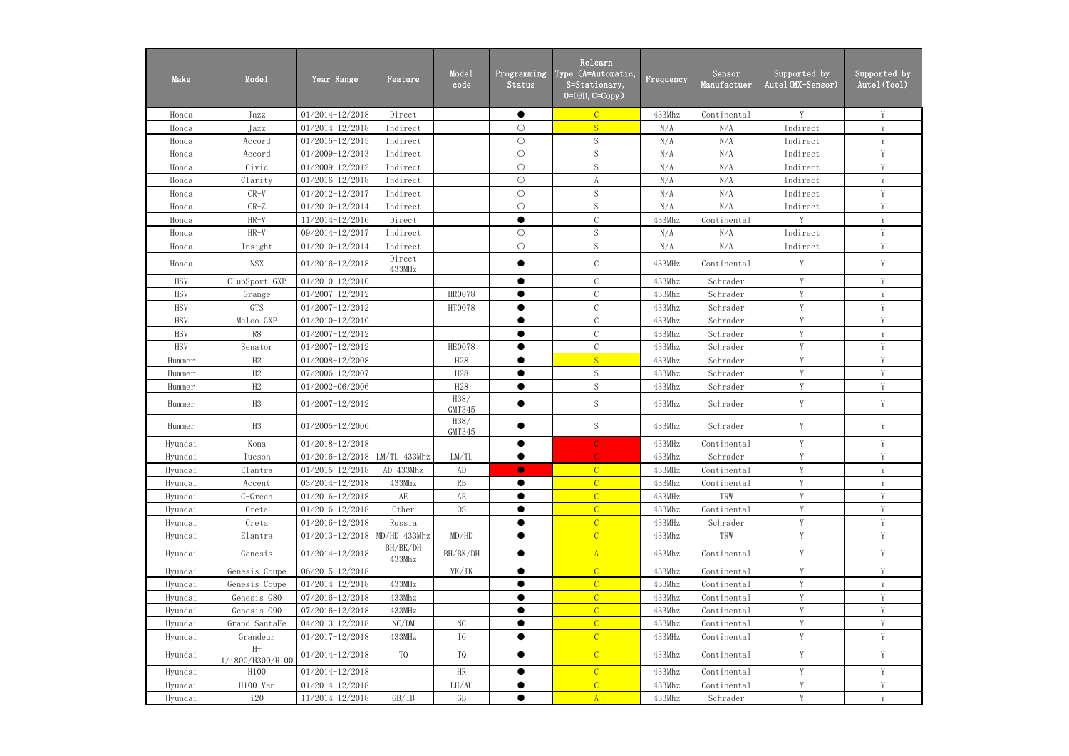| Make | Model | Year Range | Feature | Model code | Programming Status | Relearn Type (A=Automatic, S=Stationary, O=OBD, C=Copy) | Frequency | Sensor Manufactuer | Supported by Autel(MX-Sensor) | Supported by Autel(Tool) |
|---|---|---|---|---|---|---|---|---|---|---|
| Honda | Jazz | 01/2014-12/2018 | Direct | | ● | C | 433Mhz | Continental | Y | Y |
| Honda | Jazz | 01/2014-12/2018 | Indirect | | ○ | S | N/A | N/A | Indirect | Y |
| Honda | Accord | 01/2015-12/2015 | Indirect | | ○ | S | N/A | N/A | Indirect | Y |
| Honda | Accord | 01/2009-12/2013 | Indirect | | ○ | S | N/A | N/A | Indirect | Y |
| Honda | Civic | 01/2009-12/2012 | Indirect | | ○ | S | N/A | N/A | Indirect | Y |
| Honda | Clarity | 01/2016-12/2018 | Indirect | | ○ | A | N/A | N/A | Indirect | Y |
| Honda | CR-V | 01/2012-12/2017 | Indirect | | ○ | S | N/A | N/A | Indirect | Y |
| Honda | CR-Z | 01/2010-12/2014 | Indirect | | ○ | S | N/A | N/A | Indirect | Y |
| Honda | HR-V | 11/2014-12/2016 | Direct | | ● | C | 433Mhz | Continental | Y | Y |
| Honda | HR-V | 09/2014-12/2017 | Indirect | | ○ | S | N/A | N/A | Indirect | Y |
| Honda | Insight | 01/2010-12/2014 | Indirect | | ○ | S | N/A | N/A | Indirect | Y |
| Honda | NSX | 01/2016-12/2018 | Direct 433MHz | | ● | C | 433MHz | Continental | Y | Y |
| HSV | ClubSport GXP | 01/2010-12/2010 | | | ● | C | 433Mhz | Schrader | Y | Y |
| HSV | Grange | 01/2007-12/2012 | | HR0078 | ● | C | 433Mhz | Schrader | Y | Y |
| HSV | GTS | 01/2007-12/2012 | | HT0078 | ● | C | 433Mhz | Schrader | Y | Y |
| HSV | Maloo GXP | 01/2010-12/2010 | | | ● | C | 433Mhz | Schrader | Y | Y |
| HSV | R8 | 01/2007-12/2012 | | | ● | C | 433Mhz | Schrader | Y | Y |
| HSV | Senator | 01/2007-12/2012 | | HE0078 | ● | C | 433Mhz | Schrader | Y | Y |
| Hummer | H2 | 01/2008-12/2008 | | H28 | ● | S | 433Mhz | Schrader | Y | Y |
| Hummer | H2 | 07/2006-12/2007 | | H28 | ● | S | 433Mhz | Schrader | Y | Y |
| Hummer | H2 | 01/2002-06/2006 | | H28 | ● | S | 433Mhz | Schrader | Y | Y |
| Hummer | H3 | 01/2007-12/2012 | | H38/ GMT345 | ● | S | 433Mhz | Schrader | Y | Y |
| Hummer | H3 | 01/2005-12/2006 | | H38/ GMT345 | ● | S | 433Mhz | Schrader | Y | Y |
| Hyundai | Kona | 01/2018-12/2018 | | | ● | C | 433MHz | Continental | Y | Y |
| Hyundai | Tucson | 01/2016-12/2018 | LM/TL 433Mhz | LM/TL | ● | C | 433Mhz | Schrader | Y | Y |
| Hyundai | Elantra | 01/2015-12/2018 | AD 433Mhz | AD | ● | C | 433MHz | Continental | Y | Y |
| Hyundai | Accent | 03/2014-12/2018 | 433Mhz | RB | ● | C | 433Mhz | Continental | Y | Y |
| Hyundai | C-Green | 01/2016-12/2018 | AE | AE | ● | C | 433MHz | TRW | Y | Y |
| Hyundai | Creta | 01/2016-12/2018 | Other | OS | ● | C | 433Mhz | Continental | Y | Y |
| Hyundai | Creta | 01/2016-12/2018 | Russia | | ● | C | 433MHz | Schrader | Y | Y |
| Hyundai | Elantra | 01/2013-12/2018 | MD/HD 433Mhz | MD/HD | ● | C | 433Mhz | TRW | Y | Y |
| Hyundai | Genesis | 01/2014-12/2018 | BH/BK/DH 433Mhz | BH/BK/DH | ● | A | 433Mhz | Continental | Y | Y |
| Hyundai | Genesis Coupe | 06/2015-12/2018 | | VK/IK | ● | C | 433Mhz | Continental | Y | Y |
| Hyundai | Genesis Coupe | 01/2014-12/2018 | 433MHz | | ● | C | 433Mhz | Continental | Y | Y |
| Hyundai | Genesis G80 | 07/2016-12/2018 | 433Mhz | | ● | C | 433Mhz | Continental | Y | Y |
| Hyundai | Genesis G90 | 07/2016-12/2018 | 433MHz | | ● | C | 433Mhz | Continental | Y | Y |
| Hyundai | Grand SantaFe | 04/2013-12/2018 | NC/DM | NC | ● | C | 433Mhz | Continental | Y | Y |
| Hyundai | Grandeur | 01/2017-12/2018 | 433MHz | IG | ● | C | 433MHz | Continental | Y | Y |
| Hyundai | H-1/i800/H300/H100 | 01/2014-12/2018 | TQ | TQ | ● | C | 433Mhz | Continental | Y | Y |
| Hyundai | H100 | 01/2014-12/2018 | | HR | ● | C | 433Mhz | Continental | Y | Y |
| Hyundai | H100 Van | 01/2014-12/2018 | | LU/AU | ● | C | 433Mhz | Continental | Y | Y |
| Hyundai | i20 | 11/2014-12/2018 | GB/IB | GB | ● | A | 433Mhz | Schrader | Y | Y |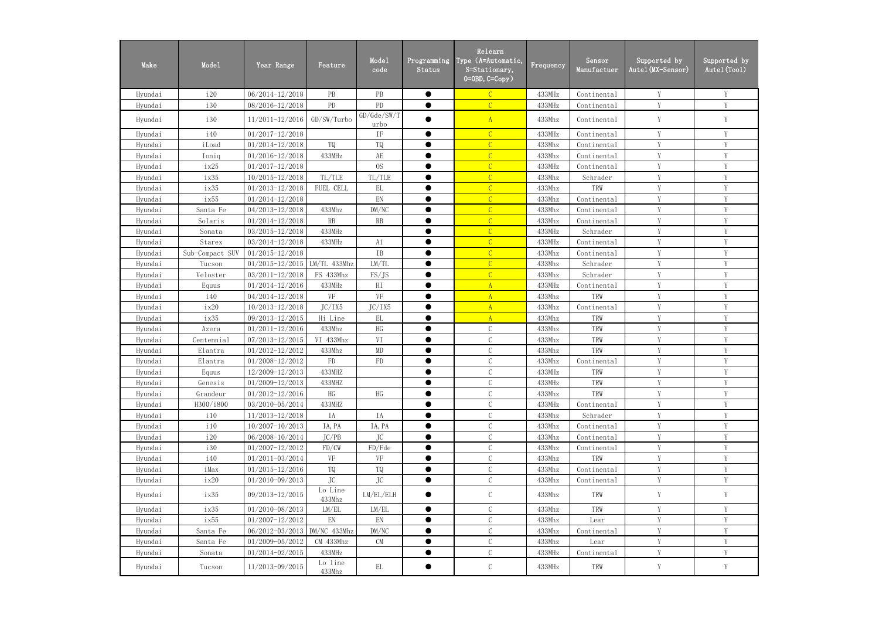| Make | Model | Year Range | Feature | Model code | Programming Status | Relearn Type (A=Automatic, S=Stationary, O=OBD, C=Copy) | Frequency | Sensor Manufactuer | Supported by Autel(MX-Sensor) | Supported by Autel(Tool) |
|---|---|---|---|---|---|---|---|---|---|---|
| Hyundai | i20 | 06/2014-12/2018 | PB | PB | ● | C | 433MHz | Continental | Y | Y |
| Hyundai | i30 | 08/2016-12/2018 | PD | PD | ● | C | 433MHz | Continental | Y | Y |
| Hyundai | i30 | 11/2011-12/2016 | GD/SW/Turbo | GD/Gde/SW/Turbo | ● | A | 433Mhz | Continental | Y | Y |
| Hyundai | i40 | 01/2017-12/2018 | | IF | ● | C | 433MHz | Continental | Y | Y |
| Hyundai | iLoad | 01/2014-12/2018 | TQ | TQ | ● | C | 433MHz | Continental | Y | Y |
| Hyundai | Ioniq | 01/2016-12/2018 | 433MHz | AE | ● | C | 433Mhz | Continental | Y | Y |
| Hyundai | ix25 | 01/2017-12/2018 | | OS | ● | C | 433MHz | Continental | Y | Y |
| Hyundai | ix35 | 10/2015-12/2018 | TL/TLE | TL/TLE | ● | C | 433Mhz | Schrader | Y | Y |
| Hyundai | ix35 | 01/2013-12/2018 | FUEL CELL | EL | ● | C | 433Mhz | TRW | Y | Y |
| Hyundai | ix55 | 01/2014-12/2018 | | EN | ● | C | 433Mhz | Continental | Y | Y |
| Hyundai | Santa Fe | 04/2013-12/2018 | 433Mhz | DM/NC | ● | C | 433Mhz | Continental | Y | Y |
| Hyundai | Solaris | 01/2014-12/2018 | RB | RB | ● | C | 433Mhz | Continental | Y | Y |
| Hyundai | Sonata | 03/2015-12/2018 | 433MHz | | ● | C | 433Mhz | Schrader | Y | Y |
| Hyundai | Starex | 03/2014-12/2018 | 433MHz | A1 | ● | C | 433MHz | Continental | Y | Y |
| Hyundai | Sub-Compact SUV | 01/2015-12/2018 | | IB | ● | C | 433Mhz | Continental | Y | Y |
| Hyundai | Tucson | 01/2015-12/2015 | LM/TL 433Mhz | LM/TL | ● | C | 433Mhz | Schrader | Y | Y |
| Hyundai | Veloster | 03/2011-12/2018 | FS 433Mhz | FS/JS | ● | C | 433Mhz | Schrader | Y | Y |
| Hyundai | Equus | 01/2014-12/2016 | 433MHz | HI | ● | A | 433MHz | Continental | Y | Y |
| Hyundai | i40 | 04/2014-12/2018 | VF | VF | ● | A | 433Mhz | TRW | Y | Y |
| Hyundai | ix20 | 10/2013-12/2018 | JC/IX5 | JC/IX5 | ● | A | 433Mhz | Continental | Y | Y |
| Hyundai | ix35 | 09/2013-12/2015 | Hi Line | EL | ● | A | 433Mhz | TRW | Y | Y |
| Hyundai | Azera | 01/2011-12/2016 | 433Mhz | HG | ● | C | 433Mhz | TRW | Y | Y |
| Hyundai | Centennial | 07/2013-12/2015 | VI 433Mhz | VI | ● | C | 433Mhz | TRW | Y | Y |
| Hyundai | Elantra | 01/2012-12/2012 | 433Mhz | MD | ● | C | 433Mhz | TRW | Y | Y |
| Hyundai | Elantra | 01/2008-12/2012 | FD | FD | ● | C | 433Mhz | Continental | Y | Y |
| Hyundai | Equus | 12/2009-12/2013 | 433MHZ | | ● | C | 433MHz | TRW | Y | Y |
| Hyundai | Genesis | 01/2009-12/2013 | 433MHZ | | ● | C | 433MHz | TRW | Y | Y |
| Hyundai | Grandeur | 01/2012-12/2016 | HG | HG | ● | C | 433Mhz | TRW | Y | Y |
| Hyundai | H300/i800 | 03/2010-05/2014 | 433MHZ | | ● | C | 433MHz | Continental | Y | Y |
| Hyundai | i10 | 11/2013-12/2018 | IA | IA | ● | C | 433Mhz | Schrader | Y | Y |
| Hyundai | i10 | 10/2007-10/2013 | IA, PA | IA, PA | ● | C | 433Mhz | Continental | Y | Y |
| Hyundai | i20 | 06/2008-10/2014 | JC/PB | JC | ● | C | 433Mhz | Continental | Y | Y |
| Hyundai | i30 | 01/2007-12/2012 | FD/CW | FD/Fde | ● | C | 433Mhz | Continental | Y | Y |
| Hyundai | i40 | 01/2011-03/2014 | VF | VF | ● | C | 433Mhz | TRW | Y | Y |
| Hyundai | iMax | 01/2015-12/2016 | TQ | TQ | ● | C | 433Mhz | Continental | Y | Y |
| Hyundai | ix20 | 01/2010-09/2013 | JC | JC | ● | C | 433Mhz | Continental | Y | Y |
| Hyundai | ix35 | 09/2013-12/2015 | Lo Line 433Mhz | LM/EL/ELH | ● | C | 433Mhz | TRW | Y | Y |
| Hyundai | ix35 | 01/2010-08/2013 | LM/EL | LM/EL | ● | C | 433Mhz | TRW | Y | Y |
| Hyundai | ix55 | 01/2007-12/2012 | EN | EN | ● | C | 433Mhz | Lear | Y | Y |
| Hyundai | Santa Fe | 06/2012-03/2013 | DM/NC 433Mhz | DM/NC | ● | C | 433Mhz | Continental | Y | Y |
| Hyundai | Santa Fe | 01/2009-05/2012 | CM 433Mhz | CM | ● | C | 433Mhz | Lear | Y | Y |
| Hyundai | Sonata | 01/2014-02/2015 | 433MHz | | ● | C | 433MHz | Continental | Y | Y |
| Hyundai | Tucson | 11/2013-09/2015 | Lo line 433Mhz | EL | ● | C | 433MHz | TRW | Y | Y |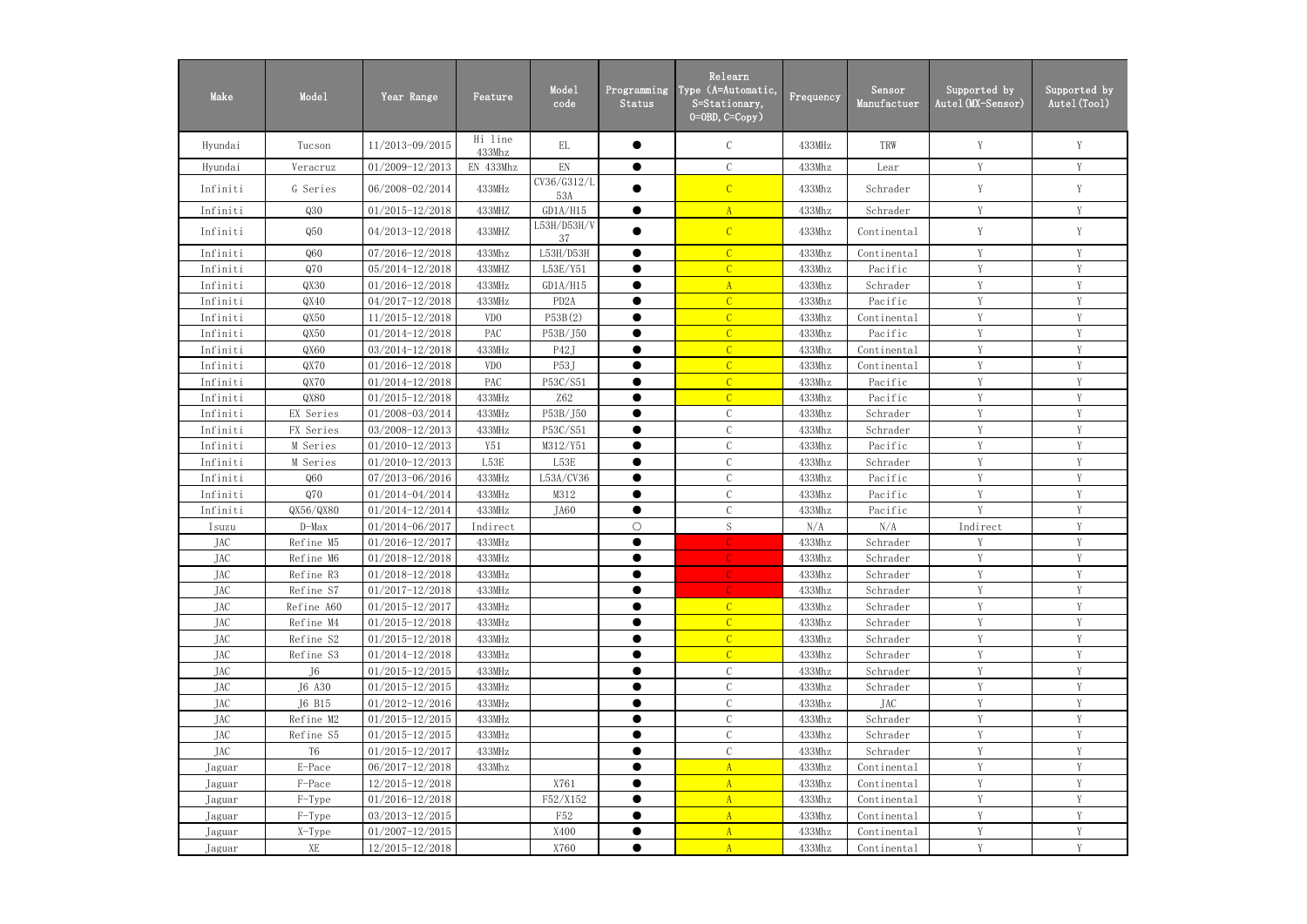| Make | Model | Year Range | Feature | Model code | Programming Status | Relearn Type (A=Automatic, S=Stationary, O=OBD, C=Copy) | Frequency | Sensor Manufactuer | Supported by Autel(MX-Sensor) | Supported by Autel(Tool) |
|---|---|---|---|---|---|---|---|---|---|---|
| Hyundai | Tucson | 11/2013-09/2015 | Hi line 433Mhz | EL | ● | C | 433MHz | TRW | Y | Y |
| Hyundai | Veracruz | 01/2009-12/2013 | EN 433Mhz | EN | ● | C | 433Mhz | Lear | Y | Y |
| Infiniti | G Series | 06/2008-02/2014 | 433MHz | CV36/G312/L53A | ● | C | 433Mhz | Schrader | Y | Y |
| Infiniti | Q30 | 01/2015-12/2018 | 433MHZ | GD1A/H15 | ● | A | 433Mhz | Schrader | Y | Y |
| Infiniti | Q50 | 04/2013-12/2018 | 433MHZ | L53H/D53H/V37 | ● | C | 433Mhz | Continental | Y | Y |
| Infiniti | Q60 | 07/2016-12/2018 | 433Mhz | L53H/D53H | ● | C | 433Mhz | Continental | Y | Y |
| Infiniti | Q70 | 05/2014-12/2018 | 433MHZ | L53E/Y51 | ● | C | 433Mhz | Pacific | Y | Y |
| Infiniti | QX30 | 01/2016-12/2018 | 433MHz | GD1A/H15 | ● | A | 433Mhz | Schrader | Y | Y |
| Infiniti | QX40 | 04/2017-12/2018 | 433MHz | PD2A | ● | C | 433Mhz | Pacific | Y | Y |
| Infiniti | QX50 | 11/2015-12/2018 | VDO | P53B(2) | ● | C | 433Mhz | Continental | Y | Y |
| Infiniti | QX50 | 01/2014-12/2018 | PAC | P53B/J50 | ● | C | 433Mhz | Pacific | Y | Y |
| Infiniti | QX60 | 03/2014-12/2018 | 433MHz | P42J | ● | C | 433Mhz | Continental | Y | Y |
| Infiniti | QX70 | 01/2016-12/2018 | VDO | P53J | ● | C | 433Mhz | Continental | Y | Y |
| Infiniti | QX70 | 01/2014-12/2018 | PAC | P53C/S51 | ● | C | 433Mhz | Pacific | Y | Y |
| Infiniti | QX80 | 01/2015-12/2018 | 433MHz | Z62 | ● | C | 433Mhz | Pacific | Y | Y |
| Infiniti | EX Series | 01/2008-03/2014 | 433MHz | P53B/J50 | ● | C | 433Mhz | Schrader | Y | Y |
| Infiniti | FX Series | 03/2008-12/2013 | 433MHz | P53C/S51 | ● | C | 433Mhz | Schrader | Y | Y |
| Infiniti | M Series | 01/2010-12/2013 | Y51 | M312/Y51 | ● | C | 433Mhz | Pacific | Y | Y |
| Infiniti | M Series | 01/2010-12/2013 | L53E | L53E | ● | C | 433Mhz | Schrader | Y | Y |
| Infiniti | Q60 | 07/2013-06/2016 | 433MHz | L53A/CV36 | ● | C | 433Mhz | Pacific | Y | Y |
| Infiniti | Q70 | 01/2014-04/2014 | 433MHz | M312 | ● | C | 433Mhz | Pacific | Y | Y |
| Infiniti | QX56/QX80 | 01/2014-12/2014 | 433MHz | JA60 | ● | C | 433Mhz | Pacific | Y | Y |
| Isuzu | D-Max | 01/2014-06/2017 | Indirect | | ○ | S | N/A | N/A | Indirect | Y |
| JAC | Refine M5 | 01/2016-12/2017 | 433MHz | | ● | C | 433Mhz | Schrader | Y | Y |
| JAC | Refine M6 | 01/2018-12/2018 | 433MHz | | ● | C | 433Mhz | Schrader | Y | Y |
| JAC | Refine R3 | 01/2018-12/2018 | 433MHz | | ● | C | 433Mhz | Schrader | Y | Y |
| JAC | Refine S7 | 01/2017-12/2018 | 433MHz | | ● | C | 433Mhz | Schrader | Y | Y |
| JAC | Refine A60 | 01/2015-12/2017 | 433MHz | | ● | C | 433Mhz | Schrader | Y | Y |
| JAC | Refine M4 | 01/2015-12/2018 | 433MHz | | ● | C | 433Mhz | Schrader | Y | Y |
| JAC | Refine S2 | 01/2015-12/2018 | 433MHz | | ● | C | 433Mhz | Schrader | Y | Y |
| JAC | Refine S3 | 01/2014-12/2018 | 433MHz | | ● | C | 433Mhz | Schrader | Y | Y |
| JAC | J6 | 01/2015-12/2015 | 433MHz | | ● | C | 433Mhz | Schrader | Y | Y |
| JAC | J6 A30 | 01/2015-12/2015 | 433MHz | | ● | C | 433Mhz | Schrader | Y | Y |
| JAC | J6 B15 | 01/2012-12/2016 | 433MHz | | ● | C | 433Mhz | JAC | Y | Y |
| JAC | Refine M2 | 01/2015-12/2015 | 433MHz | | ● | C | 433Mhz | Schrader | Y | Y |
| JAC | Refine S5 | 01/2015-12/2015 | 433MHz | | ● | C | 433Mhz | Schrader | Y | Y |
| JAC | T6 | 01/2015-12/2017 | 433MHz | | ● | C | 433Mhz | Schrader | Y | Y |
| Jaguar | E-Pace | 06/2017-12/2018 | 433Mhz | | ● | A | 433Mhz | Continental | Y | Y |
| Jaguar | F-Pace | 12/2015-12/2018 | | X761 | ● | A | 433Mhz | Continental | Y | Y |
| Jaguar | F-Type | 01/2016-12/2018 | | F52/X152 | ● | A | 433Mhz | Continental | Y | Y |
| Jaguar | F-Type | 03/2013-12/2015 | | F52 | ● | A | 433Mhz | Continental | Y | Y |
| Jaguar | X-Type | 01/2007-12/2015 | | X400 | ● | A | 433Mhz | Continental | Y | Y |
| Jaguar | XE | 12/2015-12/2018 | | X760 | ● | A | 433Mhz | Continental | Y | Y |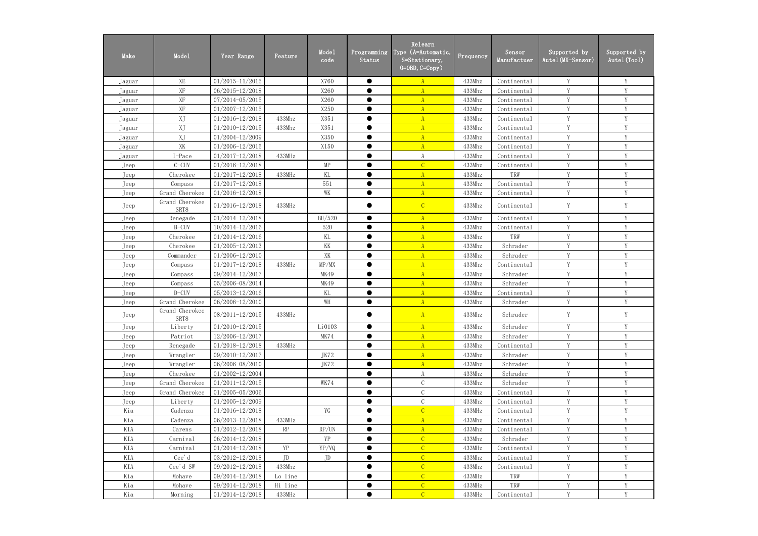| Make | Model | Year Range | Feature | Model code | Programming Status | Relearn Type (A=Automatic, S=Stationary, O=OBD, C=Copy) | Frequency | Sensor Manufactuer | Supported by Autel(MX-Sensor) | Supported by Autel(Tool) |
|---|---|---|---|---|---|---|---|---|---|---|
| Jaguar | XE | 01/2015-11/2015 | | X760 | ● | A | 433Mhz | Continental | Y | Y |
| Jaguar | XF | 06/2015-12/2018 | | X260 | ● | A | 433Mhz | Continental | Y | Y |
| Jaguar | XF | 07/2014-05/2015 | | X260 | ● | A | 433Mhz | Continental | Y | Y |
| Jaguar | XF | 01/2007-12/2015 | | X250 | ● | A | 433Mhz | Continental | Y | Y |
| Jaguar | XJ | 01/2016-12/2018 | 433Mhz | X351 | ● | A | 433Mhz | Continental | Y | Y |
| Jaguar | XJ | 01/2010-12/2015 | 433Mhz | X351 | ● | A | 433Mhz | Continental | Y | Y |
| Jaguar | XJ | 01/2004-12/2009 | | X350 | ● | A | 433Mhz | Continental | Y | Y |
| Jaguar | XK | 01/2006-12/2015 | | X150 | ● | A | 433Mhz | Continental | Y | Y |
| Jaguar | I-Pace | 01/2017-12/2018 | 433MHz | | ● | A | 433Mhz | Continental | Y | Y |
| Jeep | C-CUV | 01/2016-12/2018 | | MP | ● | C | 433Mhz | Continental | Y | Y |
| Jeep | Cherokee | 01/2017-12/2018 | 433MHz | KL | ● | A | 433Mhz | TRW | Y | Y |
| Jeep | Compass | 01/2017-12/2018 | | 551 | ● | A | 433Mhz | Continental | Y | Y |
| Jeep | Grand Cherokee | 01/2016-12/2018 | | WK | ● | A | 433Mhz | Continental | Y | Y |
| Jeep | Grand Cherokee SRT8 | 01/2016-12/2018 | 433MHz | | ● | C | 433Mhz | Continental | Y | Y |
| Jeep | Renegade | 01/2014-12/2018 | | BU/520 | ● | A | 433Mhz | Continental | Y | Y |
| Jeep | B-CUV | 10/2014-12/2016 | | 520 | ● | A | 433Mhz | Continental | Y | Y |
| Jeep | Cherokee | 01/2014-12/2016 | | KL | ● | A | 433Mhz | TRW | Y | Y |
| Jeep | Cherokee | 01/2005-12/2013 | | KK | ● | A | 433Mhz | Schrader | Y | Y |
| Jeep | Commander | 01/2006-12/2010 | | XK | ● | A | 433Mhz | Schrader | Y | Y |
| Jeep | Compass | 01/2017-12/2018 | 433MHz | MP/MX | ● | A | 433Mhz | Continental | Y | Y |
| Jeep | Compass | 09/2014-12/2017 | | MK49 | ● | A | 433Mhz | Schrader | Y | Y |
| Jeep | Compass | 05/2006-08/2014 | | MK49 | ● | A | 433Mhz | Schrader | Y | Y |
| Jeep | D-CUV | 05/2013-12/2016 | | KL | ● | A | 433Mhz | Continental | Y | Y |
| Jeep | Grand Cherokee | 06/2006-12/2010 | | WH | ● | A | 433Mhz | Schrader | Y | Y |
| Jeep | Grand Cherokee SRT8 | 08/2011-12/2015 | 433MHz | | ● | A | 433Mhz | Schrader | Y | Y |
| Jeep | Liberty | 01/2010-12/2015 | | Li0103 | ● | A | 433Mhz | Schrader | Y | Y |
| Jeep | Patriot | 12/2006-12/2017 | | MK74 | ● | A | 433Mhz | Schrader | Y | Y |
| Jeep | Renegade | 01/2018-12/2018 | 433MHz | | ● | A | 433Mhz | Continental | Y | Y |
| Jeep | Wrangler | 09/2010-12/2017 | | JK72 | ● | A | 433Mhz | Schrader | Y | Y |
| Jeep | Wrangler | 06/2006-08/2010 | | JK72 | ● | A | 433Mhz | Schrader | Y | Y |
| Jeep | Cherokee | 01/2002-12/2004 | | | ● | A | 433Mhz | Schrader | Y | Y |
| Jeep | Grand Cherokee | 01/2011-12/2015 | | WK74 | ● | C | 433Mhz | Schrader | Y | Y |
| Jeep | Grand Cherokee | 01/2005-05/2006 | | | ● | C | 433Mhz | Continental | Y | Y |
| Jeep | Liberty | 01/2005-12/2009 | | | ● | C | 433Mhz | Continental | Y | Y |
| Kia | Cadenza | 01/2016-12/2018 | | YG | ● | C | 433MHz | Continental | Y | Y |
| Kia | Cadenza | 06/2013-12/2018 | 433MHz | | ● | A | 433Mhz | Continental | Y | Y |
| KIA | Carens | 01/2012-12/2018 | RP | RP/UN | ● | A | 433Mhz | Continental | Y | Y |
| KIA | Carnival | 06/2014-12/2018 | | YP | ● | C | 433Mhz | Schrader | Y | Y |
| KIA | Carnival | 01/2014-12/2018 | YP | YP/VQ | ● | C | 433MHz | Continental | Y | Y |
| KIA | Cee'd | 03/2012-12/2018 | JD | JD | ● | C | 433Mhz | Continental | Y | Y |
| KIA | Cee'd SW | 09/2012-12/2018 | 433Mhz | | ● | C | 433Mhz | Continental | Y | Y |
| Kia | Mohave | 09/2014-12/2018 | Lo line | | ● | C | 433MHz | TRW | Y | Y |
| Kia | Mohave | 09/2014-12/2018 | Hi line | | ● | C | 433MHz | TRW | Y | Y |
| Kia | Morning | 01/2014-12/2018 | 433MHz | | ● | C | 433MHz | Continental | Y | Y |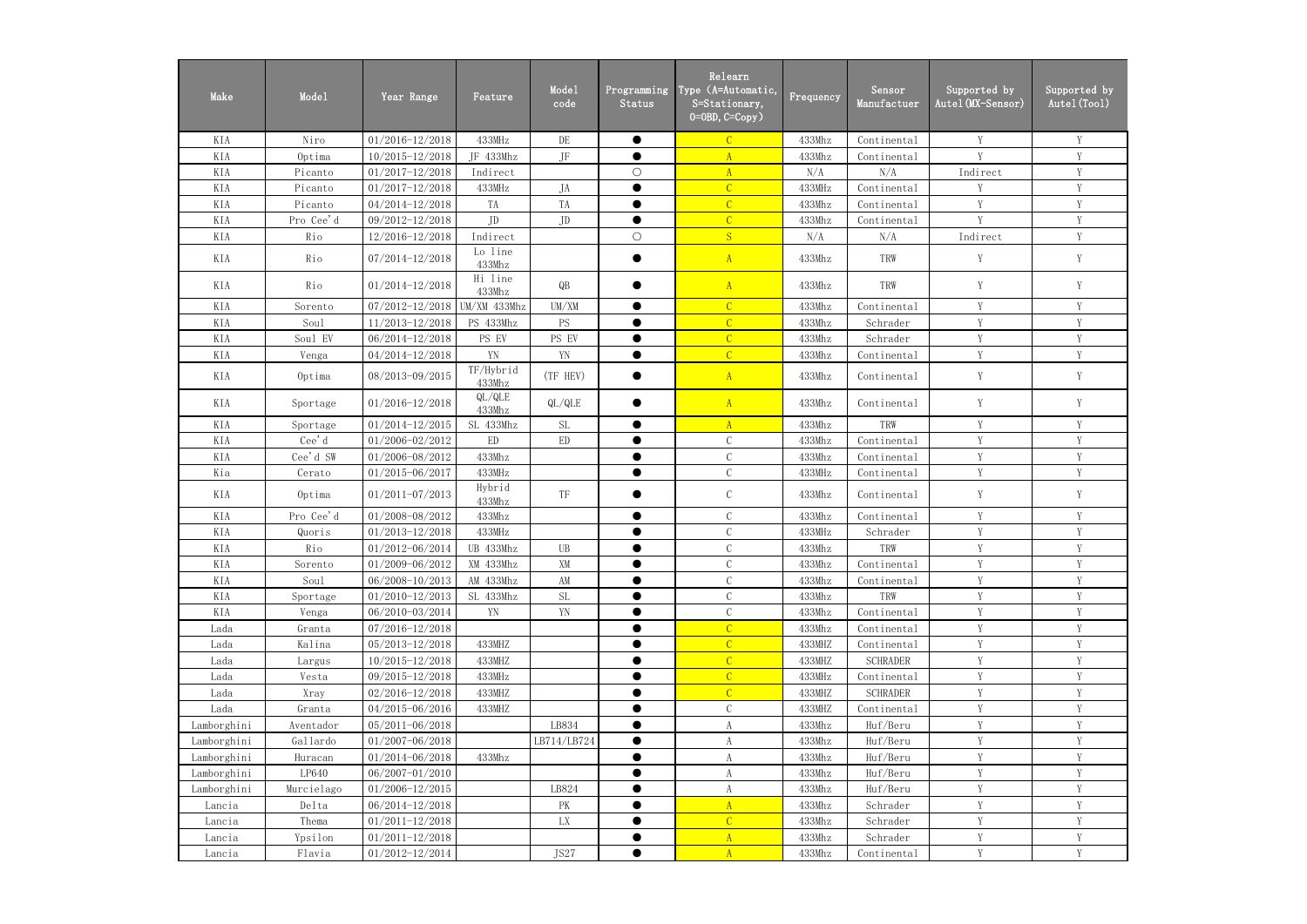| Make | Model | Year Range | Feature | Model code | Programming Status | Relearn Type (A=Automatic, S=Stationary, O=OBD, C=Copy) | Frequency | Sensor Manufactuer | Supported by Autel(MX-Sensor) | Supported by Autel(Tool) |
|---|---|---|---|---|---|---|---|---|---|---|
| KIA | Niro | 01/2016-12/2018 | 433MHz | DE | ● | C | 433Mhz | Continental | Y | Y |
| KIA | Optima | 10/2015-12/2018 | JF 433Mhz | JF | ● | A | 433Mhz | Continental | Y | Y |
| KIA | Picanto | 01/2017-12/2018 | Indirect | | ○ | A | N/A | N/A | Indirect | Y |
| KIA | Picanto | 01/2017-12/2018 | 433MHz | JA | ● | C | 433MHz | Continental | Y | Y |
| KIA | Picanto | 04/2014-12/2018 | TA | TA | ● | C | 433Mhz | Continental | Y | Y |
| KIA | Pro Cee'd | 09/2012-12/2018 | JD | JD | ● | C | 433Mhz | Continental | Y | Y |
| KIA | Rio | 12/2016-12/2018 | Indirect | | ○ | S | N/A | N/A | Indirect | Y |
| KIA | Rio | 07/2014-12/2018 | Lo line 433Mhz | | ● | A | 433Mhz | TRW | Y | Y |
| KIA | Rio | 01/2014-12/2018 | Hi line 433Mhz | QB | ● | A | 433Mhz | TRW | Y | Y |
| KIA | Sorento | 07/2012-12/2018 | UM/XM 433Mhz | UM/XM | ● | C | 433Mhz | Continental | Y | Y |
| KIA | Soul | 11/2013-12/2018 | PS 433Mhz | PS | ● | C | 433Mhz | Schrader | Y | Y |
| KIA | Soul EV | 06/2014-12/2018 | PS EV | PS EV | ● | C | 433Mhz | Schrader | Y | Y |
| KIA | Venga | 04/2014-12/2018 | YN | YN | ● | C | 433Mhz | Continental | Y | Y |
| KIA | Optima | 08/2013-09/2015 | TF/Hybrid 433Mhz | (TF HEV) | ● | A | 433Mhz | Continental | Y | Y |
| KIA | Sportage | 01/2016-12/2018 | QL/QLE 433Mhz | QL/QLE | ● | A | 433Mhz | Continental | Y | Y |
| KIA | Sportage | 01/2014-12/2015 | SL 433Mhz | SL | ● | A | 433Mhz | TRW | Y | Y |
| KIA | Cee'd | 01/2006-02/2012 | ED | ED | ● | C | 433Mhz | Continental | Y | Y |
| KIA | Cee'd SW | 01/2006-08/2012 | 433Mhz | | ● | C | 433Mhz | Continental | Y | Y |
| Kia | Cerato | 01/2015-06/2017 | 433MHz | | ● | C | 433MHz | Continental | Y | Y |
| KIA | Optima | 01/2011-07/2013 | Hybrid 433Mhz | TF | ● | C | 433Mhz | Continental | Y | Y |
| KIA | Pro Cee'd | 01/2008-08/2012 | 433Mhz | | ● | C | 433Mhz | Continental | Y | Y |
| KIA | Quoris | 01/2013-12/2018 | 433MHz | | ● | C | 433MHz | Schrader | Y | Y |
| KIA | Rio | 01/2012-06/2014 | UB 433Mhz | UB | ● | C | 433Mhz | TRW | Y | Y |
| KIA | Sorento | 01/2009-06/2012 | XM 433Mhz | XM | ● | C | 433Mhz | Continental | Y | Y |
| KIA | Soul | 06/2008-10/2013 | AM 433Mhz | AM | ● | C | 433Mhz | Continental | Y | Y |
| KIA | Sportage | 01/2010-12/2013 | SL 433Mhz | SL | ● | C | 433Mhz | TRW | Y | Y |
| KIA | Venga | 06/2010-03/2014 | YN | YN | ● | C | 433Mhz | Continental | Y | Y |
| Lada | Granta | 07/2016-12/2018 | | | ● | C | 433Mhz | Continental | Y | Y |
| Lada | Kalina | 05/2013-12/2018 | 433MHZ | | ● | C | 433MHZ | Continental | Y | Y |
| Lada | Largus | 10/2015-12/2018 | 433MHZ | | ● | C | 433MHZ | SCHRADER | Y | Y |
| Lada | Vesta | 09/2015-12/2018 | 433MHz | | ● | C | 433MHz | Continental | Y | Y |
| Lada | Xray | 02/2016-12/2018 | 433MHZ | | ● | C | 433MHZ | SCHRADER | Y | Y |
| Lada | Granta | 04/2015-06/2016 | 433MHZ | | ● | C | 433MHZ | Continental | Y | Y |
| Lamborghini | Aventador | 05/2011-06/2018 | | LB834 | ● | A | 433Mhz | Huf/Beru | Y | Y |
| Lamborghini | Gallardo | 01/2007-06/2018 | | LB714/LB724 | ● | A | 433Mhz | Huf/Beru | Y | Y |
| Lamborghini | Huracan | 01/2014-06/2018 | 433Mhz | | ● | A | 433Mhz | Huf/Beru | Y | Y |
| Lamborghini | LP640 | 06/2007-01/2010 | | | ● | A | 433Mhz | Huf/Beru | Y | Y |
| Lamborghini | Murcielago | 01/2006-12/2015 | | LB824 | ● | A | 433Mhz | Huf/Beru | Y | Y |
| Lancia | Delta | 06/2014-12/2018 | | PK | ● | A | 433Mhz | Schrader | Y | Y |
| Lancia | Thema | 01/2011-12/2018 | | LX | ● | C | 433Mhz | Schrader | Y | Y |
| Lancia | Ypsilon | 01/2011-12/2018 | | | ● | A | 433Mhz | Schrader | Y | Y |
| Lancia | Flavia | 01/2012-12/2014 | | JS27 | ● | A | 433Mhz | Continental | Y | Y |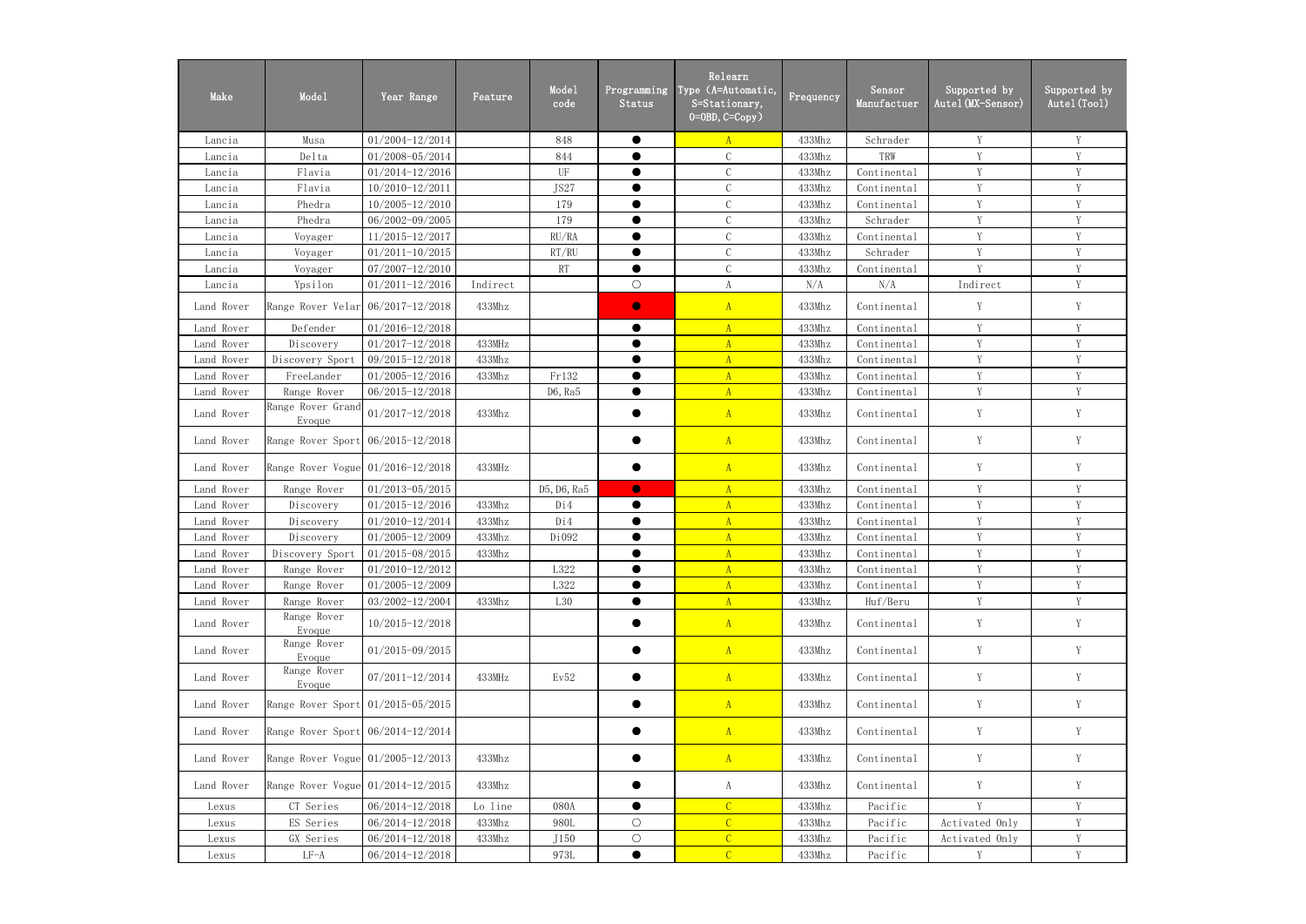| Make | Model | Year Range | Feature | Model code | Programming Status | Relearn Type (A=Automatic, S=Stationary, O=OBD, C=Copy) | Frequency | Sensor Manufactuer | Supported by Autel(MX-Sensor) | Supported by Autel(Tool) |
|---|---|---|---|---|---|---|---|---|---|---|
| Lancia | Musa | 01/2004-12/2014 | | 848 | ● | A | 433Mhz | Schrader | Y | Y |
| Lancia | Delta | 01/2008-05/2014 | | 844 | ● | C | 433Mhz | TRW | Y | Y |
| Lancia | Flavia | 01/2014-12/2016 | | UF | ● | C | 433Mhz | Continental | Y | Y |
| Lancia | Flavia | 10/2010-12/2011 | | JS27 | ● | C | 433Mhz | Continental | Y | Y |
| Lancia | Phedra | 10/2005-12/2010 | | 179 | ● | C | 433Mhz | Continental | Y | Y |
| Lancia | Phedra | 06/2002-09/2005 | | 179 | ● | C | 433Mhz | Schrader | Y | Y |
| Lancia | Voyager | 11/2015-12/2017 | | RU/RA | ● | C | 433Mhz | Continental | Y | Y |
| Lancia | Voyager | 01/2011-10/2015 | | RT/RU | ● | C | 433Mhz | Schrader | Y | Y |
| Lancia | Voyager | 07/2007-12/2010 | | RT | ● | C | 433Mhz | Continental | Y | Y |
| Lancia | Ypsilon | 01/2011-12/2016 | Indirect | | ○ | A | N/A | N/A | Indirect | Y |
| Land Rover | Range Rover Velar | 06/2017-12/2018 | 433Mhz | | ● | A | 433Mhz | Continental | Y | Y |
| Land Rover | Defender | 01/2016-12/2018 | | | ● | A | 433Mhz | Continental | Y | Y |
| Land Rover | Discovery | 01/2017-12/2018 | 433MHz | | ● | A | 433Mhz | Continental | Y | Y |
| Land Rover | Discovery Sport | 09/2015-12/2018 | 433Mhz | | ● | A | 433Mhz | Continental | Y | Y |
| Land Rover | FreeLander | 01/2005-12/2016 | 433Mhz | Fr132 | ● | A | 433Mhz | Continental | Y | Y |
| Land Rover | Range Rover | 06/2015-12/2018 | | D6, Ra5 | ● | A | 433Mhz | Continental | Y | Y |
| Land Rover | Range Rover Grand Evoque | 01/2017-12/2018 | 433Mhz | | ● | A | 433Mhz | Continental | Y | Y |
| Land Rover | Range Rover Sport | 06/2015-12/2018 | | | ● | A | 433Mhz | Continental | Y | Y |
| Land Rover | Range Rover Vogue | 01/2016-12/2018 | 433MHz | | ● | A | 433Mhz | Continental | Y | Y |
| Land Rover | Range Rover | 01/2013-05/2015 | | D5, D6, Ra5 | ● | A | 433Mhz | Continental | Y | Y |
| Land Rover | Discovery | 01/2015-12/2016 | 433Mhz | Di4 | ● | A | 433Mhz | Continental | Y | Y |
| Land Rover | Discovery | 01/2010-12/2014 | 433Mhz | Di4 | ● | A | 433Mhz | Continental | Y | Y |
| Land Rover | Discovery | 01/2005-12/2009 | 433Mhz | Di092 | ● | A | 433Mhz | Continental | Y | Y |
| Land Rover | Discovery Sport | 01/2015-08/2015 | 433Mhz | | ● | A | 433Mhz | Continental | Y | Y |
| Land Rover | Range Rover | 01/2010-12/2012 | | L322 | ● | A | 433Mhz | Continental | Y | Y |
| Land Rover | Range Rover | 01/2005-12/2009 | | L322 | ● | A | 433Mhz | Continental | Y | Y |
| Land Rover | Range Rover | 03/2002-12/2004 | 433Mhz | L30 | ● | A | 433Mhz | Huf/Beru | Y | Y |
| Land Rover | Range Rover Evoque | 10/2015-12/2018 | | | ● | A | 433Mhz | Continental | Y | Y |
| Land Rover | Range Rover Evoque | 01/2015-09/2015 | | | ● | A | 433Mhz | Continental | Y | Y |
| Land Rover | Range Rover Evoque | 07/2011-12/2014 | 433MHz | Ev52 | ● | A | 433Mhz | Continental | Y | Y |
| Land Rover | Range Rover Sport | 01/2015-05/2015 | | | ● | A | 433Mhz | Continental | Y | Y |
| Land Rover | Range Rover Sport | 06/2014-12/2014 | | | ● | A | 433Mhz | Continental | Y | Y |
| Land Rover | Range Rover Vogue | 01/2005-12/2013 | 433Mhz | | ● | A | 433Mhz | Continental | Y | Y |
| Land Rover | Range Rover Vogue | 01/2014-12/2015 | 433Mhz | | ● | A | 433Mhz | Continental | Y | Y |
| Lexus | CT Series | 06/2014-12/2018 | Lo line | 080A | ● | C | 433Mhz | Pacific | Y | Y |
| Lexus | ES Series | 06/2014-12/2018 | 433Mhz | 980L | ○ | C | 433Mhz | Pacific | Activated Only | Y |
| Lexus | GX Series | 06/2014-12/2018 | 433Mhz | J150 | ○ | C | 433Mhz | Pacific | Activated Only | Y |
| Lexus | LF-A | 06/2014-12/2018 | | 973L | ● | C | 433Mhz | Pacific | Y | Y |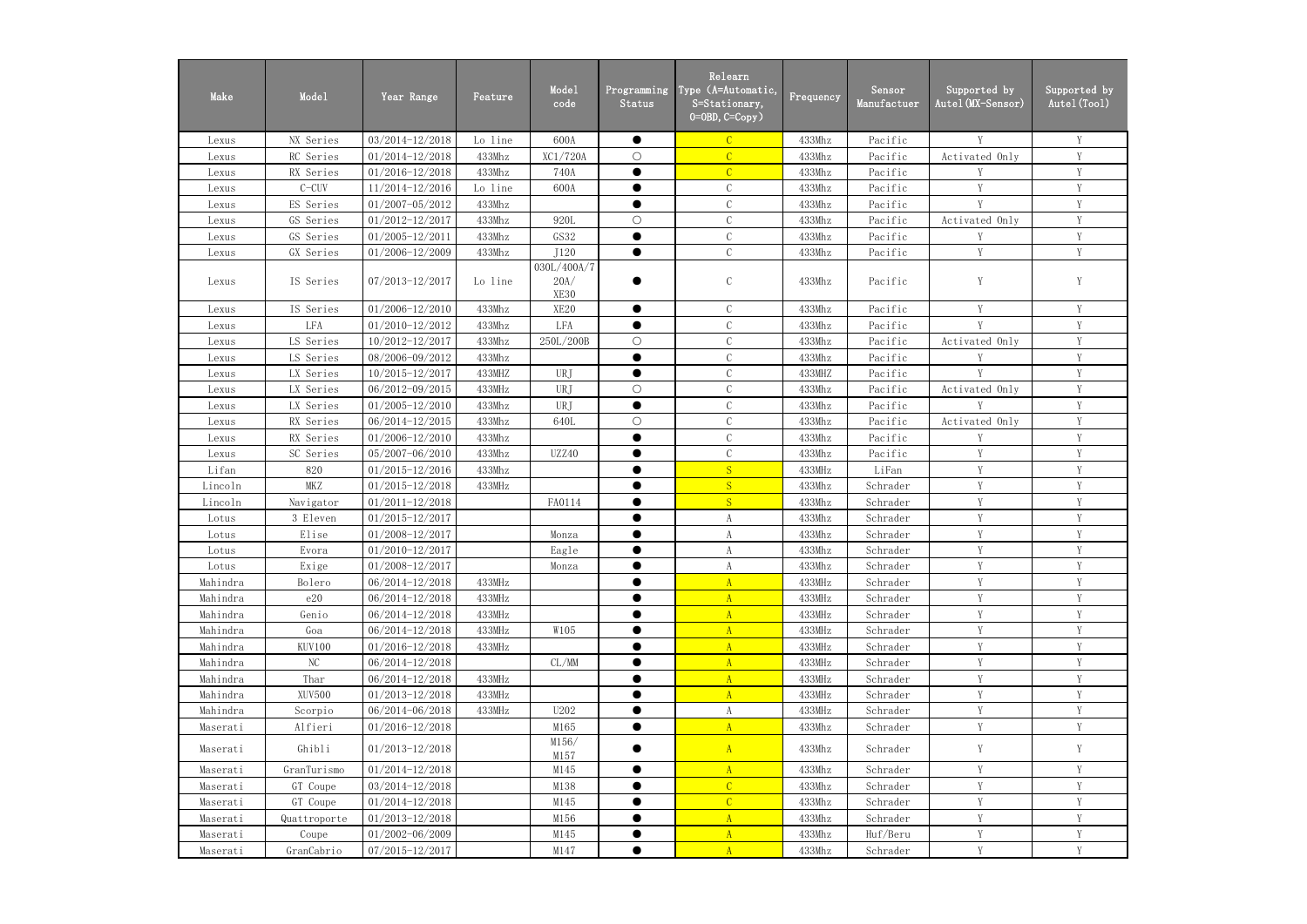| Make | Model | Year Range | Feature | Model code | Programming Status | Relearn Type (A=Automatic, S=Stationary, O=OBD, C=Copy) | Frequency | Sensor Manufactuer | Supported by Autel(MX-Sensor) | Supported by Autel(Tool) |
|---|---|---|---|---|---|---|---|---|---|---|
| Lexus | NX Series | 03/2014-12/2018 | Lo line | 600A | ● | C | 433Mhz | Pacific | Y | Y |
| Lexus | RC Series | 01/2014-12/2018 | 433Mhz | XC1/720A | ○ | C | 433Mhz | Pacific | Activated Only | Y |
| Lexus | RX Series | 01/2016-12/2018 | 433Mhz | 740A | ● | C | 433Mhz | Pacific | Y | Y |
| Lexus | C-CUV | 11/2014-12/2016 | Lo line | 600A | ● | C | 433Mhz | Pacific | Y | Y |
| Lexus | ES Series | 01/2007-05/2012 | 433Mhz | | ● | C | 433Mhz | Pacific | Y | Y |
| Lexus | GS Series | 01/2012-12/2017 | 433Mhz | 920L | ○ | C | 433Mhz | Pacific | Activated Only | Y |
| Lexus | GS Series | 01/2005-12/2011 | 433Mhz | GS32 | ● | C | 433Mhz | Pacific | Y | Y |
| Lexus | GX Series | 01/2006-12/2009 | 433Mhz | J120 | ● | C | 433Mhz | Pacific | Y | Y |
| Lexus | IS Series | 07/2013-12/2017 | Lo line | 030L/400A/720A/XE30 | ● | C | 433Mhz | Pacific | Y | Y |
| Lexus | IS Series | 01/2006-12/2010 | 433Mhz | XE20 | ● | C | 433Mhz | Pacific | Y | Y |
| Lexus | LFA | 01/2010-12/2012 | 433Mhz | LFA | ● | C | 433Mhz | Pacific | Y | Y |
| Lexus | LS Series | 10/2012-12/2017 | 433Mhz | 250L/200B | ○ | C | 433Mhz | Pacific | Activated Only | Y |
| Lexus | LS Series | 08/2006-09/2012 | 433Mhz | | ● | C | 433Mhz | Pacific | Y | Y |
| Lexus | LX Series | 10/2015-12/2017 | 433MHZ | URJ | ● | C | 433MHZ | Pacific | Y | Y |
| Lexus | LX Series | 06/2012-09/2015 | 433MHz | URJ | ○ | C | 433Mhz | Pacific | Activated Only | Y |
| Lexus | LX Series | 01/2005-12/2010 | 433Mhz | URJ | ● | C | 433Mhz | Pacific | Y | Y |
| Lexus | RX Series | 06/2014-12/2015 | 433Mhz | 640L | ○ | C | 433Mhz | Pacific | Activated Only | Y |
| Lexus | RX Series | 01/2006-12/2010 | 433Mhz | | ● | C | 433Mhz | Pacific | Y | Y |
| Lexus | SC Series | 05/2007-06/2010 | 433Mhz | UZZ40 | ● | C | 433Mhz | Pacific | Y | Y |
| Lifan | 820 | 01/2015-12/2016 | 433Mhz | | ● | S | 433MHz | LiFan | Y | Y |
| Lincoln | MKZ | 01/2015-12/2018 | 433MHz | | ● | S | 433Mhz | Schrader | Y | Y |
| Lincoln | Navigator | 01/2011-12/2018 | | FA0114 | ● | S | 433Mhz | Schrader | Y | Y |
| Lotus | 3 Eleven | 01/2015-12/2017 | | | ● | A | 433Mhz | Schrader | Y | Y |
| Lotus | Elise | 01/2008-12/2017 | | Monza | ● | A | 433Mhz | Schrader | Y | Y |
| Lotus | Evora | 01/2010-12/2017 | | Eagle | ● | A | 433Mhz | Schrader | Y | Y |
| Lotus | Exige | 01/2008-12/2017 | | Monza | ● | A | 433Mhz | Schrader | Y | Y |
| Mahindra | Bolero | 06/2014-12/2018 | 433MHz | | ● | A | 433MHz | Schrader | Y | Y |
| Mahindra | e20 | 06/2014-12/2018 | 433MHz | | ● | A | 433MHz | Schrader | Y | Y |
| Mahindra | Genio | 06/2014-12/2018 | 433MHz | | ● | A | 433MHz | Schrader | Y | Y |
| Mahindra | Goa | 06/2014-12/2018 | 433MHz | W105 | ● | A | 433MHz | Schrader | Y | Y |
| Mahindra | KUV100 | 01/2016-12/2018 | 433MHz | | ● | A | 433MHz | Schrader | Y | Y |
| Mahindra | NC | 06/2014-12/2018 | | CL/MM | ● | A | 433MHz | Schrader | Y | Y |
| Mahindra | Thar | 06/2014-12/2018 | 433MHz | | ● | A | 433MHz | Schrader | Y | Y |
| Mahindra | XUV500 | 01/2013-12/2018 | 433MHz | | ● | A | 433MHz | Schrader | Y | Y |
| Mahindra | Scorpio | 06/2014-06/2018 | 433MHz | U202 | ● | A | 433MHz | Schrader | Y | Y |
| Maserati | Alfieri | 01/2016-12/2018 | | M165 | ● | A | 433Mhz | Schrader | Y | Y |
| Maserati | Ghibli | 01/2013-12/2018 | | M156/M157 | ● | A | 433Mhz | Schrader | Y | Y |
| Maserati | GranTurismo | 01/2014-12/2018 | | M145 | ● | A | 433Mhz | Schrader | Y | Y |
| Maserati | GT Coupe | 03/2014-12/2018 | | M138 | ● | C | 433Mhz | Schrader | Y | Y |
| Maserati | GT Coupe | 01/2014-12/2018 | | M145 | ● | C | 433Mhz | Schrader | Y | Y |
| Maserati | Quattroporte | 01/2013-12/2018 | | M156 | ● | A | 433Mhz | Schrader | Y | Y |
| Maserati | Coupe | 01/2002-06/2009 | | M145 | ● | A | 433Mhz | Huf/Beru | Y | Y |
| Maserati | GranCabrio | 07/2015-12/2017 | | M147 | ● | A | 433Mhz | Schrader | Y | Y |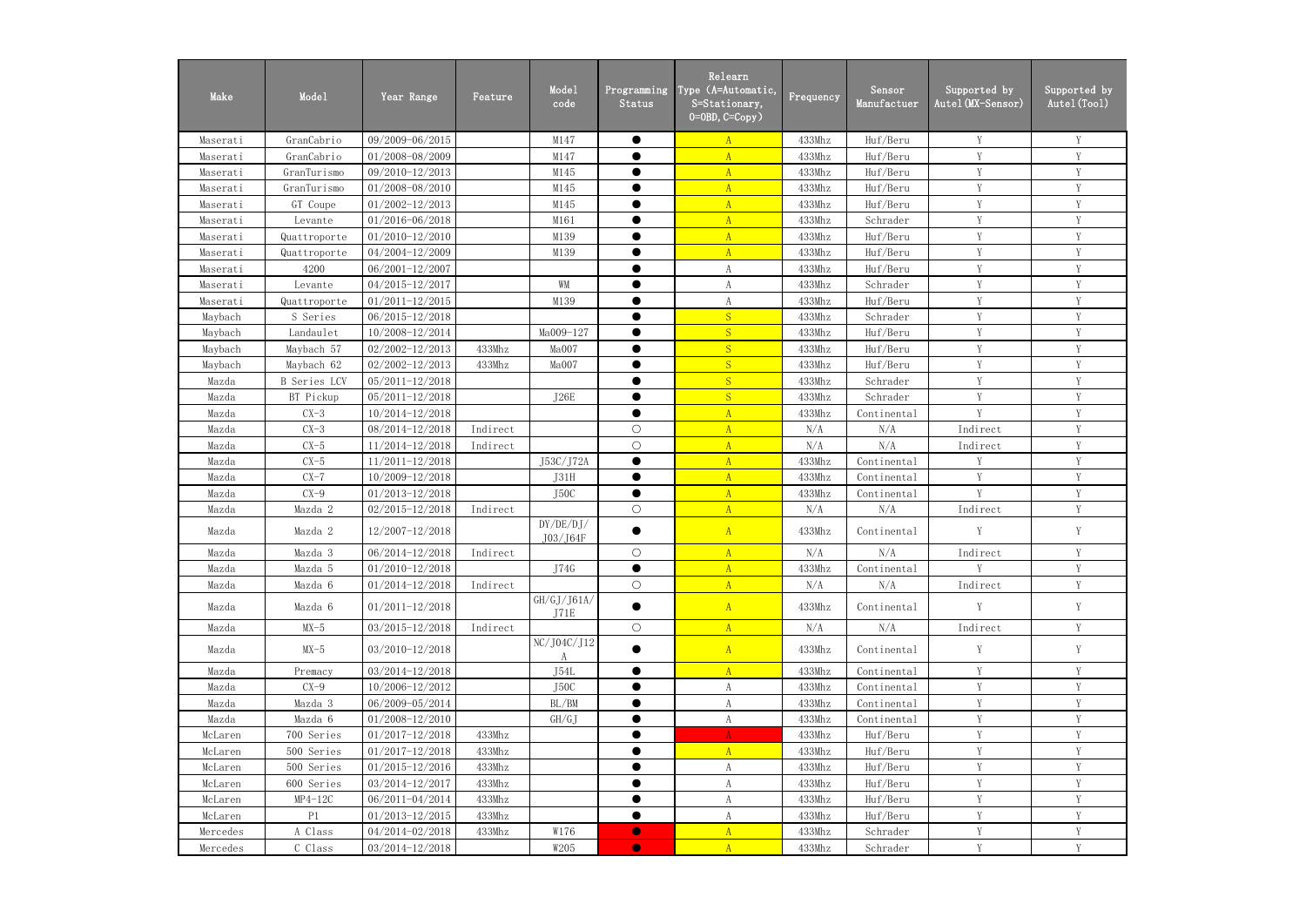| Make | Model | Year Range | Feature | Model code | Programming Status | Relearn Type (A=Automatic, S=Stationary, O=OBD, C=Copy) | Frequency | Sensor Manufactuer | Supported by Autel(MX-Sensor) | Supported by Autel(Tool) |
|---|---|---|---|---|---|---|---|---|---|---|
| Maserati | GranCabrio | 09/2009-06/2015 | | M147 | ● | A | 433Mhz | Huf/Beru | Y | Y |
| Maserati | GranCabrio | 01/2008-08/2009 | | M147 | ● | A | 433Mhz | Huf/Beru | Y | Y |
| Maserati | GranTurismo | 09/2010-12/2013 | | M145 | ● | A | 433Mhz | Huf/Beru | Y | Y |
| Maserati | GranTurismo | 01/2008-08/2010 | | M145 | ● | A | 433Mhz | Huf/Beru | Y | Y |
| Maserati | GT Coupe | 01/2002-12/2013 | | M145 | ● | A | 433Mhz | Huf/Beru | Y | Y |
| Maserati | Levante | 01/2016-06/2018 | | M161 | ● | A | 433Mhz | Schrader | Y | Y |
| Maserati | Quattroporte | 01/2010-12/2010 | | M139 | ● | A | 433Mhz | Huf/Beru | Y | Y |
| Maserati | Quattroporte | 04/2004-12/2009 | | M139 | ● | A | 433Mhz | Huf/Beru | Y | Y |
| Maserati | 4200 | 06/2001-12/2007 | | | ● | A | 433Mhz | Huf/Beru | Y | Y |
| Maserati | Levante | 04/2015-12/2017 | | WM | ● | A | 433Mhz | Schrader | Y | Y |
| Maserati | Quattroporte | 01/2011-12/2015 | | M139 | ● | A | 433Mhz | Huf/Beru | Y | Y |
| Maybach | S Series | 06/2015-12/2018 | | | ● | S | 433Mhz | Schrader | Y | Y |
| Maybach | Landaulet | 10/2008-12/2014 | | Ma009-127 | ● | S | 433Mhz | Huf/Beru | Y | Y |
| Maybach | Maybach 57 | 02/2002-12/2013 | 433Mhz | Ma007 | ● | S | 433Mhz | Huf/Beru | Y | Y |
| Maybach | Maybach 62 | 02/2002-12/2013 | 433Mhz | Ma007 | ● | S | 433Mhz | Huf/Beru | Y | Y |
| Mazda | B Series LCV | 05/2011-12/2018 | | | ● | S | 433Mhz | Schrader | Y | Y |
| Mazda | BT Pickup | 05/2011-12/2018 | | J26E | ● | S | 433Mhz | Schrader | Y | Y |
| Mazda | CX-3 | 10/2014-12/2018 | | | ● | A | 433Mhz | Continental | Y | Y |
| Mazda | CX-3 | 08/2014-12/2018 | Indirect | | ○ | A | N/A | N/A | Indirect | Y |
| Mazda | CX-5 | 11/2014-12/2018 | Indirect | | ○ | A | N/A | N/A | Indirect | Y |
| Mazda | CX-5 | 11/2011-12/2018 | | J53C/J72A | ● | A | 433Mhz | Continental | Y | Y |
| Mazda | CX-7 | 10/2009-12/2018 | | J31H | ● | A | 433Mhz | Continental | Y | Y |
| Mazda | CX-9 | 01/2013-12/2018 | | J50C | ● | A | 433Mhz | Continental | Y | Y |
| Mazda | Mazda 2 | 02/2015-12/2018 | Indirect | | ○ | A | N/A | N/A | Indirect | Y |
| Mazda | Mazda 2 | 12/2007-12/2018 | | DY/DE/DJ/J03/J64F | ● | A | 433Mhz | Continental | Y | Y |
| Mazda | Mazda 3 | 06/2014-12/2018 | Indirect | | ○ | A | N/A | N/A | Indirect | Y |
| Mazda | Mazda 5 | 01/2010-12/2018 | | J74G | ● | A | 433Mhz | Continental | Y | Y |
| Mazda | Mazda 6 | 01/2014-12/2018 | Indirect | | ○ | A | N/A | N/A | Indirect | Y |
| Mazda | Mazda 6 | 01/2011-12/2018 | | GH/GJ/J61A/J71E | ● | A | 433Mhz | Continental | Y | Y |
| Mazda | MX-5 | 03/2015-12/2018 | Indirect | | ○ | A | N/A | N/A | Indirect | Y |
| Mazda | MX-5 | 03/2010-12/2018 | | NC/J04C/J12A | ● | A | 433Mhz | Continental | Y | Y |
| Mazda | Premacy | 03/2014-12/2018 | | J54L | ● | A | 433Mhz | Continental | Y | Y |
| Mazda | CX-9 | 10/2006-12/2012 | | J50C | ● | A | 433Mhz | Continental | Y | Y |
| Mazda | Mazda 3 | 06/2009-05/2014 | | BL/BM | ● | A | 433Mhz | Continental | Y | Y |
| Mazda | Mazda 6 | 01/2008-12/2010 | | GH/GJ | ● | A | 433Mhz | Continental | Y | Y |
| McLaren | 700 Series | 01/2017-12/2018 | 433Mhz | | ● | A | 433Mhz | Huf/Beru | Y | Y |
| McLaren | 500 Series | 01/2017-12/2018 | 433Mhz | | ● | A | 433Mhz | Huf/Beru | Y | Y |
| McLaren | 500 Series | 01/2015-12/2016 | 433Mhz | | ● | A | 433Mhz | Huf/Beru | Y | Y |
| McLaren | 600 Series | 03/2014-12/2017 | 433Mhz | | ● | A | 433Mhz | Huf/Beru | Y | Y |
| McLaren | MP4-12C | 06/2011-04/2014 | 433Mhz | | ● | A | 433Mhz | Huf/Beru | Y | Y |
| McLaren | P1 | 01/2013-12/2015 | 433Mhz | | ● | A | 433Mhz | Huf/Beru | Y | Y |
| Mercedes | A Class | 04/2014-02/2018 | 433Mhz | W176 | ● | A | 433Mhz | Schrader | Y | Y |
| Mercedes | C Class | 03/2014-12/2018 | | W205 | ● | A | 433Mhz | Schrader | Y | Y |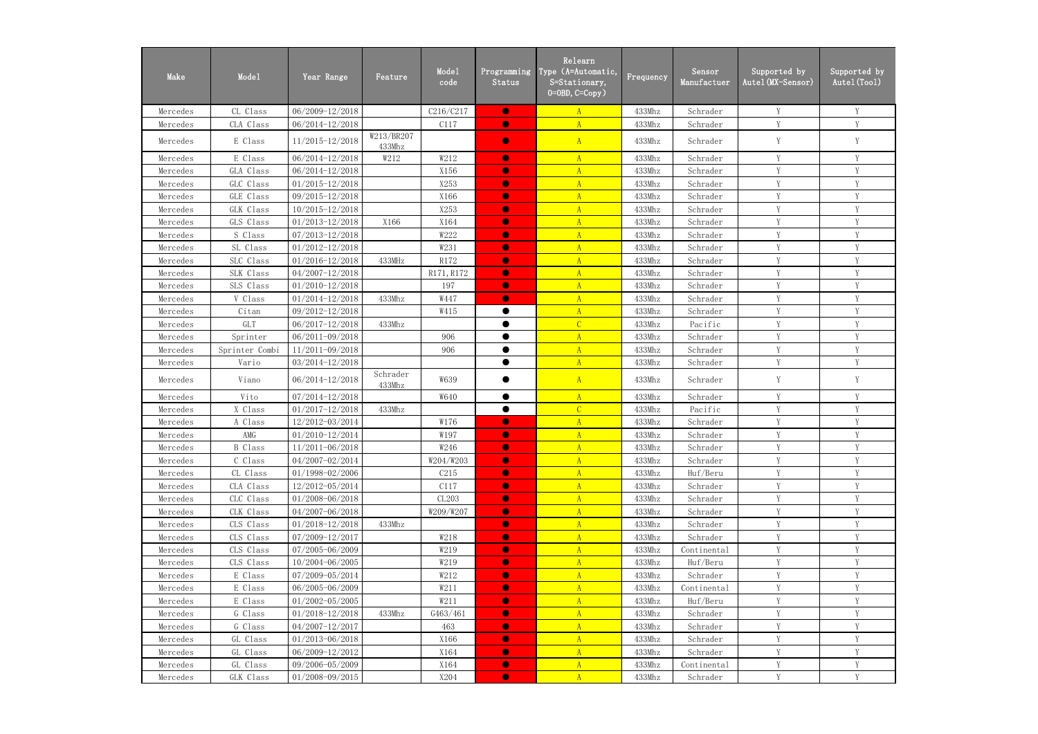| Make | Model | Year Range | Feature | Model code | Programming Status | Relearn Type (A=Automatic, S=Stationary, O=OBD, C=Copy) | Frequency | Sensor Manufactuer | Supported by Autel(MX-Sensor) | Supported by Autel(Tool) |
|---|---|---|---|---|---|---|---|---|---|---|
| Mercedes | CL Class | 06/2009-12/2018 | | C216/C217 | ● | A | 433Mhz | Schrader | Y | Y |
| Mercedes | CLA Class | 06/2014-12/2018 | | C117 | ● | A | 433Mhz | Schrader | Y | Y |
| Mercedes | E Class | 11/2015-12/2018 | W213/BR207 433Mhz | | ● | A | 433Mhz | Schrader | Y | Y |
| Mercedes | E Class | 06/2014-12/2018 | W212 | W212 | ● | A | 433Mhz | Schrader | Y | Y |
| Mercedes | GLA Class | 06/2014-12/2018 | | X156 | ● | A | 433Mhz | Schrader | Y | Y |
| Mercedes | GLC Class | 01/2015-12/2018 | | X253 | ● | A | 433Mhz | Schrader | Y | Y |
| Mercedes | GLE Class | 09/2015-12/2018 | | X166 | ● | A | 433Mhz | Schrader | Y | Y |
| Mercedes | GLK Class | 10/2015-12/2018 | | X253 | ● | A | 433Mhz | Schrader | Y | Y |
| Mercedes | GLS Class | 01/2013-12/2018 | X166 | X164 | ● | A | 433Mhz | Schrader | Y | Y |
| Mercedes | S Class | 07/2013-12/2018 | | W222 | ● | A | 433Mhz | Schrader | Y | Y |
| Mercedes | SL Class | 01/2012-12/2018 | | W231 | ● | A | 433Mhz | Schrader | Y | Y |
| Mercedes | SLC Class | 01/2016-12/2018 | 433MHz | R172 | ● | A | 433Mhz | Schrader | Y | Y |
| Mercedes | SLK Class | 04/2007-12/2018 | | R171,R172 | ● | A | 433Mhz | Schrader | Y | Y |
| Mercedes | SLS Class | 01/2010-12/2018 | | 197 | ● | A | 433Mhz | Schrader | Y | Y |
| Mercedes | V Class | 01/2014-12/2018 | 433Mhz | W447 | ● | A | 433Mhz | Schrader | Y | Y |
| Mercedes | Citan | 09/2012-12/2018 | | W415 | ● | A | 433Mhz | Schrader | Y | Y |
| Mercedes | GLT | 06/2017-12/2018 | 433Mhz | | ● | C | 433Mhz | Pacific | Y | Y |
| Mercedes | Sprinter | 06/2011-09/2018 | | 906 | ● | A | 433Mhz | Schrader | Y | Y |
| Mercedes | Sprinter Combi | 11/2011-09/2018 | | 906 | ● | A | 433Mhz | Schrader | Y | Y |
| Mercedes | Vario | 03/2014-12/2018 | | | ● | A | 433Mhz | Schrader | Y | Y |
| Mercedes | Viano | 06/2014-12/2018 | Schrader 433Mhz | W639 | ● | A | 433Mhz | Schrader | Y | Y |
| Mercedes | Vito | 07/2014-12/2018 | | W640 | ● | A | 433Mhz | Schrader | Y | Y |
| Mercedes | X Class | 01/2017-12/2018 | 433Mhz | | ● | C | 433Mhz | Pacific | Y | Y |
| Mercedes | A Class | 12/2012-03/2014 | | W176 | ● | A | 433Mhz | Schrader | Y | Y |
| Mercedes | AMG | 01/2010-12/2014 | | W197 | ● | A | 433Mhz | Schrader | Y | Y |
| Mercedes | B Class | 11/2011-06/2018 | | W246 | ● | A | 433Mhz | Schrader | Y | Y |
| Mercedes | C Class | 04/2007-02/2014 | | W204/W203 | ● | A | 433Mhz | Schrader | Y | Y |
| Mercedes | CL Class | 01/1998-02/2006 | | C215 | ● | A | 433Mhz | Huf/Beru | Y | Y |
| Mercedes | CLA Class | 12/2012-05/2014 | | C117 | ● | A | 433Mhz | Schrader | Y | Y |
| Mercedes | CLC Class | 01/2008-06/2018 | | CL203 | ● | A | 433Mhz | Schrader | Y | Y |
| Mercedes | CLK Class | 04/2007-06/2018 | | W209/W207 | ● | A | 433Mhz | Schrader | Y | Y |
| Mercedes | CLS Class | 01/2018-12/2018 | 433Mhz | | ● | A | 433Mhz | Schrader | Y | Y |
| Mercedes | CLS Class | 07/2009-12/2017 | | W218 | ● | A | 433Mhz | Schrader | Y | Y |
| Mercedes | CLS Class | 07/2005-06/2009 | | W219 | ● | A | 433Mhz | Continental | Y | Y |
| Mercedes | CLS Class | 10/2004-06/2005 | | W219 | ● | A | 433Mhz | Huf/Beru | Y | Y |
| Mercedes | E Class | 07/2009-05/2014 | | W212 | ● | A | 433Mhz | Schrader | Y | Y |
| Mercedes | E Class | 06/2005-06/2009 | | W211 | ● | A | 433Mhz | Continental | Y | Y |
| Mercedes | E Class | 01/2002-05/2005 | | W211 | ● | A | 433Mhz | Huf/Beru | Y | Y |
| Mercedes | G Class | 01/2018-12/2018 | 433Mhz | G463/461 | ● | A | 433Mhz | Schrader | Y | Y |
| Mercedes | G Class | 04/2007-12/2017 | | 463 | ● | A | 433Mhz | Schrader | Y | Y |
| Mercedes | GL Class | 01/2013-06/2018 | | X166 | ● | A | 433Mhz | Schrader | Y | Y |
| Mercedes | GL Class | 06/2009-12/2012 | | X164 | ● | A | 433Mhz | Schrader | Y | Y |
| Mercedes | GL Class | 09/2006-05/2009 | | X164 | ● | A | 433Mhz | Continental | Y | Y |
| Mercedes | GLK Class | 01/2008-09/2015 | | X204 | ● | A | 433Mhz | Schrader | Y | Y |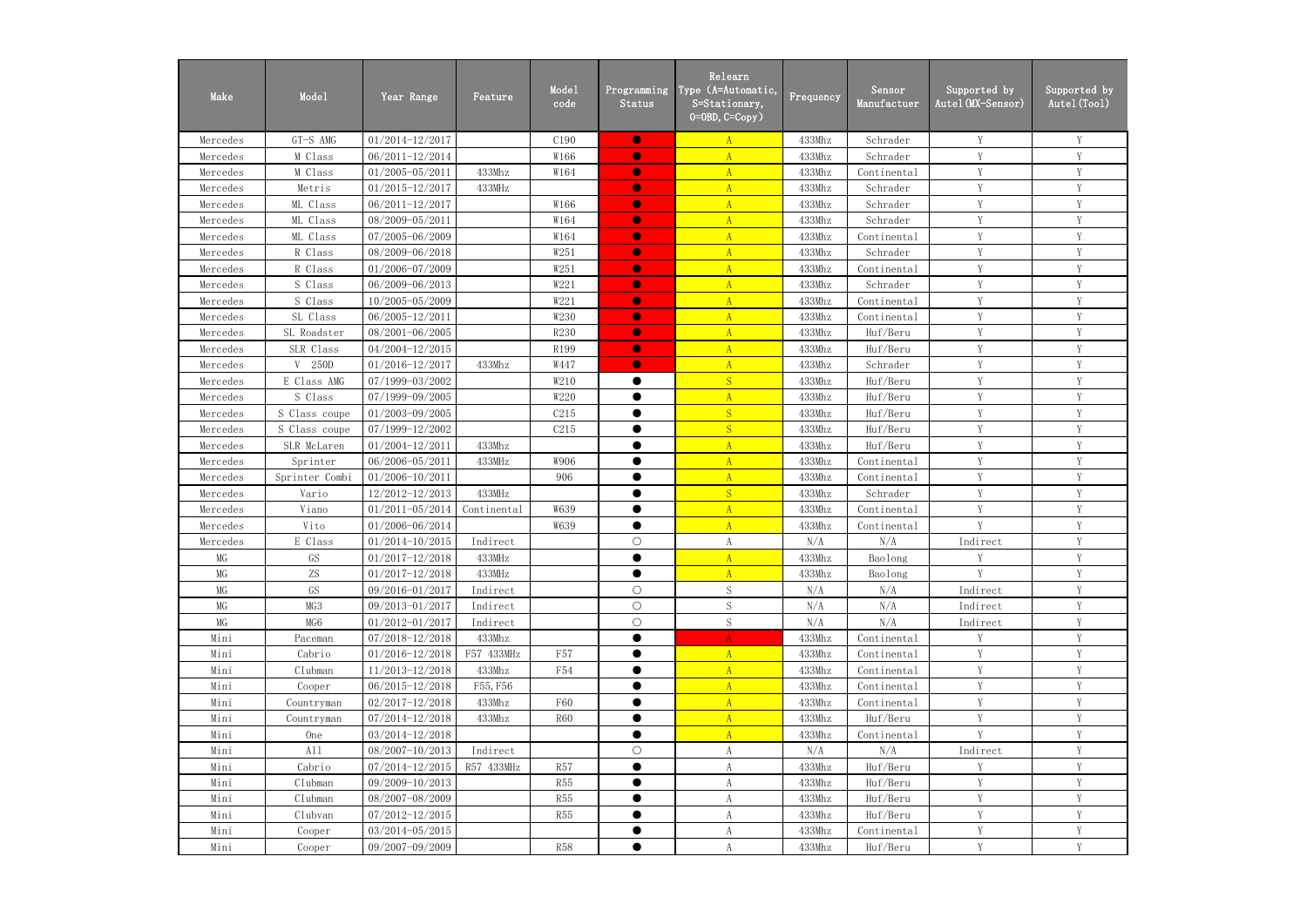| Make | Model | Year Range | Feature | Model code | Programming Status | Relearn Type (A=Automatic, S=Stationary, O=OBD, C=Copy) | Frequency | Sensor Manufactuer | Supported by Autel(MX-Sensor) | Supported by Autel(Tool) |
|---|---|---|---|---|---|---|---|---|---|---|
| Mercedes | GT-S AMG | 01/2014-12/2017 | | C190 | ● | A | 433Mhz | Schrader | Y | Y |
| Mercedes | M Class | 06/2011-12/2014 | | W166 | ● | A | 433Mhz | Schrader | Y | Y |
| Mercedes | M Class | 01/2005-05/2011 | 433Mhz | W164 | ● | A | 433Mhz | Continental | Y | Y |
| Mercedes | Metris | 01/2015-12/2017 | 433MHz | | ● | A | 433Mhz | Schrader | Y | Y |
| Mercedes | ML Class | 06/2011-12/2017 | | W166 | ● | A | 433Mhz | Schrader | Y | Y |
| Mercedes | ML Class | 08/2009-05/2011 | | W164 | ● | A | 433Mhz | Schrader | Y | Y |
| Mercedes | ML Class | 07/2005-06/2009 | | W164 | ● | A | 433Mhz | Continental | Y | Y |
| Mercedes | R Class | 08/2009-06/2018 | | W251 | ● | A | 433Mhz | Schrader | Y | Y |
| Mercedes | R Class | 01/2006-07/2009 | | W251 | ● | A | 433Mhz | Continental | Y | Y |
| Mercedes | S Class | 06/2009-06/2013 | | W221 | ● | A | 433Mhz | Schrader | Y | Y |
| Mercedes | S Class | 10/2005-05/2009 | | W221 | ● | A | 433Mhz | Continental | Y | Y |
| Mercedes | SL Class | 06/2005-12/2011 | | W230 | ● | A | 433Mhz | Continental | Y | Y |
| Mercedes | SL Roadster | 08/2001-06/2005 | | R230 | ● | A | 433Mhz | Huf/Beru | Y | Y |
| Mercedes | SLR Class | 04/2004-12/2015 | | R199 | ● | A | 433Mhz | Huf/Beru | Y | Y |
| Mercedes | V 250D | 01/2016-12/2017 | 433Mhz | W447 | ● | A | 433Mhz | Schrader | Y | Y |
| Mercedes | E Class AMG | 07/1999-03/2002 | | W210 | ● | S | 433Mhz | Huf/Beru | Y | Y |
| Mercedes | S Class | 07/1999-09/2005 | | W220 | ● | A | 433Mhz | Huf/Beru | Y | Y |
| Mercedes | S Class coupe | 01/2003-09/2005 | | C215 | ● | S | 433Mhz | Huf/Beru | Y | Y |
| Mercedes | S Class coupe | 07/1999-12/2002 | | C215 | ● | S | 433Mhz | Huf/Beru | Y | Y |
| Mercedes | SLR McLaren | 01/2004-12/2011 | 433Mhz | | ● | A | 433Mhz | Huf/Beru | Y | Y |
| Mercedes | Sprinter | 06/2006-05/2011 | 433MHz | W906 | ● | A | 433Mhz | Continental | Y | Y |
| Mercedes | Sprinter Combi | 01/2006-10/2011 | | 906 | ● | A | 433Mhz | Continental | Y | Y |
| Mercedes | Vario | 12/2012-12/2013 | 433MHz | | ● | S | 433Mhz | Schrader | Y | Y |
| Mercedes | Viano | 01/2011-05/2014 | Continental | W639 | ● | A | 433Mhz | Continental | Y | Y |
| Mercedes | Vito | 01/2006-06/2014 | | W639 | ● | A | 433Mhz | Continental | Y | Y |
| Mercedes | E Class | 01/2014-10/2015 | Indirect | | ○ | A | N/A | N/A | Indirect | Y |
| MG | GS | 01/2017-12/2018 | 433MHz | | ● | A | 433Mhz | Baolong | Y | Y |
| MG | ZS | 01/2017-12/2018 | 433MHz | | ● | A | 433Mhz | Baolong | Y | Y |
| MG | GS | 09/2016-01/2017 | Indirect | | ○ | S | N/A | N/A | Indirect | Y |
| MG | MG3 | 09/2013-01/2017 | Indirect | | ○ | S | N/A | N/A | Indirect | Y |
| MG | MG6 | 01/2012-01/2017 | Indirect | | ○ | S | N/A | N/A | Indirect | Y |
| Mini | Paceman | 07/2018-12/2018 | 433Mhz | | ● | A | 433Mhz | Continental | Y | Y |
| Mini | Cabrio | 01/2016-12/2018 | F57 433MHz | F57 | ● | A | 433Mhz | Continental | Y | Y |
| Mini | Clubman | 11/2013-12/2018 | 433Mhz | F54 | ● | A | 433Mhz | Continental | Y | Y |
| Mini | Cooper | 06/2015-12/2018 | F55,F56 | | ● | A | 433Mhz | Continental | Y | Y |
| Mini | Countryman | 02/2017-12/2018 | 433Mhz | F60 | ● | A | 433Mhz | Continental | Y | Y |
| Mini | Countryman | 07/2014-12/2018 | 433Mhz | R60 | ● | A | 433Mhz | Huf/Beru | Y | Y |
| Mini | One | 03/2014-12/2018 | | | ● | A | 433Mhz | Continental | Y | Y |
| Mini | All | 08/2007-10/2013 | Indirect | | ○ | A | N/A | N/A | Indirect | Y |
| Mini | Cabrio | 07/2014-12/2015 | R57 433MHz | R57 | ● | A | 433Mhz | Huf/Beru | Y | Y |
| Mini | Clubman | 09/2009-10/2013 | | R55 | ● | A | 433Mhz | Huf/Beru | Y | Y |
| Mini | Clubman | 08/2007-08/2009 | | R55 | ● | A | 433Mhz | Huf/Beru | Y | Y |
| Mini | Clubvan | 07/2012-12/2015 | | R55 | ● | A | 433Mhz | Huf/Beru | Y | Y |
| Mini | Cooper | 03/2014-05/2015 | | | ● | A | 433Mhz | Continental | Y | Y |
| Mini | Cooper | 09/2007-09/2009 | | R58 | ● | A | 433Mhz | Huf/Beru | Y | Y |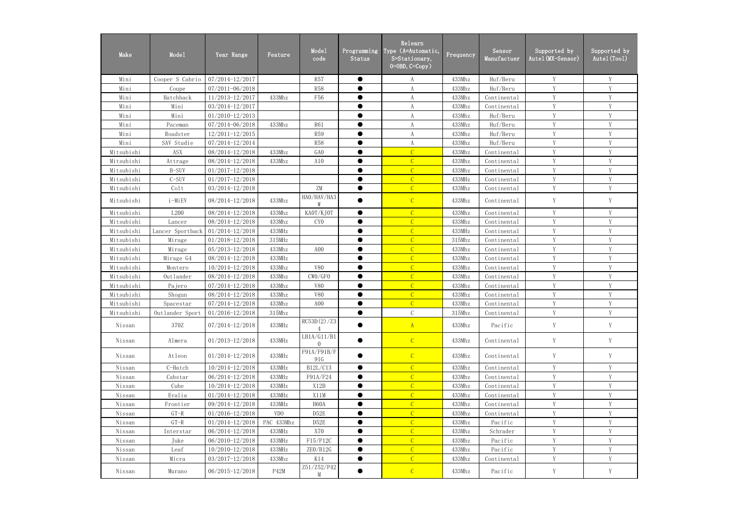| Make | Model | Year Range | Feature | Model code | Programming Status | Relearn Type (A=Automatic, S=Stationary, O=OBD, C=Copy) | Frequency | Sensor Manufactuer | Supported by Autel(MX-Sensor) | Supported by Autel(Tool) |
|---|---|---|---|---|---|---|---|---|---|---|
| Mini | Cooper S Cabrio | 07/2014-12/2017 | | R57 | ● | A | 433Mhz | Huf/Beru | Y | Y |
| Mini | Coupe | 07/2011-06/2018 | | R58 | ● | A | 433Mhz | Huf/Beru | Y | Y |
| Mini | Hatchback | 11/2013-12/2017 | 433Mhz | F56 | ● | A | 433Mhz | Continental | Y | Y |
| Mini | Mini | 03/2014-12/2017 | | | ● | A | 433Mhz | Continental | Y | Y |
| Mini | Mini | 01/2010-12/2013 | | | ● | A | 433Mhz | Huf/Beru | Y | Y |
| Mini | Paceman | 07/2014-06/2018 | 433Mhz | R61 | ● | A | 433Mhz | Huf/Beru | Y | Y |
| Mini | Roadster | 12/2011-12/2015 | | R59 | ● | A | 433Mhz | Huf/Beru | Y | Y |
| Mini | SAV Studie | 07/2014-12/2014 | | R58 | ● | A | 433Mhz | Huf/Beru | Y | Y |
| Mitsubishi | ASX | 08/2014-12/2018 | 433Mhz | GA0 | ● | C | 433Mhz | Continental | Y | Y |
| Mitsubishi | Attrage | 08/2014-12/2018 | 433Mhz | A10 | ● | C | 433Mhz | Continental | Y | Y |
| Mitsubishi | B-SUV | 01/2017-12/2018 | | | ● | C | 433Mhz | Continental | Y | Y |
| Mitsubishi | C-SUV | 01/2017-12/2018 | | | ● | C | 433MHz | Continental | Y | Y |
| Mitsubishi | Colt | 03/2014-12/2018 | | ZM | ● | C | 433Mhz | Continental | Y | Y |
| Mitsubishi | i-MiEV | 08/2014-12/2018 | 433Mhz | HA0/HAV/HA3W | ● | C | 433Mhz | Continental | Y | Y |
| Mitsubishi | L200 | 08/2014-12/2018 | 433Mhz | KA0T/KJ0T | ● | C | 433Mhz | Continental | Y | Y |
| Mitsubishi | Lancer | 08/2014-12/2018 | 433Mhz | CY0 | ● | C | 433Mhz | Continental | Y | Y |
| Mitsubishi | Lancer Sportback | 01/2014-12/2018 | 433MHz | | ● | C | 433MHz | Continental | Y | Y |
| Mitsubishi | Mirage | 01/2018-12/2018 | 315MHz | | ● | C | 315Mhz | Continental | Y | Y |
| Mitsubishi | Mirage | 05/2013-12/2018 | 433Mhz | A00 | ● | C | 433Mhz | Continental | Y | Y |
| Mitsubishi | Mirage G4 | 08/2014-12/2018 | 433MHz | | ● | C | 433Mhz | Continental | Y | Y |
| Mitsubishi | Montero | 10/2014-12/2018 | 433Mhz | V80 | ● | C | 433Mhz | Continental | Y | Y |
| Mitsubishi | Outlander | 08/2014-12/2018 | 433Mhz | CW0/GF0 | ● | C | 433Mhz | Continental | Y | Y |
| Mitsubishi | Pajero | 07/2014-12/2018 | 433Mhz | V80 | ● | C | 433Mhz | Continental | Y | Y |
| Mitsubishi | Shogun | 08/2014-12/2018 | 433Mhz | V80 | ● | C | 433Mhz | Continental | Y | Y |
| Mitsubishi | Spacestar | 07/2014-12/2018 | 433Mhz | A00 | ● | C | 433Mhz | Continental | Y | Y |
| Mitsubishi | Outlander Sport | 01/2016-12/2018 | 315Mhz | | ● | C | 315Mhz | Continental | Y | Y |
| Nissan | 370Z | 07/2014-12/2018 | 433MHz | RC53D(2)/Z34 | ● | A | 433Mhz | Pacific | Y | Y |
| Nissan | Almera | 01/2013-12/2018 | 433MHz | LB1A/G11/B10 | ● | C | 433Mhz | Continental | Y | Y |
| Nissan | Atleon | 01/2014-12/2018 | 433MHz | F91A/F91B/F91G | ● | C | 433Mhz | Continental | Y | Y |
| Nissan | C-Hatch | 10/2014-12/2018 | 433MHz | B12L/C13 | ● | C | 433Mhz | Continental | Y | Y |
| Nissan | Cabstar | 06/2014-12/2018 | 433MHz | F91A/F24 | ● | C | 433Mhz | Continental | Y | Y |
| Nissan | Cube | 10/2014-12/2018 | 433MHz | X12B | ● | C | 433Mhz | Continental | Y | Y |
| Nissan | Evalia | 01/2014-12/2018 | 433MHz | X11M | ● | C | 433Mhz | Continental | Y | Y |
| Nissan | Frontier | 09/2014-12/2018 | 433MHz | H60A | ● | C | 433Mhz | Continental | Y | Y |
| Nissan | GT-R | 01/2016-12/2018 | VDO | D52E | ● | C | 433Mhz | Continental | Y | Y |
| Nissan | GT-R | 01/2014-12/2018 | PAC 433Mhz | D52E | ● | C | 433Mhz | Pacific | Y | Y |
| Nissan | Interstar | 06/2014-12/2018 | 433MHz | X70 | ● | C | 433Mhz | Schrader | Y | Y |
| Nissan | Juke | 06/2010-12/2018 | 433MHz | F15/P12C | ● | C | 433Mhz | Pacific | Y | Y |
| Nissan | Leaf | 10/2010-12/2018 | 433MHz | ZE0/B12G | ● | C | 433Mhz | Pacific | Y | Y |
| Nissan | Micra | 03/2017-12/2018 | 433Mhz | K14 | ● | C | 433Mhz | Continental | Y | Y |
| Nissan | Murano | 06/2015-12/2018 | P42M | Z51/Z52/P42M | ● | C | 433Mhz | Pacific | Y | Y |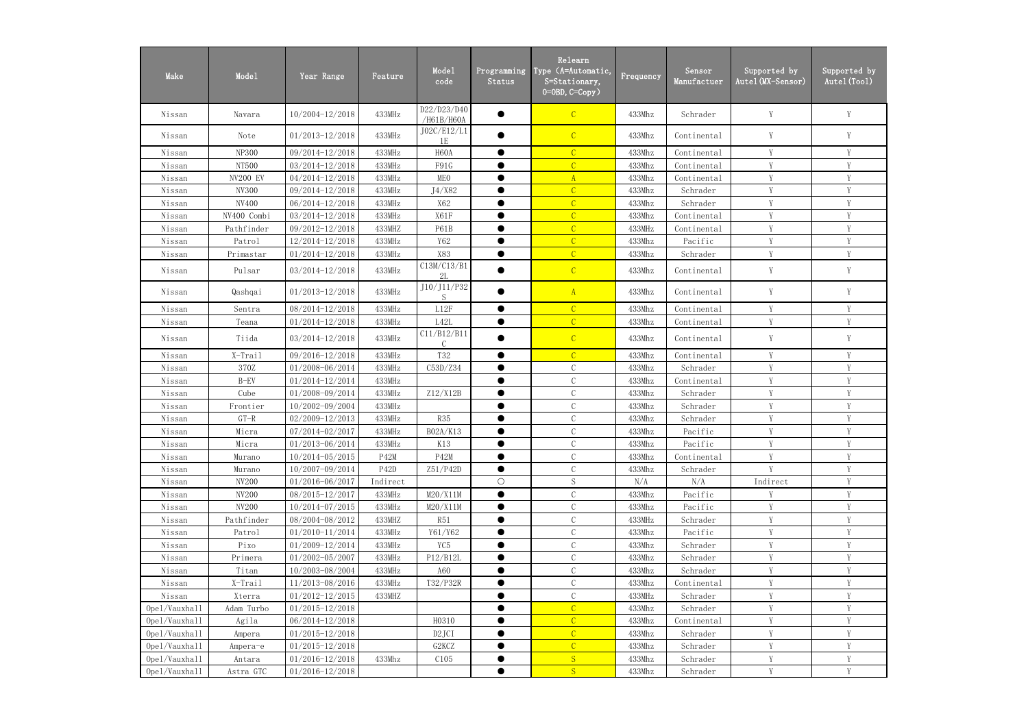| Make | Model | Year Range | Feature | Model code | Programming Status | Relearn Type (A=Automatic, S=Stationary, O=OBD, C=Copy) | Frequency | Sensor Manufactuer | Supported by Autel(MX-Sensor) | Supported by Autel(Tool) |
|---|---|---|---|---|---|---|---|---|---|---|
| Nissan | Navara | 10/2004-12/2018 | 433MHz | D22/D23/D40/H61B/H60A | ● | C | 433Mhz | Schrader | Y | Y |
| Nissan | Note | 01/2013-12/2018 | 433MHz | J02C/E12/L11E | ● | C | 433Mhz | Continental | Y | Y |
| Nissan | NP300 | 09/2014-12/2018 | 433MHz | H60A | ● | C | 433Mhz | Continental | Y | Y |
| Nissan | NT500 | 03/2014-12/2018 | 433MHz | F91G | ● | C | 433Mhz | Continental | Y | Y |
| Nissan | NV200 EV | 04/2014-12/2018 | 433MHz | ME0 | ● | A | 433Mhz | Continental | Y | Y |
| Nissan | NV300 | 09/2014-12/2018 | 433MHz | J4/X82 | ● | C | 433Mhz | Schrader | Y | Y |
| Nissan | NV400 | 06/2014-12/2018 | 433MHz | X62 | ● | C | 433Mhz | Schrader | Y | Y |
| Nissan | NV400 Combi | 03/2014-12/2018 | 433MHz | X61F | ● | C | 433Mhz | Continental | Y | Y |
| Nissan | Pathfinder | 09/2012-12/2018 | 433MHZ | P61B | ● | C | 433MHz | Continental | Y | Y |
| Nissan | Patrol | 12/2014-12/2018 | 433MHz | Y62 | ● | C | 433Mhz | Pacific | Y | Y |
| Nissan | Primastar | 01/2014-12/2018 | 433MHz | X83 | ● | C | 433Mhz | Schrader | Y | Y |
| Nissan | Pulsar | 03/2014-12/2018 | 433MHz | C13M/C13/B12L | ● | C | 433Mhz | Continental | Y | Y |
| Nissan | Qashqai | 01/2013-12/2018 | 433MHz | J10/J11/P32S | ● | A | 433Mhz | Continental | Y | Y |
| Nissan | Sentra | 08/2014-12/2018 | 433MHz | L12F | ● | C | 433Mhz | Continental | Y | Y |
| Nissan | Teana | 01/2014-12/2018 | 433MHz | L42L | ● | C | 433Mhz | Continental | Y | Y |
| Nissan | Tiida | 03/2014-12/2018 | 433MHz | C11/B12/B11C | ● | C | 433Mhz | Continental | Y | Y |
| Nissan | X-Trail | 09/2016-12/2018 | 433MHz | T32 | ● | C | 433Mhz | Continental | Y | Y |
| Nissan | 370Z | 01/2008-06/2014 | 433MHz | C53D/Z34 | ● | C | 433Mhz | Schrader | Y | Y |
| Nissan | B-EV | 01/2014-12/2014 | 433MHz | | ● | C | 433Mhz | Continental | Y | Y |
| Nissan | Cube | 01/2008-09/2014 | 433MHz | Z12/X12B | ● | C | 433Mhz | Schrader | Y | Y |
| Nissan | Frontier | 10/2002-09/2004 | 433MHz | | ● | C | 433Mhz | Schrader | Y | Y |
| Nissan | GT-R | 02/2009-12/2013 | 433MHz | R35 | ● | C | 433Mhz | Schrader | Y | Y |
| Nissan | Micra | 07/2014-02/2017 | 433MHz | B02A/K13 | ● | C | 433Mhz | Pacific | Y | Y |
| Nissan | Micra | 01/2013-06/2014 | 433MHz | K13 | ● | C | 433Mhz | Pacific | Y | Y |
| Nissan | Murano | 10/2014-05/2015 | P42M | P42M | ● | C | 433Mhz | Continental | Y | Y |
| Nissan | Murano | 10/2007-09/2014 | P42D | Z51/P42D | ● | C | 433Mhz | Schrader | Y | Y |
| Nissan | NV200 | 01/2016-06/2017 | Indirect | | ○ | S | N/A | N/A | Indirect | Y |
| Nissan | NV200 | 08/2015-12/2017 | 433MHz | M20/X11M | ● | C | 433Mhz | Pacific | Y | Y |
| Nissan | NV200 | 10/2014-07/2015 | 433MHz | M20/X11M | ● | C | 433Mhz | Pacific | Y | Y |
| Nissan | Pathfinder | 08/2004-08/2012 | 433MHZ | R51 | ● | C | 433MHz | Schrader | Y | Y |
| Nissan | Patrol | 01/2010-11/2014 | 433MHz | Y61/Y62 | ● | C | 433Mhz | Pacific | Y | Y |
| Nissan | Pixo | 01/2009-12/2014 | 433MHz | YC5 | ● | C | 433Mhz | Schrader | Y | Y |
| Nissan | Primera | 01/2002-05/2007 | 433MHz | P12/B12L | ● | C | 433Mhz | Schrader | Y | Y |
| Nissan | Titan | 10/2003-08/2004 | 433MHz | A60 | ● | C | 433Mhz | Schrader | Y | Y |
| Nissan | X-Trail | 11/2013-08/2016 | 433MHz | T32/P32R | ● | C | 433Mhz | Continental | Y | Y |
| Nissan | Xterra | 01/2012-12/2015 | 433MHZ | | ● | C | 433MHz | Schrader | Y | Y |
| Opel/Vauxhall | Adam Turbo | 01/2015-12/2018 | | | ● | C | 433Mhz | Schrader | Y | Y |
| Opel/Vauxhall | Agila | 06/2014-12/2018 | | H0310 | ● | C | 433Mhz | Continental | Y | Y |
| Opel/Vauxhall | Ampera | 01/2015-12/2018 | | D2JCI | ● | C | 433Mhz | Schrader | Y | Y |
| Opel/Vauxhall | Ampera-e | 01/2015-12/2018 | | G2KCZ | ● | C | 433Mhz | Schrader | Y | Y |
| Opel/Vauxhall | Antara | 01/2016-12/2018 | 433Mhz | C105 | ● | S | 433Mhz | Schrader | Y | Y |
| Opel/Vauxhall | Astra GTC | 01/2016-12/2018 | | | ● | S | 433Mhz | Schrader | Y | Y |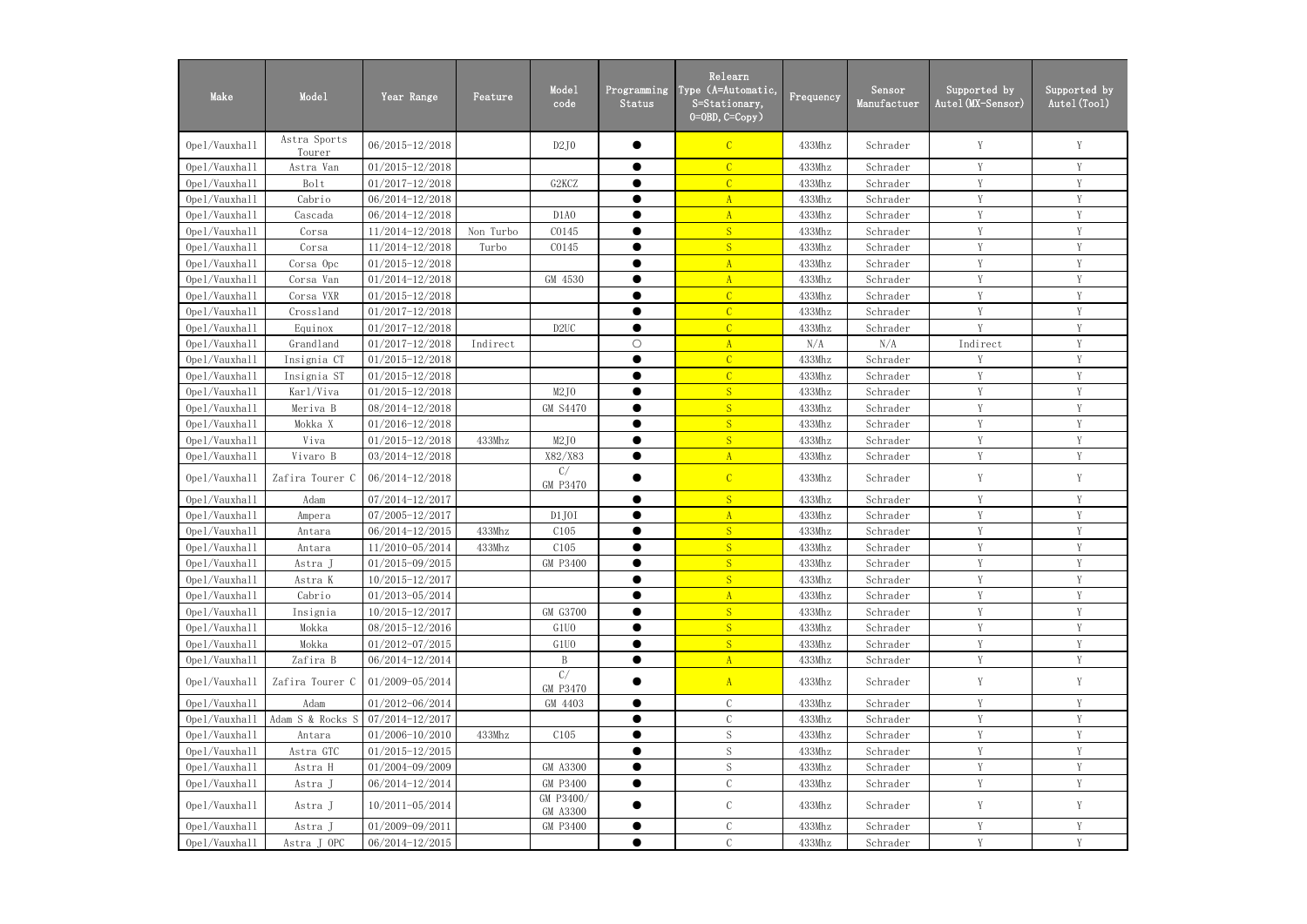| Make | Model | Year Range | Feature | Model code | Programming Status | Relearn Type (A=Automatic, S=Stationary, O=OBD, C=Copy) | Frequency | Sensor Manufactuer | Supported by Autel(MX-Sensor) | Supported by Autel(Tool) |
|---|---|---|---|---|---|---|---|---|---|---|
| Opel/Vauxhall | Astra Sports Tourer | 06/2015-12/2018 | | D2J0 | ● | C | 433Mhz | Schrader | Y | Y |
| Opel/Vauxhall | Astra Van | 01/2015-12/2018 | | | ● | C | 433Mhz | Schrader | Y | Y |
| Opel/Vauxhall | Bolt | 01/2017-12/2018 | | G2KCZ | ● | C | 433Mhz | Schrader | Y | Y |
| Opel/Vauxhall | Cabrio | 06/2014-12/2018 | | | ● | A | 433Mhz | Schrader | Y | Y |
| Opel/Vauxhall | Cascada | 06/2014-12/2018 | | D1A0 | ● | A | 433Mhz | Schrader | Y | Y |
| Opel/Vauxhall | Corsa | 11/2014-12/2018 | Non Turbo | C0145 | ● | S | 433Mhz | Schrader | Y | Y |
| Opel/Vauxhall | Corsa | 11/2014-12/2018 | Turbo | C0145 | ● | S | 433Mhz | Schrader | Y | Y |
| Opel/Vauxhall | Corsa Opc | 01/2015-12/2018 | | | ● | A | 433Mhz | Schrader | Y | Y |
| Opel/Vauxhall | Corsa Van | 01/2014-12/2018 | | GM 4530 | ● | A | 433Mhz | Schrader | Y | Y |
| Opel/Vauxhall | Corsa VXR | 01/2015-12/2018 | | | ● | C | 433Mhz | Schrader | Y | Y |
| Opel/Vauxhall | Crossland | 01/2017-12/2018 | | | ● | C | 433Mhz | Schrader | Y | Y |
| Opel/Vauxhall | Equinox | 01/2017-12/2018 | | D2UC | ● | C | 433Mhz | Schrader | Y | Y |
| Opel/Vauxhall | Grandland | 01/2017-12/2018 | Indirect | | ○ | A | N/A | N/A | Indirect | Y |
| Opel/Vauxhall | Insignia CT | 01/2015-12/2018 | | | ● | C | 433Mhz | Schrader | Y | Y |
| Opel/Vauxhall | Insignia ST | 01/2015-12/2018 | | | ● | C | 433Mhz | Schrader | Y | Y |
| Opel/Vauxhall | Karl/Viva | 01/2015-12/2018 | | M2J0 | ● | S | 433Mhz | Schrader | Y | Y |
| Opel/Vauxhall | Meriva B | 08/2014-12/2018 | | GM S4470 | ● | S | 433Mhz | Schrader | Y | Y |
| Opel/Vauxhall | Mokka X | 01/2016-12/2018 | | | ● | S | 433Mhz | Schrader | Y | Y |
| Opel/Vauxhall | Viva | 01/2015-12/2018 | 433Mhz | M2J0 | ● | S | 433Mhz | Schrader | Y | Y |
| Opel/Vauxhall | Vivaro B | 03/2014-12/2018 | | X82/X83 | ● | A | 433Mhz | Schrader | Y | Y |
| Opel/Vauxhall | Zafira Tourer C | 06/2014-12/2018 | | C/ GM P3470 | ● | C | 433Mhz | Schrader | Y | Y |
| Opel/Vauxhall | Adam | 07/2014-12/2017 | | | ● | S | 433Mhz | Schrader | Y | Y |
| Opel/Vauxhall | Ampera | 07/2005-12/2017 | | D1J0I | ● | A | 433Mhz | Schrader | Y | Y |
| Opel/Vauxhall | Antara | 06/2014-12/2015 | 433Mhz | C105 | ● | S | 433Mhz | Schrader | Y | Y |
| Opel/Vauxhall | Antara | 11/2010-05/2014 | 433Mhz | C105 | ● | S | 433Mhz | Schrader | Y | Y |
| Opel/Vauxhall | Astra J | 01/2015-09/2015 | | GM P3400 | ● | S | 433Mhz | Schrader | Y | Y |
| Opel/Vauxhall | Astra K | 10/2015-12/2017 | | | ● | S | 433Mhz | Schrader | Y | Y |
| Opel/Vauxhall | Cabrio | 01/2013-05/2014 | | | ● | A | 433Mhz | Schrader | Y | Y |
| Opel/Vauxhall | Insignia | 10/2015-12/2017 | | GM G3700 | ● | S | 433Mhz | Schrader | Y | Y |
| Opel/Vauxhall | Mokka | 08/2015-12/2016 | | G1U0 | ● | S | 433Mhz | Schrader | Y | Y |
| Opel/Vauxhall | Mokka | 01/2012-07/2015 | | G1U0 | ● | S | 433Mhz | Schrader | Y | Y |
| Opel/Vauxhall | Zafira B | 06/2014-12/2014 | | B | ● | A | 433Mhz | Schrader | Y | Y |
| Opel/Vauxhall | Zafira Tourer C | 01/2009-05/2014 | | C/ GM P3470 | ● | A | 433Mhz | Schrader | Y | Y |
| Opel/Vauxhall | Adam | 01/2012-06/2014 | | GM 4403 | ● | C | 433Mhz | Schrader | Y | Y |
| Opel/Vauxhall | Adam S & Rocks S | 07/2014-12/2017 | | | ● | C | 433Mhz | Schrader | Y | Y |
| Opel/Vauxhall | Antara | 01/2006-10/2010 | 433Mhz | C105 | ● | S | 433Mhz | Schrader | Y | Y |
| Opel/Vauxhall | Astra GTC | 01/2015-12/2015 | | | ● | S | 433Mhz | Schrader | Y | Y |
| Opel/Vauxhall | Astra H | 01/2004-09/2009 | | GM A3300 | ● | S | 433Mhz | Schrader | Y | Y |
| Opel/Vauxhall | Astra J | 06/2014-12/2014 | | GM P3400 | ● | C | 433Mhz | Schrader | Y | Y |
| Opel/Vauxhall | Astra J | 10/2011-05/2014 | | GM P3400/ GM A3300 | ● | C | 433Mhz | Schrader | Y | Y |
| Opel/Vauxhall | Astra J | 01/2009-09/2011 | | GM P3400 | ● | C | 433Mhz | Schrader | Y | Y |
| Opel/Vauxhall | Astra J OPC | 06/2014-12/2015 | | | ● | C | 433Mhz | Schrader | Y | Y |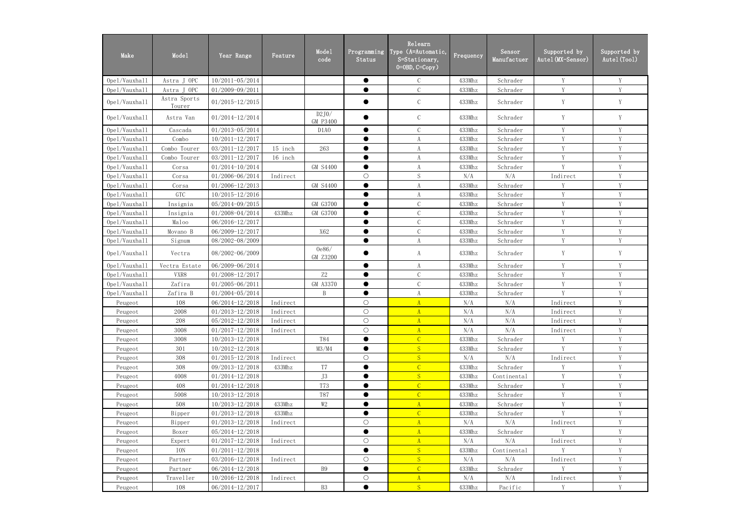| Make | Model | Year Range | Feature | Model code | Programming Status | Relearn Type (A=Automatic, S=Stationary, O=OBD, C=Copy) | Frequency | Sensor Manufactuer | Supported by Autel(MX-Sensor) | Supported by Autel(Tool) |
|---|---|---|---|---|---|---|---|---|---|---|
| Opel/Vauxhall | Astra J OPC | 10/2011-05/2014 | | | ● | C | 433Mhz | Schrader | Y | Y |
| Opel/Vauxhall | Astra J OPC | 01/2009-09/2011 | | | ● | C | 433Mhz | Schrader | Y | Y |
| Opel/Vauxhall | Astra Sports Tourer | 01/2015-12/2015 | | | ● | C | 433Mhz | Schrader | Y | Y |
| Opel/Vauxhall | Astra Van | 01/2014-12/2014 | | D2J0/ GM P3400 | ● | C | 433Mhz | Schrader | Y | Y |
| Opel/Vauxhall | Cascada | 01/2013-05/2014 | | D1A0 | ● | C | 433Mhz | Schrader | Y | Y |
| Opel/Vauxhall | Combo | 10/2011-12/2017 | | | ● | A | 433Mhz | Schrader | Y | Y |
| Opel/Vauxhall | Combo Tourer | 03/2011-12/2017 | 15 inch | 263 | ● | A | 433Mhz | Schrader | Y | Y |
| Opel/Vauxhall | Combo Tourer | 03/2011-12/2017 | 16 inch | | ● | A | 433Mhz | Schrader | Y | Y |
| Opel/Vauxhall | Corsa | 01/2014-10/2014 | | GM S4400 | ● | A | 433Mhz | Schrader | Y | Y |
| Opel/Vauxhall | Corsa | 01/2006-06/2014 | Indirect | | ○ | S | N/A | N/A | Indirect | Y |
| Opel/Vauxhall | Corsa | 01/2006-12/2013 | | GM S4400 | ● | A | 433Mhz | Schrader | Y | Y |
| Opel/Vauxhall | GTC | 10/2015-12/2016 | | | ● | A | 433Mhz | Schrader | Y | Y |
| Opel/Vauxhall | Insignia | 05/2014-09/2015 | | GM G3700 | ● | C | 433Mhz | Schrader | Y | Y |
| Opel/Vauxhall | Insignia | 01/2008-04/2014 | 433Mhz | GM G3700 | ● | C | 433Mhz | Schrader | Y | Y |
| Opel/Vauxhall | Maloo | 06/2016-12/2017 | | | ● | C | 433Mhz | Schrader | Y | Y |
| Opel/Vauxhall | Movano B | 06/2009-12/2017 | | X62 | ● | C | 433Mhz | Schrader | Y | Y |
| Opel/Vauxhall | Signum | 08/2002-08/2009 | | | ● | A | 433Mhz | Schrader | Y | Y |
| Opel/Vauxhall | Vectra | 08/2002-06/2009 | | 0e86/ GM Z3200 | ● | A | 433Mhz | Schrader | Y | Y |
| Opel/Vauxhall | Vectra Estate | 06/2009-06/2014 | | | ● | A | 433Mhz | Schrader | Y | Y |
| Opel/Vauxhall | VXR8 | 01/2008-12/2017 | | Z2 | ● | C | 433Mhz | Schrader | Y | Y |
| Opel/Vauxhall | Zafira | 01/2005-06/2011 | | GM A3370 | ● | C | 433Mhz | Schrader | Y | Y |
| Opel/Vauxhall | Zafira B | 01/2004-05/2014 | | B | ● | A | 433Mhz | Schrader | Y | Y |
| Peugeot | 108 | 06/2014-12/2018 | Indirect | | ○ | A | N/A | N/A | Indirect | Y |
| Peugeot | 2008 | 01/2013-12/2018 | Indirect | | ○ | A | N/A | N/A | Indirect | Y |
| Peugeot | 208 | 05/2012-12/2018 | Indirect | | ○ | A | N/A | N/A | Indirect | Y |
| Peugeot | 3008 | 01/2017-12/2018 | Indirect | | ○ | A | N/A | N/A | Indirect | Y |
| Peugeot | 3008 | 10/2013-12/2018 | | T84 | ● | C | 433Mhz | Schrader | Y | Y |
| Peugeot | 301 | 10/2012-12/2018 | | M3/M4 | ● | S | 433Mhz | Schrader | Y | Y |
| Peugeot | 308 | 01/2015-12/2018 | Indirect | | ○ | S | N/A | N/A | Indirect | Y |
| Peugeot | 308 | 09/2013-12/2018 | 433Mhz | T7 | ● | C | 433Mhz | Schrader | Y | Y |
| Peugeot | 4008 | 01/2014-12/2018 | | J3 | ● | S | 433Mhz | Continental | Y | Y |
| Peugeot | 408 | 01/2014-12/2018 | | T73 | ● | C | 433Mhz | Schrader | Y | Y |
| Peugeot | 5008 | 10/2013-12/2018 | | T87 | ● | C | 433Mhz | Schrader | Y | Y |
| Peugeot | 508 | 10/2013-12/2018 | 433Mhz | W2 | ● | A | 433Mhz | Schrader | Y | Y |
| Peugeot | Bipper | 01/2013-12/2018 | 433Mhz | | ● | C | 433Mhz | Schrader | Y | Y |
| Peugeot | Bipper | 01/2013-12/2018 | Indirect | | ○ | A | N/A | N/A | Indirect | Y |
| Peugeot | Boxer | 05/2014-12/2018 | | | ● | A | 433Mhz | Schrader | Y | Y |
| Peugeot | Expert | 01/2017-12/2018 | Indirect | | ○ | A | N/A | N/A | Indirect | Y |
| Peugeot | ION | 01/2011-12/2018 | | | ● | S | 433Mhz | Continental | Y | Y |
| Peugeot | Partner | 03/2016-12/2018 | Indirect | | ○ | S | N/A | N/A | Indirect | Y |
| Peugeot | Partner | 06/2014-12/2018 | | B9 | ● | C | 433Mhz | Schrader | Y | Y |
| Peugeot | Traveller | 10/2016-12/2018 | Indirect | | ○ | A | N/A | N/A | Indirect | Y |
| Peugeot | 108 | 06/2014-12/2017 | | B3 | ● | S | 433Mhz | Pacific | Y | Y |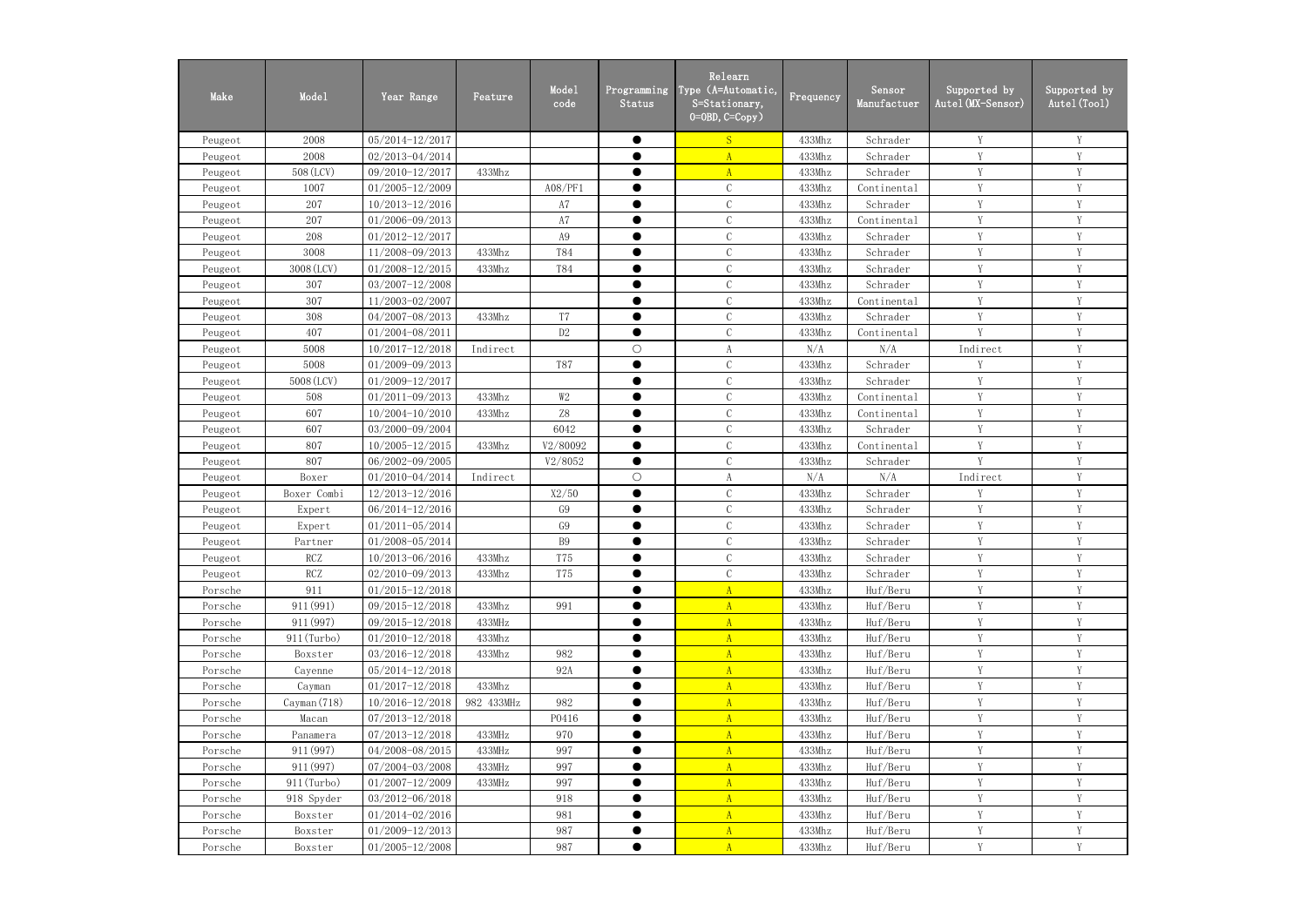| Make | Model | Year Range | Feature | Model code | Programming Status | Relearn Type (A=Automatic, S=Stationary, O=OBD, C=Copy) | Frequency | Sensor Manufactuer | Supported by Autel(MX-Sensor) | Supported by Autel(Tool) |
|---|---|---|---|---|---|---|---|---|---|---|
| Peugeot | 2008 | 05/2014-12/2017 | | | ● | S | 433Mhz | Schrader | Y | Y |
| Peugeot | 2008 | 02/2013-04/2014 | | | ● | A | 433Mhz | Schrader | Y | Y |
| Peugeot | 508(LCV) | 09/2010-12/2017 | 433Mhz | | ● | A | 433Mhz | Schrader | Y | Y |
| Peugeot | 1007 | 01/2005-12/2009 | | A08/PF1 | ● | C | 433Mhz | Continental | Y | Y |
| Peugeot | 207 | 10/2013-12/2016 | | A7 | ● | C | 433Mhz | Schrader | Y | Y |
| Peugeot | 207 | 01/2006-09/2013 | | A7 | ● | C | 433Mhz | Continental | Y | Y |
| Peugeot | 208 | 01/2012-12/2017 | | A9 | ● | C | 433Mhz | Schrader | Y | Y |
| Peugeot | 3008 | 11/2008-09/2013 | 433Mhz | T84 | ● | C | 433Mhz | Schrader | Y | Y |
| Peugeot | 3008(LCV) | 01/2008-12/2015 | 433Mhz | T84 | ● | C | 433Mhz | Schrader | Y | Y |
| Peugeot | 307 | 03/2007-12/2008 | | | ● | C | 433Mhz | Schrader | Y | Y |
| Peugeot | 307 | 11/2003-02/2007 | | | ● | C | 433Mhz | Continental | Y | Y |
| Peugeot | 308 | 04/2007-08/2013 | 433Mhz | T7 | ● | C | 433Mhz | Schrader | Y | Y |
| Peugeot | 407 | 01/2004-08/2011 | | D2 | ● | C | 433Mhz | Continental | Y | Y |
| Peugeot | 5008 | 10/2017-12/2018 | Indirect | | ○ | A | N/A | N/A | Indirect | Y |
| Peugeot | 5008 | 01/2009-09/2013 | | T87 | ● | C | 433Mhz | Schrader | Y | Y |
| Peugeot | 5008(LCV) | 01/2009-12/2017 | | | ● | C | 433Mhz | Schrader | Y | Y |
| Peugeot | 508 | 01/2011-09/2013 | 433Mhz | W2 | ● | C | 433Mhz | Continental | Y | Y |
| Peugeot | 607 | 10/2004-10/2010 | 433Mhz | Z8 | ● | C | 433Mhz | Continental | Y | Y |
| Peugeot | 607 | 03/2000-09/2004 | | 6042 | ● | C | 433Mhz | Schrader | Y | Y |
| Peugeot | 807 | 10/2005-12/2015 | 433Mhz | V2/80092 | ● | C | 433Mhz | Continental | Y | Y |
| Peugeot | 807 | 06/2002-09/2005 | | V2/8052 | ● | C | 433Mhz | Schrader | Y | Y |
| Peugeot | Boxer | 01/2010-04/2014 | Indirect | | ○ | A | N/A | N/A | Indirect | Y |
| Peugeot | Boxer Combi | 12/2013-12/2016 | | X2/50 | ● | C | 433Mhz | Schrader | Y | Y |
| Peugeot | Expert | 06/2014-12/2016 | | G9 | ● | C | 433Mhz | Schrader | Y | Y |
| Peugeot | Expert | 01/2011-05/2014 | | G9 | ● | C | 433Mhz | Schrader | Y | Y |
| Peugeot | Partner | 01/2008-05/2014 | | B9 | ● | C | 433Mhz | Schrader | Y | Y |
| Peugeot | RCZ | 10/2013-06/2016 | 433Mhz | T75 | ● | C | 433Mhz | Schrader | Y | Y |
| Peugeot | RCZ | 02/2010-09/2013 | 433Mhz | T75 | ● | C | 433Mhz | Schrader | Y | Y |
| Porsche | 911 | 01/2015-12/2018 | | | ● | A | 433Mhz | Huf/Beru | Y | Y |
| Porsche | 911(991) | 09/2015-12/2018 | 433Mhz | 991 | ● | A | 433Mhz | Huf/Beru | Y | Y |
| Porsche | 911(997) | 09/2015-12/2018 | 433MHz | | ● | A | 433Mhz | Huf/Beru | Y | Y |
| Porsche | 911(Turbo) | 01/2010-12/2018 | 433Mhz | | ● | A | 433Mhz | Huf/Beru | Y | Y |
| Porsche | Boxster | 03/2016-12/2018 | 433Mhz | 982 | ● | A | 433Mhz | Huf/Beru | Y | Y |
| Porsche | Cayenne | 05/2014-12/2018 | | 92A | ● | A | 433Mhz | Huf/Beru | Y | Y |
| Porsche | Cayman | 01/2017-12/2018 | 433Mhz | | ● | A | 433Mhz | Huf/Beru | Y | Y |
| Porsche | Cayman(718) | 10/2016-12/2018 | 982 433MHz | 982 | ● | A | 433Mhz | Huf/Beru | Y | Y |
| Porsche | Macan | 07/2013-12/2018 | | P0416 | ● | A | 433Mhz | Huf/Beru | Y | Y |
| Porsche | Panamera | 07/2013-12/2018 | 433MHz | 970 | ● | A | 433Mhz | Huf/Beru | Y | Y |
| Porsche | 911(997) | 04/2008-08/2015 | 433MHz | 997 | ● | A | 433Mhz | Huf/Beru | Y | Y |
| Porsche | 911(997) | 07/2004-03/2008 | 433MHz | 997 | ● | A | 433Mhz | Huf/Beru | Y | Y |
| Porsche | 911(Turbo) | 01/2007-12/2009 | 433MHz | 997 | ● | A | 433Mhz | Huf/Beru | Y | Y |
| Porsche | 918 Spyder | 03/2012-06/2018 | | 918 | ● | A | 433Mhz | Huf/Beru | Y | Y |
| Porsche | Boxster | 01/2014-02/2016 | | 981 | ● | A | 433Mhz | Huf/Beru | Y | Y |
| Porsche | Boxster | 01/2009-12/2013 | | 987 | ● | A | 433Mhz | Huf/Beru | Y | Y |
| Porsche | Boxster | 01/2005-12/2008 | | 987 | ● | A | 433Mhz | Huf/Beru | Y | Y |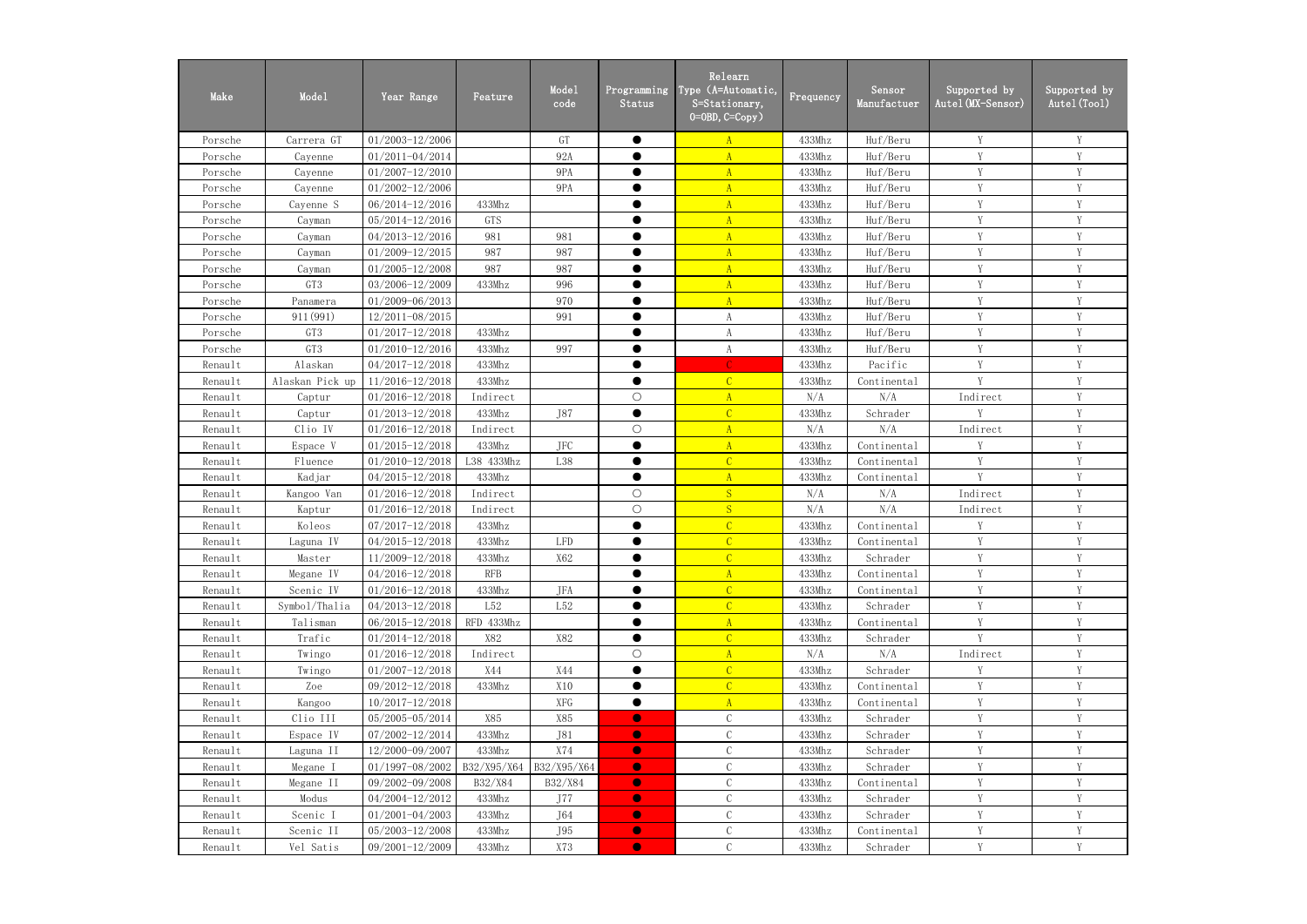| Make | Model | Year Range | Feature | Model code | Programming Status | Relearn Type (A=Automatic, S=Stationary, O=OBD, C=Copy) | Frequency | Sensor Manufactuer | Supported by Autel(MX-Sensor) | Supported by Autel(Tool) |
|---|---|---|---|---|---|---|---|---|---|---|
| Porsche | Carrera GT | 01/2003-12/2006 | | GT | ● | A | 433Mhz | Huf/Beru | Y | Y |
| Porsche | Cayenne | 01/2011-04/2014 | | 92A | ● | A | 433Mhz | Huf/Beru | Y | Y |
| Porsche | Cayenne | 01/2007-12/2010 | | 9PA | ● | A | 433Mhz | Huf/Beru | Y | Y |
| Porsche | Cayenne | 01/2002-12/2006 | | 9PA | ● | A | 433Mhz | Huf/Beru | Y | Y |
| Porsche | Cayenne S | 06/2014-12/2016 | 433Mhz | | ● | A | 433Mhz | Huf/Beru | Y | Y |
| Porsche | Cayman | 05/2014-12/2016 | GTS | | ● | A | 433Mhz | Huf/Beru | Y | Y |
| Porsche | Cayman | 04/2013-12/2016 | 981 | 981 | ● | A | 433Mhz | Huf/Beru | Y | Y |
| Porsche | Cayman | 01/2009-12/2015 | 987 | 987 | ● | A | 433Mhz | Huf/Beru | Y | Y |
| Porsche | Cayman | 01/2005-12/2008 | 987 | 987 | ● | A | 433Mhz | Huf/Beru | Y | Y |
| Porsche | GT3 | 03/2006-12/2009 | 433Mhz | 996 | ● | A | 433Mhz | Huf/Beru | Y | Y |
| Porsche | Panamera | 01/2009-06/2013 | | 970 | ● | A | 433Mhz | Huf/Beru | Y | Y |
| Porsche | 911(991) | 12/2011-08/2015 | | 991 | ● | A | 433Mhz | Huf/Beru | Y | Y |
| Porsche | GT3 | 01/2017-12/2018 | 433Mhz | | ● | A | 433Mhz | Huf/Beru | Y | Y |
| Porsche | GT3 | 01/2010-12/2016 | 433Mhz | 997 | ● | A | 433Mhz | Huf/Beru | Y | Y |
| Renault | Alaskan | 04/2017-12/2018 | 433Mhz | | ● | C | 433Mhz | Pacific | Y | Y |
| Renault | Alaskan Pick up | 11/2016-12/2018 | 433Mhz | | ● | C | 433Mhz | Continental | Y | Y |
| Renault | Captur | 01/2016-12/2018 | Indirect | | ○ | A | N/A | N/A | Indirect | Y |
| Renault | Captur | 01/2013-12/2018 | 433Mhz | J87 | ● | C | 433Mhz | Schrader | Y | Y |
| Renault | Clio IV | 01/2016-12/2018 | Indirect | | ○ | A | N/A | N/A | Indirect | Y |
| Renault | Espace V | 01/2015-12/2018 | 433Mhz | JFC | ● | A | 433Mhz | Continental | Y | Y |
| Renault | Fluence | 01/2010-12/2018 | L38 433Mhz | L38 | ● | C | 433Mhz | Continental | Y | Y |
| Renault | Kadjar | 04/2015-12/2018 | 433Mhz | | ● | A | 433Mhz | Continental | Y | Y |
| Renault | Kangoo Van | 01/2016-12/2018 | Indirect | | ○ | S | N/A | N/A | Indirect | Y |
| Renault | Kaptur | 01/2016-12/2018 | Indirect | | ○ | S | N/A | N/A | Indirect | Y |
| Renault | Koleos | 07/2017-12/2018 | 433Mhz | | ● | C | 433Mhz | Continental | Y | Y |
| Renault | Laguna IV | 04/2015-12/2018 | 433Mhz | LFD | ● | C | 433Mhz | Continental | Y | Y |
| Renault | Master | 11/2009-12/2018 | 433Mhz | X62 | ● | C | 433Mhz | Schrader | Y | Y |
| Renault | Megane IV | 04/2016-12/2018 | RFB | | ● | A | 433Mhz | Continental | Y | Y |
| Renault | Scenic IV | 01/2016-12/2018 | 433Mhz | JFA | ● | C | 433Mhz | Continental | Y | Y |
| Renault | Symbol/Thalia | 04/2013-12/2018 | L52 | L52 | ● | C | 433Mhz | Schrader | Y | Y |
| Renault | Talisman | 06/2015-12/2018 | RFD 433Mhz | | ● | A | 433Mhz | Continental | Y | Y |
| Renault | Trafic | 01/2014-12/2018 | X82 | X82 | ● | C | 433Mhz | Schrader | Y | Y |
| Renault | Twingo | 01/2016-12/2018 | Indirect | | ○ | A | N/A | N/A | Indirect | Y |
| Renault | Twingo | 01/2007-12/2018 | X44 | X44 | ● | C | 433Mhz | Schrader | Y | Y |
| Renault | Zoe | 09/2012-12/2018 | 433Mhz | X10 | ● | C | 433Mhz | Continental | Y | Y |
| Renault | Kangoo | 10/2017-12/2018 | | XFG | ● | A | 433Mhz | Continental | Y | Y |
| Renault | Clio III | 05/2005-05/2014 | X85 | X85 | ● | C | 433Mhz | Schrader | Y | Y |
| Renault | Espace IV | 07/2002-12/2014 | 433Mhz | J81 | ● | C | 433Mhz | Schrader | Y | Y |
| Renault | Laguna II | 12/2000-09/2007 | 433Mhz | X74 | ● | C | 433Mhz | Schrader | Y | Y |
| Renault | Megane I | 01/1997-08/2002 | B32/X95/X64 | B32/X95/X64 | ● | C | 433Mhz | Schrader | Y | Y |
| Renault | Megane II | 09/2002-09/2008 | B32/X84 | B32/X84 | ● | C | 433Mhz | Continental | Y | Y |
| Renault | Modus | 04/2004-12/2012 | 433Mhz | J77 | ● | C | 433Mhz | Schrader | Y | Y |
| Renault | Scenic I | 01/2001-04/2003 | 433Mhz | J64 | ● | C | 433Mhz | Schrader | Y | Y |
| Renault | Scenic II | 05/2003-12/2008 | 433Mhz | J95 | ● | C | 433Mhz | Continental | Y | Y |
| Renault | Vel Satis | 09/2001-12/2009 | 433Mhz | X73 | ● | C | 433Mhz | Schrader | Y | Y |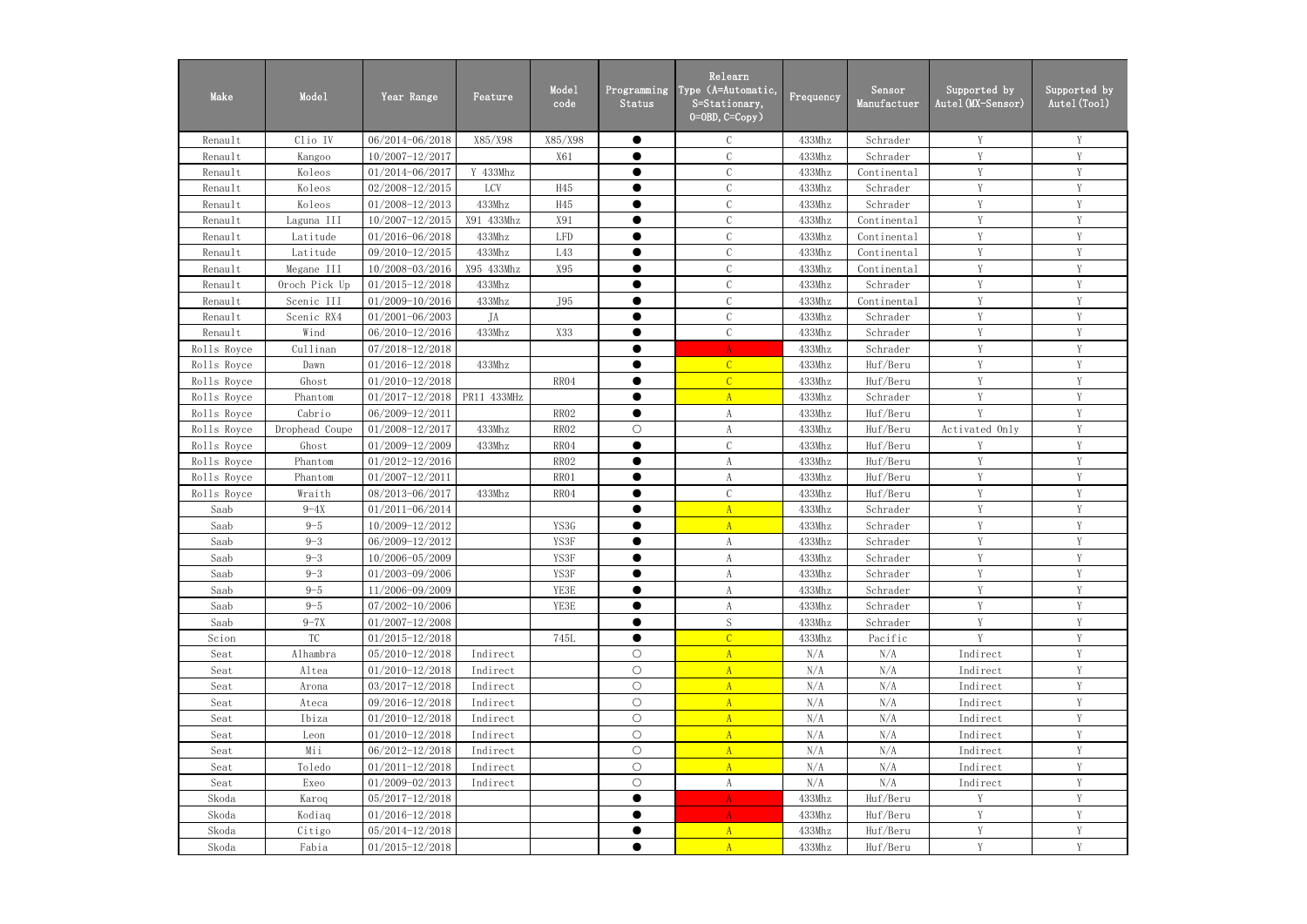| Make | Model | Year Range | Feature | Model code | Programming Status | Relearn Type (A=Automatic, S=Stationary, O=OBD, C=Copy) | Frequency | Sensor Manufactuer | Supported by Autel(MX-Sensor) | Supported by Autel(Tool) |
|---|---|---|---|---|---|---|---|---|---|---|
| Renault | Clio IV | 06/2014-06/2018 | X85/X98 | X85/X98 | ● | C | 433Mhz | Schrader | Y | Y |
| Renault | Kangoo | 10/2007-12/2017 | | X61 | ● | C | 433Mhz | Schrader | Y | Y |
| Renault | Koleos | 01/2014-06/2017 | Y 433Mhz | | ● | C | 433Mhz | Continental | Y | Y |
| Renault | Koleos | 02/2008-12/2015 | LCV | H45 | ● | C | 433Mhz | Schrader | Y | Y |
| Renault | Koleos | 01/2008-12/2013 | 433Mhz | H45 | ● | C | 433Mhz | Schrader | Y | Y |
| Renault | Laguna III | 10/2007-12/2015 | X91 433Mhz | X91 | ● | C | 433Mhz | Continental | Y | Y |
| Renault | Latitude | 01/2016-06/2018 | 433Mhz | LFD | ● | C | 433Mhz | Continental | Y | Y |
| Renault | Latitude | 09/2010-12/2015 | 433Mhz | L43 | ● | C | 433Mhz | Continental | Y | Y |
| Renault | Megane III | 10/2008-03/2016 | X95 433Mhz | X95 | ● | C | 433Mhz | Continental | Y | Y |
| Renault | Oroch Pick Up | 01/2015-12/2018 | 433Mhz | | ● | C | 433Mhz | Schrader | Y | Y |
| Renault | Scenic III | 01/2009-10/2016 | 433Mhz | J95 | ● | C | 433Mhz | Continental | Y | Y |
| Renault | Scenic RX4 | 01/2001-06/2003 | JA | | ● | C | 433Mhz | Schrader | Y | Y |
| Renault | Wind | 06/2010-12/2016 | 433Mhz | X33 | ● | C | 433Mhz | Schrader | Y | Y |
| Rolls Royce | Cullinan | 07/2018-12/2018 | | | ● | A | 433Mhz | Schrader | Y | Y |
| Rolls Royce | Dawn | 01/2016-12/2018 | 433Mhz | | ● | C | 433Mhz | Huf/Beru | Y | Y |
| Rolls Royce | Ghost | 01/2010-12/2018 | | RR04 | ● | C | 433Mhz | Huf/Beru | Y | Y |
| Rolls Royce | Phantom | 01/2017-12/2018 | PR11 433MHz | | ● | A | 433Mhz | Schrader | Y | Y |
| Rolls Royce | Cabrio | 06/2009-12/2011 | | RR02 | ● | A | 433Mhz | Huf/Beru | Y | Y |
| Rolls Royce | Drophead Coupe | 01/2008-12/2017 | 433Mhz | RR02 | ○ | A | 433Mhz | Huf/Beru | Activated Only | Y |
| Rolls Royce | Ghost | 01/2009-12/2009 | 433Mhz | RR04 | ● | C | 433Mhz | Huf/Beru | Y | Y |
| Rolls Royce | Phantom | 01/2012-12/2016 | | RR02 | ● | A | 433Mhz | Huf/Beru | Y | Y |
| Rolls Royce | Phantom | 01/2007-12/2011 | | RR01 | ● | A | 433Mhz | Huf/Beru | Y | Y |
| Rolls Royce | Wraith | 08/2013-06/2017 | 433Mhz | RR04 | ● | C | 433Mhz | Huf/Beru | Y | Y |
| Saab | 9-4X | 01/2011-06/2014 | | | ● | A | 433Mhz | Schrader | Y | Y |
| Saab | 9-5 | 10/2009-12/2012 | | YS3G | ● | A | 433Mhz | Schrader | Y | Y |
| Saab | 9-3 | 06/2009-12/2012 | | YS3F | ● | A | 433Mhz | Schrader | Y | Y |
| Saab | 9-3 | 10/2006-05/2009 | | YS3F | ● | A | 433Mhz | Schrader | Y | Y |
| Saab | 9-3 | 01/2003-09/2006 | | YS3F | ● | A | 433Mhz | Schrader | Y | Y |
| Saab | 9-5 | 11/2006-09/2009 | | YE3E | ● | A | 433Mhz | Schrader | Y | Y |
| Saab | 9-5 | 07/2002-10/2006 | | YE3E | ● | A | 433Mhz | Schrader | Y | Y |
| Saab | 9-7X | 01/2007-12/2008 | | | ● | S | 433Mhz | Schrader | Y | Y |
| Scion | TC | 01/2015-12/2018 | | 745L | ● | C | 433Mhz | Pacific | Y | Y |
| Seat | Alhambra | 05/2010-12/2018 | Indirect | | ○ | A | N/A | N/A | Indirect | Y |
| Seat | Altea | 01/2010-12/2018 | Indirect | | ○ | A | N/A | N/A | Indirect | Y |
| Seat | Arona | 03/2017-12/2018 | Indirect | | ○ | A | N/A | N/A | Indirect | Y |
| Seat | Ateca | 09/2016-12/2018 | Indirect | | ○ | A | N/A | N/A | Indirect | Y |
| Seat | Ibiza | 01/2010-12/2018 | Indirect | | ○ | A | N/A | N/A | Indirect | Y |
| Seat | Leon | 01/2010-12/2018 | Indirect | | ○ | A | N/A | N/A | Indirect | Y |
| Seat | Mii | 06/2012-12/2018 | Indirect | | ○ | A | N/A | N/A | Indirect | Y |
| Seat | Toledo | 01/2011-12/2018 | Indirect | | ○ | A | N/A | N/A | Indirect | Y |
| Seat | Exeo | 01/2009-02/2013 | Indirect | | ○ | A | N/A | N/A | Indirect | Y |
| Skoda | Karoq | 05/2017-12/2018 | | | ● | A | 433Mhz | Huf/Beru | Y | Y |
| Skoda | Kodiaq | 01/2016-12/2018 | | | ● | A | 433Mhz | Huf/Beru | Y | Y |
| Skoda | Citigo | 05/2014-12/2018 | | | ● | A | 433Mhz | Huf/Beru | Y | Y |
| Skoda | Fabia | 01/2015-12/2018 | | | ● | A | 433Mhz | Huf/Beru | Y | Y |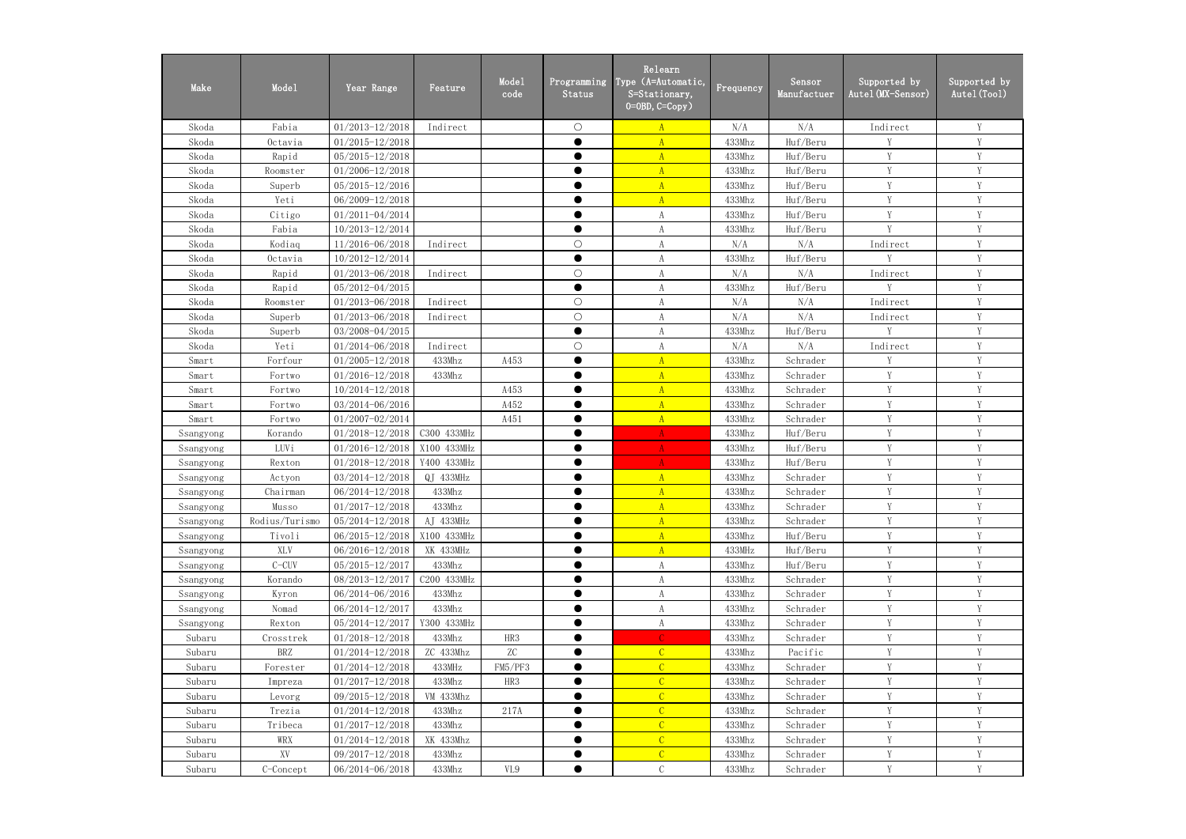| Make | Model | Year Range | Feature | Model code | Programming Status | Relearn Type (A=Automatic, S=Stationary, O=OBD, C=Copy) | Frequency | Sensor Manufactuer | Supported by Autel(MX-Sensor) | Supported by Autel(Tool) |
|---|---|---|---|---|---|---|---|---|---|---|
| Skoda | Fabia | 01/2013-12/2018 | Indirect | | ○ | A | N/A | N/A | Indirect | Y |
| Skoda | Octavia | 01/2015-12/2018 | | | ● | A | 433Mhz | Huf/Beru | Y | Y |
| Skoda | Rapid | 05/2015-12/2018 | | | ● | A | 433Mhz | Huf/Beru | Y | Y |
| Skoda | Roomster | 01/2006-12/2018 | | | ● | A | 433Mhz | Huf/Beru | Y | Y |
| Skoda | Superb | 05/2015-12/2016 | | | ● | A | 433Mhz | Huf/Beru | Y | Y |
| Skoda | Yeti | 06/2009-12/2018 | | | ● | A | 433Mhz | Huf/Beru | Y | Y |
| Skoda | Citigo | 01/2011-04/2014 | | | ● | A | 433Mhz | Huf/Beru | Y | Y |
| Skoda | Fabia | 10/2013-12/2014 | | | ● | A | 433Mhz | Huf/Beru | Y | Y |
| Skoda | Kodiaq | 11/2016-06/2018 | Indirect | | ○ | A | N/A | N/A | Indirect | Y |
| Skoda | Octavia | 10/2012-12/2014 | | | ● | A | 433Mhz | Huf/Beru | Y | Y |
| Skoda | Rapid | 01/2013-06/2018 | Indirect | | ○ | A | N/A | N/A | Indirect | Y |
| Skoda | Rapid | 05/2012-04/2015 | | | ● | A | 433Mhz | Huf/Beru | Y | Y |
| Skoda | Roomster | 01/2013-06/2018 | Indirect | | ○ | A | N/A | N/A | Indirect | Y |
| Skoda | Superb | 01/2013-06/2018 | Indirect | | ○ | A | N/A | N/A | Indirect | Y |
| Skoda | Superb | 03/2008-04/2015 | | | ● | A | 433Mhz | Huf/Beru | Y | Y |
| Skoda | Yeti | 01/2014-06/2018 | Indirect | | ○ | A | N/A | N/A | Indirect | Y |
| Smart | Forfour | 01/2005-12/2018 | 433Mhz | A453 | ● | A | 433Mhz | Schrader | Y | Y |
| Smart | Fortwo | 01/2016-12/2018 | 433Mhz | | ● | A | 433Mhz | Schrader | Y | Y |
| Smart | Fortwo | 10/2014-12/2018 | | A453 | ● | A | 433Mhz | Schrader | Y | Y |
| Smart | Fortwo | 03/2014-06/2016 | | A452 | ● | A | 433Mhz | Schrader | Y | Y |
| Smart | Fortwo | 01/2007-02/2014 | | A451 | ● | A | 433Mhz | Schrader | Y | Y |
| Ssangyong | Korando | 01/2018-12/2018 | C300 433MHz | | ● | A | 433Mhz | Huf/Beru | Y | Y |
| Ssangyong | LUVi | 01/2016-12/2018 | X100 433MHz | | ● | A | 433Mhz | Huf/Beru | Y | Y |
| Ssangyong | Rexton | 01/2018-12/2018 | Y400 433MHz | | ● | A | 433Mhz | Huf/Beru | Y | Y |
| Ssangyong | Actyon | 03/2014-12/2018 | QJ 433MHz | | ● | A | 433Mhz | Schrader | Y | Y |
| Ssangyong | Chairman | 06/2014-12/2018 | 433Mhz | | ● | A | 433Mhz | Schrader | Y | Y |
| Ssangyong | Musso | 01/2017-12/2018 | 433Mhz | | ● | A | 433Mhz | Schrader | Y | Y |
| Ssangyong | Rodius/Turismo | 05/2014-12/2018 | AJ 433MHz | | ● | A | 433Mhz | Schrader | Y | Y |
| Ssangyong | Tivoli | 06/2015-12/2018 | X100 433MHz | | ● | A | 433Mhz | Huf/Beru | Y | Y |
| Ssangyong | XLV | 06/2016-12/2018 | XK 433MHz | | ● | A | 433MHz | Huf/Beru | Y | Y |
| Ssangyong | C-CUV | 05/2015-12/2017 | 433Mhz | | ● | A | 433Mhz | Huf/Beru | Y | Y |
| Ssangyong | Korando | 08/2013-12/2017 | C200 433MHz | | ● | A | 433Mhz | Schrader | Y | Y |
| Ssangyong | Kyron | 06/2014-06/2016 | 433Mhz | | ● | A | 433Mhz | Schrader | Y | Y |
| Ssangyong | Nomad | 06/2014-12/2017 | 433Mhz | | ● | A | 433Mhz | Schrader | Y | Y |
| Ssangyong | Rexton | 05/2014-12/2017 | Y300 433MHz | | ● | A | 433Mhz | Schrader | Y | Y |
| Subaru | Crosstrek | 01/2018-12/2018 | 433Mhz | HR3 | ● | C | 433Mhz | Schrader | Y | Y |
| Subaru | BRZ | 01/2014-12/2018 | ZC 433Mhz | ZC | ● | C | 433Mhz | Pacific | Y | Y |
| Subaru | Forester | 01/2014-12/2018 | 433MHz | FM5/PF3 | ● | C | 433Mhz | Schrader | Y | Y |
| Subaru | Impreza | 01/2017-12/2018 | 433Mhz | HR3 | ● | C | 433Mhz | Schrader | Y | Y |
| Subaru | Levorg | 09/2015-12/2018 | VM 433Mhz | | ● | C | 433Mhz | Schrader | Y | Y |
| Subaru | Trezia | 01/2014-12/2018 | 433Mhz | 217A | ● | C | 433Mhz | Schrader | Y | Y |
| Subaru | Tribeca | 01/2017-12/2018 | 433Mhz | | ● | C | 433Mhz | Schrader | Y | Y |
| Subaru | WRX | 01/2014-12/2018 | XK 433Mhz | | ● | C | 433Mhz | Schrader | Y | Y |
| Subaru | XV | 09/2017-12/2018 | 433Mhz | | ● | C | 433Mhz | Schrader | Y | Y |
| Subaru | C-Concept | 06/2014-06/2018 | 433Mhz | VL9 | ● | C | 433Mhz | Schrader | Y | Y |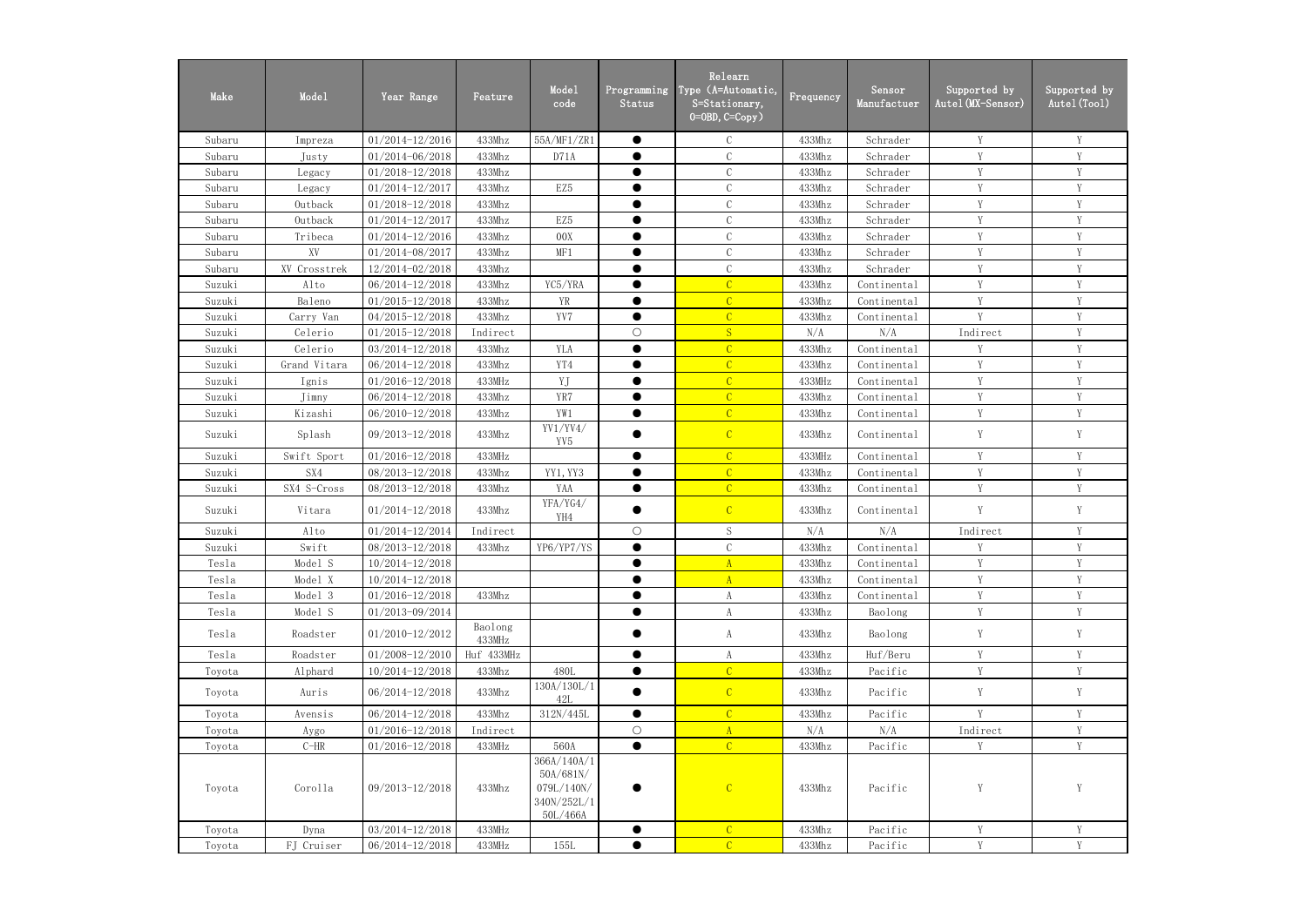| Make | Model | Year Range | Feature | Model code | Programming Status | Relearn Type (A=Automatic, S=Stationary, O=OBD, C=Copy) | Frequency | Sensor Manufactuer | Supported by Autel(MX-Sensor) | Supported by Autel(Tool) |
|---|---|---|---|---|---|---|---|---|---|---|
| Subaru | Impreza | 01/2014-12/2016 | 433Mhz | 55A/MF1/ZR1 | ● | C | 433Mhz | Schrader | Y | Y |
| Subaru | Justy | 01/2014-06/2018 | 433Mhz | D71A | ● | C | 433Mhz | Schrader | Y | Y |
| Subaru | Legacy | 01/2018-12/2018 | 433Mhz | | ● | C | 433Mhz | Schrader | Y | Y |
| Subaru | Legacy | 01/2014-12/2017 | 433Mhz | EZ5 | ● | C | 433Mhz | Schrader | Y | Y |
| Subaru | Outback | 01/2018-12/2018 | 433Mhz | | ● | C | 433Mhz | Schrader | Y | Y |
| Subaru | Outback | 01/2014-12/2017 | 433Mhz | EZ5 | ● | C | 433Mhz | Schrader | Y | Y |
| Subaru | Tribeca | 01/2014-12/2016 | 433Mhz | 00X | ● | C | 433Mhz | Schrader | Y | Y |
| Subaru | XV | 01/2014-08/2017 | 433Mhz | MF1 | ● | C | 433Mhz | Schrader | Y | Y |
| Subaru | XV Crosstrek | 12/2014-02/2018 | 433Mhz | | ● | C | 433Mhz | Schrader | Y | Y |
| Suzuki | Alto | 06/2014-12/2018 | 433Mhz | YC5/YRA | ● | C | 433Mhz | Continental | Y | Y |
| Suzuki | Baleno | 01/2015-12/2018 | 433Mhz | YR | ● | C | 433Mhz | Continental | Y | Y |
| Suzuki | Carry Van | 04/2015-12/2018 | 433Mhz | YV7 | ● | C | 433Mhz | Continental | Y | Y |
| Suzuki | Celerio | 01/2015-12/2018 | Indirect | | ○ | S | N/A | N/A | Indirect | Y |
| Suzuki | Celerio | 03/2014-12/2018 | 433Mhz | YLA | ● | C | 433Mhz | Continental | Y | Y |
| Suzuki | Grand Vitara | 06/2014-12/2018 | 433Mhz | YT4 | ● | C | 433Mhz | Continental | Y | Y |
| Suzuki | Ignis | 01/2016-12/2018 | 433MHz | YJ | ● | C | 433MHz | Continental | Y | Y |
| Suzuki | Jimny | 06/2014-12/2018 | 433Mhz | YR7 | ● | C | 433Mhz | Continental | Y | Y |
| Suzuki | Kizashi | 06/2010-12/2018 | 433Mhz | YW1 | ● | C | 433Mhz | Continental | Y | Y |
| Suzuki | Splash | 09/2013-12/2018 | 433Mhz | YV1/YV4/ YV5 | ● | C | 433Mhz | Continental | Y | Y |
| Suzuki | Swift Sport | 01/2016-12/2018 | 433MHz | | ● | C | 433MHz | Continental | Y | Y |
| Suzuki | SX4 | 08/2013-12/2018 | 433Mhz | YY1, YY3 | ● | C | 433Mhz | Continental | Y | Y |
| Suzuki | SX4 S-Cross | 08/2013-12/2018 | 433Mhz | YAA | ● | C | 433Mhz | Continental | Y | Y |
| Suzuki | Vitara | 01/2014-12/2018 | 433Mhz | YFA/YG4/ YH4 | ● | C | 433Mhz | Continental | Y | Y |
| Suzuki | Alto | 01/2014-12/2014 | Indirect | | ○ | S | N/A | N/A | Indirect | Y |
| Suzuki | Swift | 08/2013-12/2018 | 433Mhz | YP6/YP7/YS | ● | C | 433Mhz | Continental | Y | Y |
| Tesla | Model S | 10/2014-12/2018 | | | ● | A | 433Mhz | Continental | Y | Y |
| Tesla | Model X | 10/2014-12/2018 | | | ● | A | 433Mhz | Continental | Y | Y |
| Tesla | Model 3 | 01/2016-12/2018 | 433Mhz | | ● | A | 433Mhz | Continental | Y | Y |
| Tesla | Model S | 01/2013-09/2014 | | | ● | A | 433Mhz | Baolong | Y | Y |
| Tesla | Roadster | 01/2010-12/2012 | Baolong 433MHz | | ● | A | 433Mhz | Baolong | Y | Y |
| Tesla | Roadster | 01/2008-12/2010 | Huf 433MHz | | ● | A | 433Mhz | Huf/Beru | Y | Y |
| Toyota | Alphard | 10/2014-12/2018 | 433Mhz | 480L | ● | C | 433Mhz | Pacific | Y | Y |
| Toyota | Auris | 06/2014-12/2018 | 433Mhz | 130A/130L/1 42L | ● | C | 433Mhz | Pacific | Y | Y |
| Toyota | Avensis | 06/2014-12/2018 | 433Mhz | 312N/445L | ● | C | 433Mhz | Pacific | Y | Y |
| Toyota | Aygo | 01/2016-12/2018 | Indirect | | ○ | A | N/A | N/A | Indirect | Y |
| Toyota | C-HR | 01/2016-12/2018 | 433MHz | 560A | ● | C | 433Mhz | Pacific | Y | Y |
| Toyota | Corolla | 09/2013-12/2018 | 433Mhz | 366A/140A/1 50A/681N/ 079L/140N/ 340N/252L/1 50L/466A | ● | C | 433Mhz | Pacific | Y | Y |
| Toyota | Dyna | 03/2014-12/2018 | 433MHz | | ● | C | 433Mhz | Pacific | Y | Y |
| Toyota | FJ Cruiser | 06/2014-12/2018 | 433MHz | 155L | ● | C | 433Mhz | Pacific | Y | Y |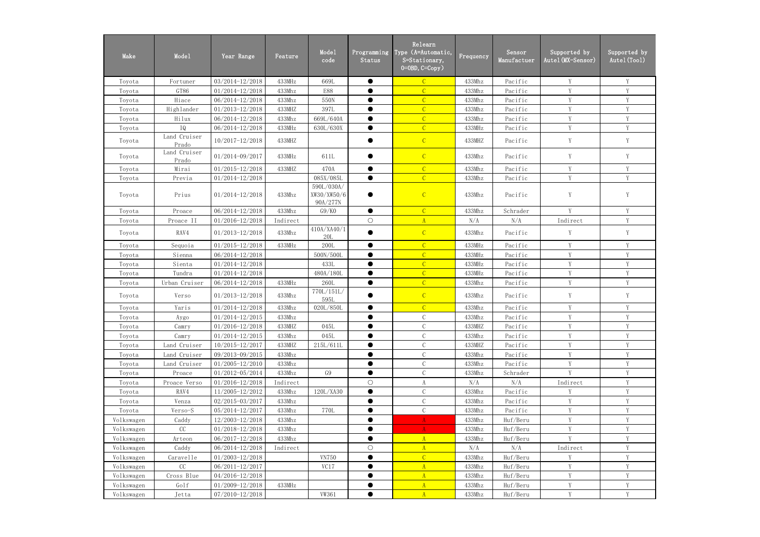| Make | Model | Year Range | Feature | Model code | Programming Status | Relearn Type (A=Automatic, S=Stationary, O=OBD, C=Copy) | Frequency | Sensor Manufactuer | Supported by Autel(MX-Sensor) | Supported by Autel(Tool) |
|---|---|---|---|---|---|---|---|---|---|---|
| Toyota | Fortuner | 03/2014-12/2018 | 433MHz | 669L | ● | C | 433Mhz | Pacific | Y | Y |
| Toyota | GT86 | 01/2014-12/2018 | 433Mhz | E88 | ● | C | 433Mhz | Pacific | Y | Y |
| Toyota | Hiace | 06/2014-12/2018 | 433Mhz | 550N | ● | C | 433Mhz | Pacific | Y | Y |
| Toyota | Highlander | 01/2013-12/2018 | 433MHZ | 397L | ● | C | 433Mhz | Pacific | Y | Y |
| Toyota | Hilux | 06/2014-12/2018 | 433Mhz | 669L/640A | ● | C | 433Mhz | Pacific | Y | Y |
| Toyota | IQ | 06/2014-12/2018 | 433MHz | 630L/630X | ● | C | 433MHz | Pacific | Y | Y |
| Toyota | Land Cruiser Prado | 10/2017-12/2018 | 433MHZ | | ● | C | 433MHZ | Pacific | Y | Y |
| Toyota | Land Cruiser Prado | 01/2014-09/2017 | 433MHz | 611L | ● | C | 433Mhz | Pacific | Y | Y |
| Toyota | Mirai | 01/2015-12/2018 | 433MHZ | 470A | ● | C | 433Mhz | Pacific | Y | Y |
| Toyota | Previa | 01/2014-12/2018 | | 085X/085L | ● | C | 433Mhz | Pacific | Y | Y |
| Toyota | Prius | 01/2014-12/2018 | 433Mhz | 590L/030A/XW30/XW50/690A/277N | ● | C | 433Mhz | Pacific | Y | Y |
| Toyota | Proace | 06/2014-12/2018 | 433Mhz | G9/K0 | ● | C | 433Mhz | Schrader | Y | Y |
| Toyota | Proace II | 01/2016-12/2018 | Indirect | | ○ | A | N/A | N/A | Indirect | Y |
| Toyota | RAV4 | 01/2013-12/2018 | 433Mhz | 410A/XA40/120L | ● | C | 433Mhz | Pacific | Y | Y |
| Toyota | Sequoia | 01/2015-12/2018 | 433MHz | 200L | ● | C | 433MHz | Pacific | Y | Y |
| Toyota | Sienna | 06/2014-12/2018 | | 500N/500L | ● | C | 433MHz | Pacific | Y | Y |
| Toyota | Sienta | 01/2014-12/2018 | | 433L | ● | C | 433MHz | Pacific | Y | Y |
| Toyota | Tundra | 01/2014-12/2018 | | 480A/180L | ● | C | 433MHz | Pacific | Y | Y |
| Toyota | Urban Cruiser | 06/2014-12/2018 | 433MHz | 260L | ● | C | 433Mhz | Pacific | Y | Y |
| Toyota | Verso | 01/2013-12/2018 | 433Mhz | 770L/151L/595L | ● | C | 433Mhz | Pacific | Y | Y |
| Toyota | Yaris | 01/2014-12/2018 | 433Mhz | 020L/850L | ● | C | 433Mhz | Pacific | Y | Y |
| Toyota | Aygo | 01/2014-12/2015 | 433Mhz | | ● | C | 433Mhz | Pacific | Y | Y |
| Toyota | Camry | 01/2016-12/2018 | 433MHZ | 045L | ● | C | 433MHZ | Pacific | Y | Y |
| Toyota | Camry | 01/2014-12/2015 | 433Mhz | 045L | ● | C | 433Mhz | Pacific | Y | Y |
| Toyota | Land Cruiser | 10/2015-12/2017 | 433MHZ | 215L/611L | ● | C | 433MHZ | Pacific | Y | Y |
| Toyota | Land Cruiser | 09/2013-09/2015 | 433Mhz | | ● | C | 433Mhz | Pacific | Y | Y |
| Toyota | Land Cruiser | 01/2005-12/2010 | 433Mhz | | ● | C | 433Mhz | Pacific | Y | Y |
| Toyota | Proace | 01/2012-05/2014 | 433Mhz | G9 | ● | C | 433Mhz | Schrader | Y | Y |
| Toyota | Proace Verso | 01/2016-12/2018 | Indirect | | ○ | A | N/A | N/A | Indirect | Y |
| Toyota | RAV4 | 11/2005-12/2012 | 433Mhz | 120L/XA30 | ● | C | 433Mhz | Pacific | Y | Y |
| Toyota | Venza | 02/2015-03/2017 | 433Mhz | | ● | C | 433Mhz | Pacific | Y | Y |
| Toyota | Verso-S | 05/2014-12/2017 | 433Mhz | 770L | ● | C | 433Mhz | Pacific | Y | Y |
| Volkswagen | Caddy | 12/2003-12/2018 | 433Mhz | | ● | A | 433Mhz | Huf/Beru | Y | Y |
| Volkswagen | CC | 01/2018-12/2018 | 433Mhz | | ● | A | 433Mhz | Huf/Beru | Y | Y |
| Volkswagen | Arteon | 06/2017-12/2018 | 433Mhz | | ● | A | 433Mhz | Huf/Beru | Y | Y |
| Volkswagen | Caddy | 06/2014-12/2018 | Indirect | | ○ | A | N/A | N/A | Indirect | Y |
| Volkswagen | Caravelle | 01/2003-12/2018 | | VN750 | ● | C | 433Mhz | Huf/Beru | Y | Y |
| Volkswagen | CC | 06/2011-12/2017 | | VC17 | ● | A | 433Mhz | Huf/Beru | Y | Y |
| Volkswagen | Cross Blue | 04/2016-12/2018 | | | ● | A | 433Mhz | Huf/Beru | Y | Y |
| Volkswagen | Golf | 01/2009-12/2018 | 433MHz | | ● | A | 433Mhz | Huf/Beru | Y | Y |
| Volkswagen | Jetta | 07/2010-12/2018 | | VW361 | ● | A | 433Mhz | Huf/Beru | Y | Y |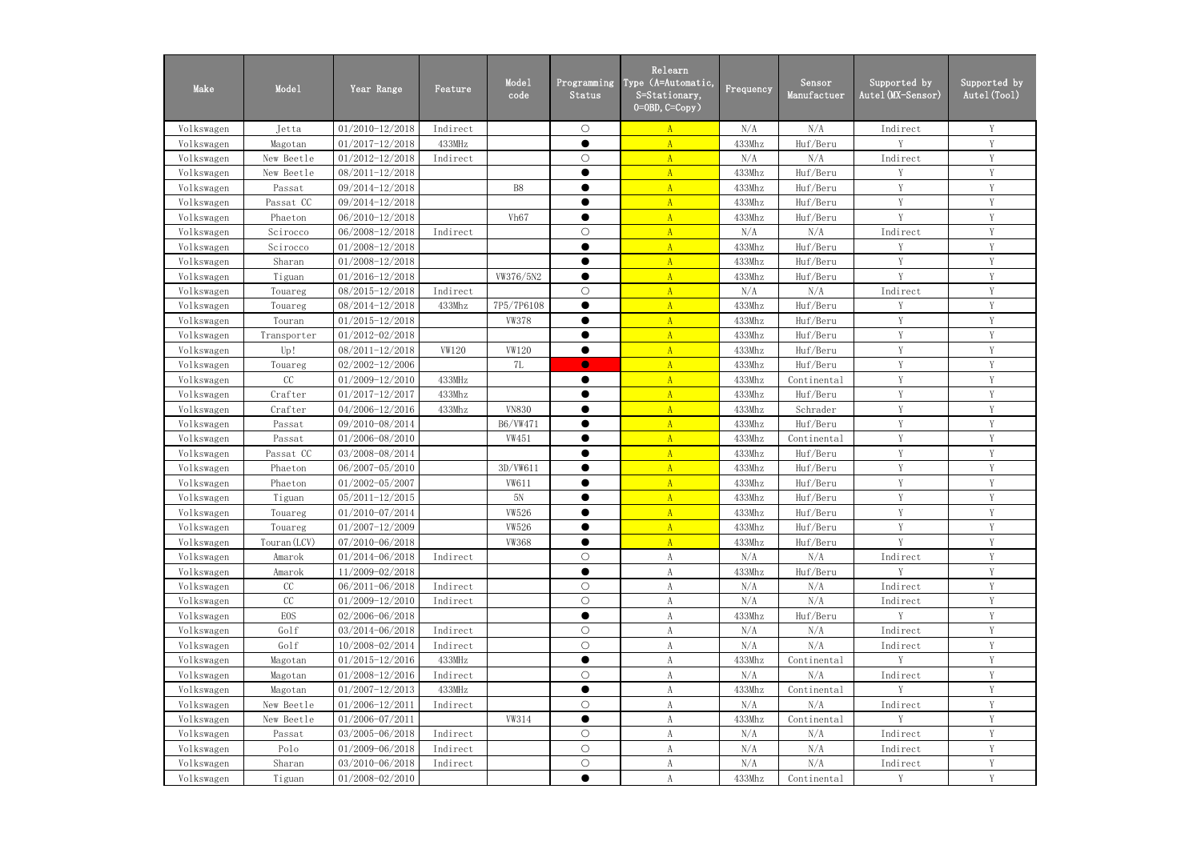| Make | Model | Year Range | Feature | Model code | Programming Status | Relearn Type (A=Automatic, S=Stationary, O=OBD, C=Copy) | Frequency | Sensor Manufactuer | Supported by Autel(MX-Sensor) | Supported by Autel(Tool) |
|---|---|---|---|---|---|---|---|---|---|---|
| Volkswagen | Jetta | 01/2010-12/2018 | Indirect | | ○ | A | N/A | N/A | Indirect | Y |
| Volkswagen | Magotan | 01/2017-12/2018 | 433MHz | | ● | A | 433Mhz | Huf/Beru | Y | Y |
| Volkswagen | New Beetle | 01/2012-12/2018 | Indirect | | ○ | A | N/A | N/A | Indirect | Y |
| Volkswagen | New Beetle | 08/2011-12/2018 | | | ● | A | 433Mhz | Huf/Beru | Y | Y |
| Volkswagen | Passat | 09/2014-12/2018 | | B8 | ● | A | 433Mhz | Huf/Beru | Y | Y |
| Volkswagen | Passat CC | 09/2014-12/2018 | | | ● | A | 433Mhz | Huf/Beru | Y | Y |
| Volkswagen | Phaeton | 06/2010-12/2018 | | Vh67 | ● | A | 433Mhz | Huf/Beru | Y | Y |
| Volkswagen | Scirocco | 06/2008-12/2018 | Indirect | | ○ | A | N/A | N/A | Indirect | Y |
| Volkswagen | Scirocco | 01/2008-12/2018 | | | ● | A | 433Mhz | Huf/Beru | Y | Y |
| Volkswagen | Sharan | 01/2008-12/2018 | | | ● | A | 433Mhz | Huf/Beru | Y | Y |
| Volkswagen | Tiguan | 01/2016-12/2018 | | VW376/5N2 | ● | A | 433Mhz | Huf/Beru | Y | Y |
| Volkswagen | Touareg | 08/2015-12/2018 | Indirect | | ○ | A | N/A | N/A | Indirect | Y |
| Volkswagen | Touareg | 08/2014-12/2018 | 433Mhz | 7P5/7P6108 | ● | A | 433Mhz | Huf/Beru | Y | Y |
| Volkswagen | Touran | 01/2015-12/2018 | | VW378 | ● | A | 433Mhz | Huf/Beru | Y | Y |
| Volkswagen | Transporter | 01/2012-02/2018 | | | ● | A | 433Mhz | Huf/Beru | Y | Y |
| Volkswagen | Up! | 08/2011-12/2018 | VW120 | VW120 | ● | A | 433Mhz | Huf/Beru | Y | Y |
| Volkswagen | Touareg | 02/2002-12/2006 | | 7L | ● | A | 433Mhz | Huf/Beru | Y | Y |
| Volkswagen | CC | 01/2009-12/2010 | 433MHz | | ● | A | 433Mhz | Continental | Y | Y |
| Volkswagen | Crafter | 01/2017-12/2017 | 433Mhz | | ● | A | 433Mhz | Huf/Beru | Y | Y |
| Volkswagen | Crafter | 04/2006-12/2016 | 433Mhz | VN830 | ● | A | 433Mhz | Schrader | Y | Y |
| Volkswagen | Passat | 09/2010-08/2014 | | B6/VW471 | ● | A | 433Mhz | Huf/Beru | Y | Y |
| Volkswagen | Passat | 01/2006-08/2010 | | VW451 | ● | A | 433Mhz | Continental | Y | Y |
| Volkswagen | Passat CC | 03/2008-08/2014 | | | ● | A | 433Mhz | Huf/Beru | Y | Y |
| Volkswagen | Phaeton | 06/2007-05/2010 | | 3D/VW611 | ● | A | 433Mhz | Huf/Beru | Y | Y |
| Volkswagen | Phaeton | 01/2002-05/2007 | | VW611 | ● | A | 433Mhz | Huf/Beru | Y | Y |
| Volkswagen | Tiguan | 05/2011-12/2015 | | 5N | ● | A | 433Mhz | Huf/Beru | Y | Y |
| Volkswagen | Touareg | 01/2010-07/2014 | | VW526 | ● | A | 433Mhz | Huf/Beru | Y | Y |
| Volkswagen | Touareg | 01/2007-12/2009 | | VW526 | ● | A | 433Mhz | Huf/Beru | Y | Y |
| Volkswagen | Touran(LCV) | 07/2010-06/2018 | | VW368 | ● | A | 433Mhz | Huf/Beru | Y | Y |
| Volkswagen | Amarok | 01/2014-06/2018 | Indirect | | ○ | A | N/A | N/A | Indirect | Y |
| Volkswagen | Amarok | 11/2009-02/2018 | | | ● | A | 433Mhz | Huf/Beru | Y | Y |
| Volkswagen | CC | 06/2011-06/2018 | Indirect | | ○ | A | N/A | N/A | Indirect | Y |
| Volkswagen | CC | 01/2009-12/2010 | Indirect | | ○ | A | N/A | N/A | Indirect | Y |
| Volkswagen | EOS | 02/2006-06/2018 | | | ● | A | 433Mhz | Huf/Beru | Y | Y |
| Volkswagen | Golf | 03/2014-06/2018 | Indirect | | ○ | A | N/A | N/A | Indirect | Y |
| Volkswagen | Golf | 10/2008-02/2014 | Indirect | | ○ | A | N/A | N/A | Indirect | Y |
| Volkswagen | Magotan | 01/2015-12/2016 | 433MHz | | ● | A | 433Mhz | Continental | Y | Y |
| Volkswagen | Magotan | 01/2008-12/2016 | Indirect | | ○ | A | N/A | N/A | Indirect | Y |
| Volkswagen | Magotan | 01/2007-12/2013 | 433MHz | | ● | A | 433Mhz | Continental | Y | Y |
| Volkswagen | New Beetle | 01/2006-12/2011 | Indirect | | ○ | A | N/A | N/A | Indirect | Y |
| Volkswagen | New Beetle | 01/2006-07/2011 | | VW314 | ● | A | 433Mhz | Continental | Y | Y |
| Volkswagen | Passat | 03/2005-06/2018 | Indirect | | ○ | A | N/A | N/A | Indirect | Y |
| Volkswagen | Polo | 01/2009-06/2018 | Indirect | | ○ | A | N/A | N/A | Indirect | Y |
| Volkswagen | Sharan | 03/2010-06/2018 | Indirect | | ○ | A | N/A | N/A | Indirect | Y |
| Volkswagen | Tiguan | 01/2008-02/2010 | | | ● | A | 433Mhz | Continental | Y | Y |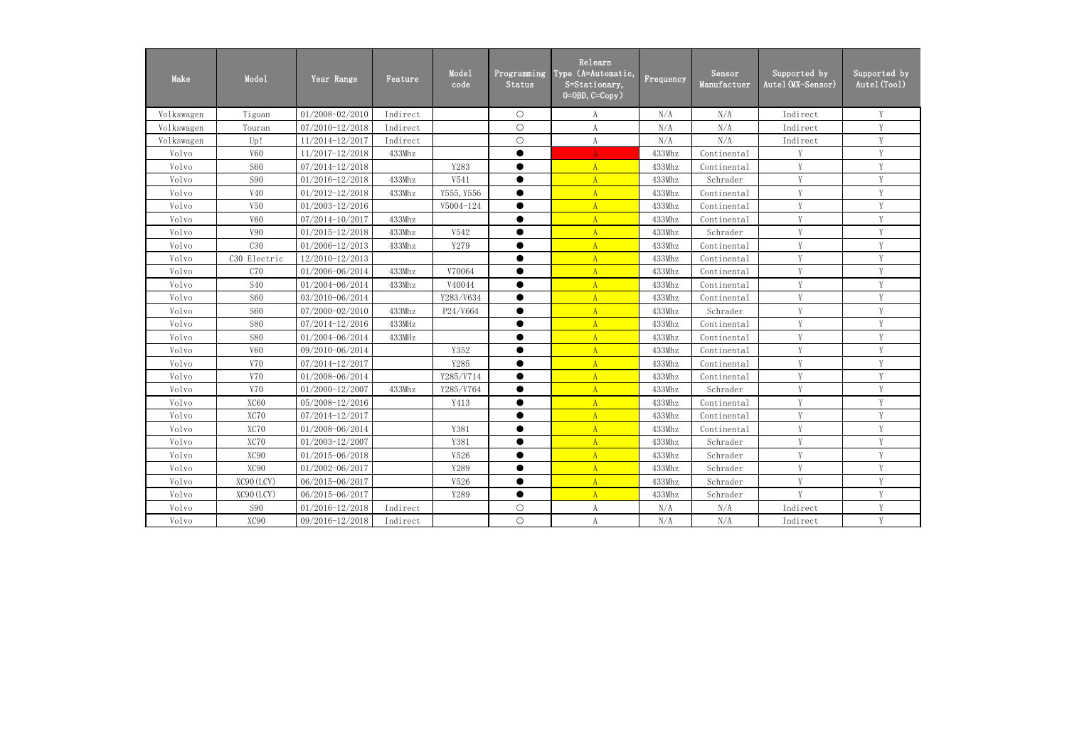| Make | Model | Year Range | Feature | Model code | Programming Status | Relearn Type (A=Automatic, S=Stationary, O=OBD, C=Copy) | Frequency | Sensor Manufactuer | Supported by Autel(MX-Sensor) | Supported by Autel(Tool) |
|---|---|---|---|---|---|---|---|---|---|---|
| Volkswagen | Tiguan | 01/2008-02/2010 | Indirect | | ○ | A | N/A | N/A | Indirect | Y |
| Volkswagen | Touran | 07/2010-12/2018 | Indirect | | ○ | A | N/A | N/A | Indirect | Y |
| Volkswagen | Up! | 11/2014-12/2017 | Indirect | | ○ | A | N/A | N/A | Indirect | Y |
| Volvo | V60 | 11/2017-12/2018 | 433Mhz | | ● | A | 433Mhz | Continental | Y | Y |
| Volvo | S60 | 07/2014-12/2018 | | Y283 | ● | A | 433Mhz | Continental | Y | Y |
| Volvo | S90 | 01/2016-12/2018 | 433Mhz | V541 | ● | A | 433Mhz | Schrader | Y | Y |
| Volvo | V40 | 01/2012-12/2018 | 433Mhz | Y555, Y556 | ● | A | 433Mhz | Continental | Y | Y |
| Volvo | V50 | 01/2003-12/2016 | | V5004-124 | ● | A | 433Mhz | Continental | Y | Y |
| Volvo | V60 | 07/2014-10/2017 | 433Mhz | | ● | A | 433Mhz | Continental | Y | Y |
| Volvo | V90 | 01/2015-12/2018 | 433Mhz | V542 | ● | A | 433Mhz | Schrader | Y | Y |
| Volvo | C30 | 01/2006-12/2013 | 433Mhz | Y279 | ● | A | 433Mhz | Continental | Y | Y |
| Volvo | C30 Electric | 12/2010-12/2013 | | | ● | A | 433Mhz | Continental | Y | Y |
| Volvo | C70 | 01/2006-06/2014 | 433Mhz | V70064 | ● | A | 433Mhz | Continental | Y | Y |
| Volvo | S40 | 01/2004-06/2014 | 433Mhz | V40044 | ● | A | 433Mhz | Continental | Y | Y |
| Volvo | S60 | 03/2010-06/2014 | | Y283/V634 | ● | A | 433Mhz | Continental | Y | Y |
| Volvo | S60 | 07/2000-02/2010 | 433Mhz | P24/V664 | ● | A | 433Mhz | Schrader | Y | Y |
| Volvo | S80 | 07/2014-12/2016 | 433MHz | | ● | A | 433Mhz | Continental | Y | Y |
| Volvo | S80 | 01/2004-06/2014 | 433MHz | | ● | A | 433Mhz | Continental | Y | Y |
| Volvo | V60 | 09/2010-06/2014 | | Y352 | ● | A | 433Mhz | Continental | Y | Y |
| Volvo | V70 | 07/2014-12/2017 | | Y285 | ● | A | 433Mhz | Continental | Y | Y |
| Volvo | V70 | 01/2008-06/2014 | | Y285/V714 | ● | A | 433Mhz | Continental | Y | Y |
| Volvo | V70 | 01/2000-12/2007 | 433Mhz | Y285/V764 | ● | A | 433Mhz | Schrader | Y | Y |
| Volvo | XC60 | 05/2008-12/2016 | | Y413 | ● | A | 433Mhz | Continental | Y | Y |
| Volvo | XC70 | 07/2014-12/2017 | | | ● | A | 433Mhz | Continental | Y | Y |
| Volvo | XC70 | 01/2008-06/2014 | | Y381 | ● | A | 433Mhz | Continental | Y | Y |
| Volvo | XC70 | 01/2003-12/2007 | | Y381 | ● | A | 433Mhz | Schrader | Y | Y |
| Volvo | XC90 | 01/2015-06/2018 | | V526 | ● | A | 433Mhz | Schrader | Y | Y |
| Volvo | XC90 | 01/2002-06/2017 | | Y289 | ● | A | 433Mhz | Schrader | Y | Y |
| Volvo | XC90(LCV) | 06/2015-06/2017 | | V526 | ● | A | 433Mhz | Schrader | Y | Y |
| Volvo | XC90(LCV) | 06/2015-06/2017 | | Y289 | ● | A | 433Mhz | Schrader | Y | Y |
| Volvo | S90 | 01/2016-12/2018 | Indirect | | ○ | A | N/A | N/A | Indirect | Y |
| Volvo | XC90 | 09/2016-12/2018 | Indirect | | ○ | A | N/A | N/A | Indirect | Y |